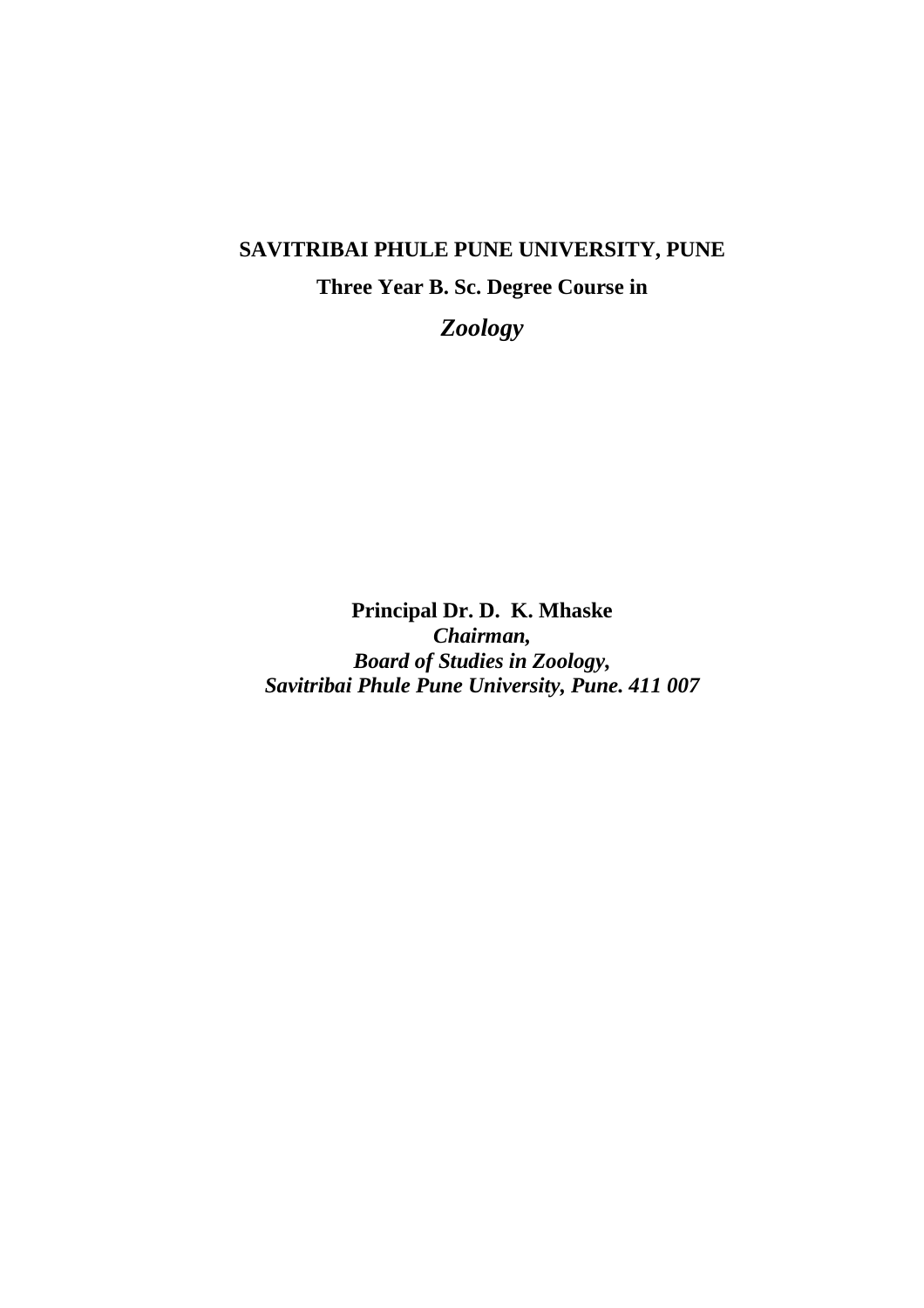# SAVITRIBAI PHULE PUNE UNIVERSITY, PUNE

## Three Year B. Sc. Degree Course in

## *Zoology*

**Principal Dr. D. K. Mhaske**
***Chairman,***
***Board of Studies in Zoology,***
***Savitribai Phule Pune University, Pune. 411 007***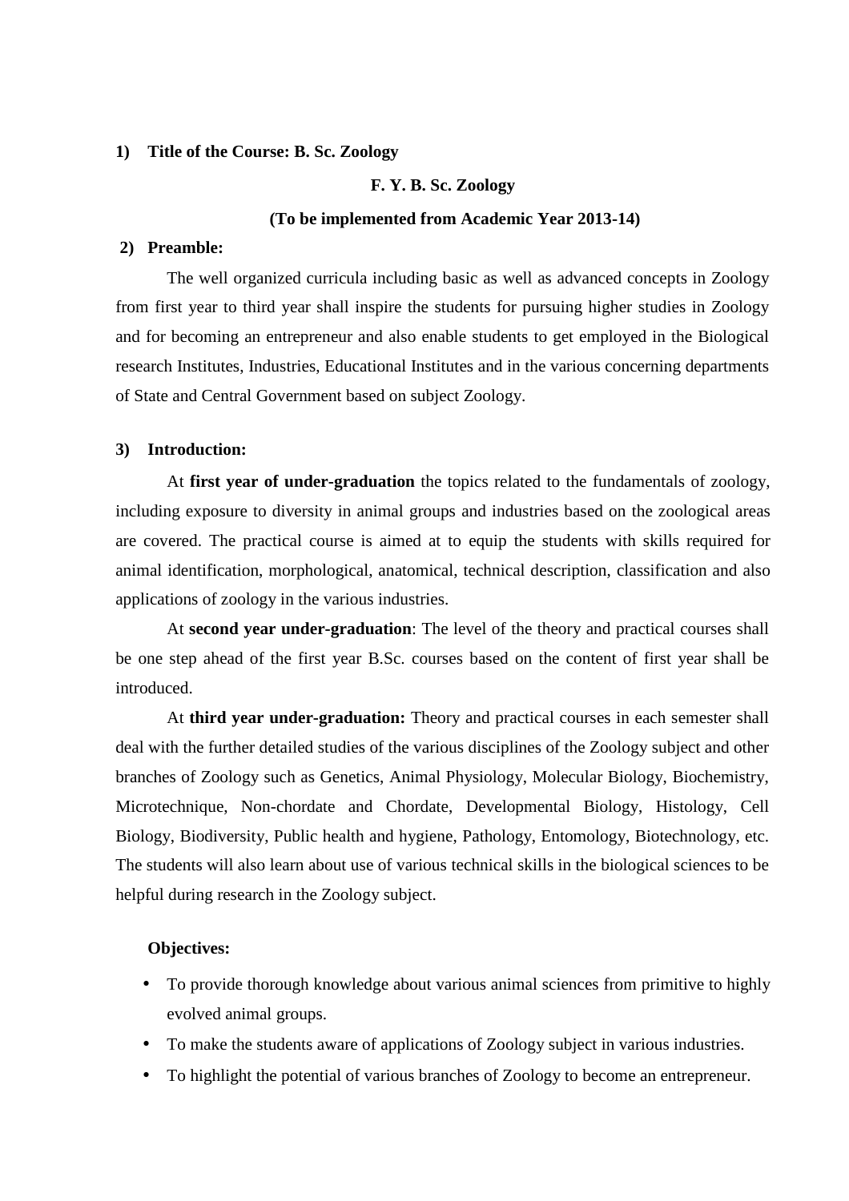**1) Title of the Course: B. Sc. Zoology**

**F. Y. B. Sc. Zoology**

**(To be implemented from Academic Year 2013-14)**

**2) Preamble:**

The well organized curricula including basic as well as advanced concepts in Zoology from first year to third year shall inspire the students for pursuing higher studies in Zoology and for becoming an entrepreneur and also enable students to get employed in the Biological research Institutes, Industries, Educational Institutes and in the various concerning departments of State and Central Government based on subject Zoology.

**3) Introduction:**

At **first year of under-graduation** the topics related to the fundamentals of zoology, including exposure to diversity in animal groups and industries based on the zoological areas are covered. The practical course is aimed at to equip the students with skills required for animal identification, morphological, anatomical, technical description, classification and also applications of zoology in the various industries.

At **second year under-graduation**: The level of the theory and practical courses shall be one step ahead of the first year B.Sc. courses based on the content of first year shall be introduced.

At **third year under-graduation:** Theory and practical courses in each semester shall deal with the further detailed studies of the various disciplines of the Zoology subject and other branches of Zoology such as Genetics, Animal Physiology, Molecular Biology, Biochemistry, Microtechnique, Non-chordate and Chordate, Developmental Biology, Histology, Cell Biology, Biodiversity, Public health and hygiene, Pathology, Entomology, Biotechnology, etc. The students will also learn about use of various technical skills in the biological sciences to be helpful during research in the Zoology subject.

**Objectives:**

- To provide thorough knowledge about various animal sciences from primitive to highly evolved animal groups.
- To make the students aware of applications of Zoology subject in various industries.
- To highlight the potential of various branches of Zoology to become an entrepreneur.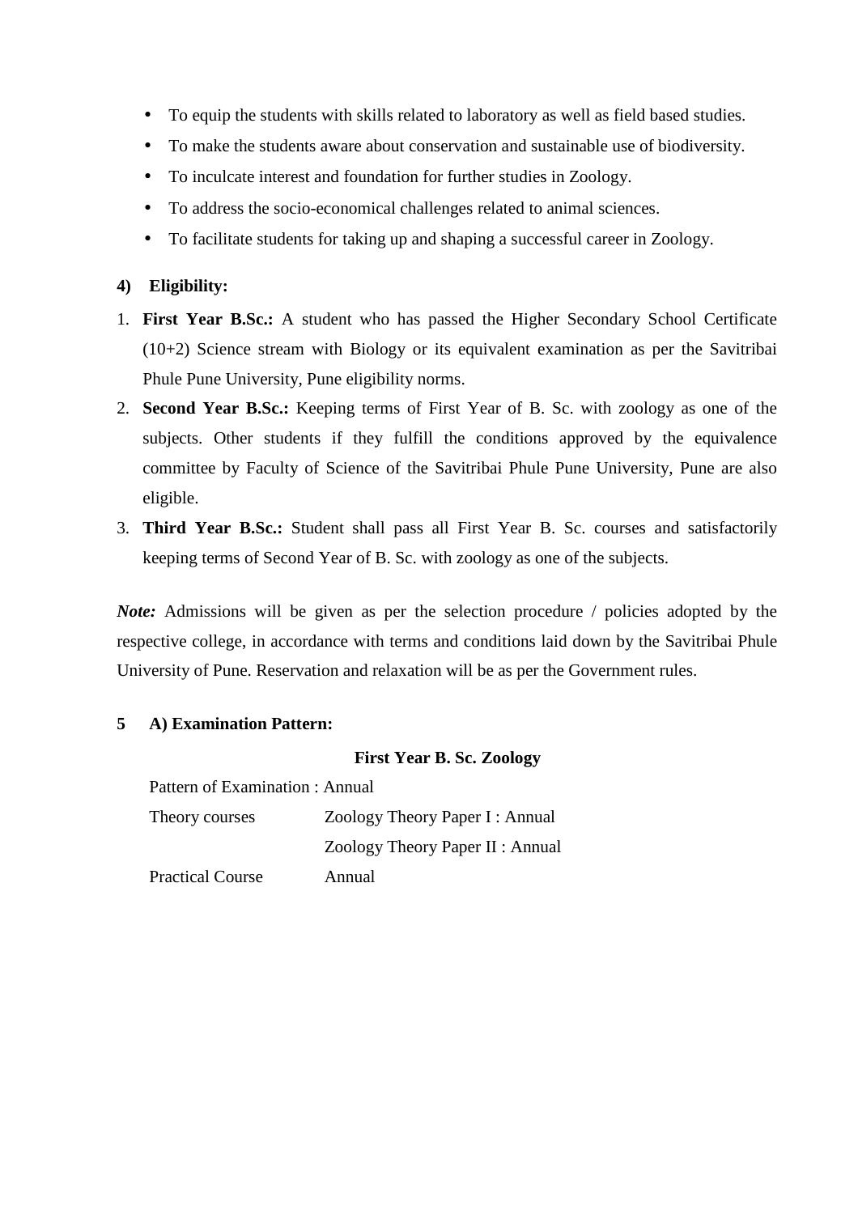- To equip the students with skills related to laboratory as well as field based studies.
- To make the students aware about conservation and sustainable use of biodiversity.
- To inculcate interest and foundation for further studies in Zoology.
- To address the socio-economical challenges related to animal sciences.
- To facilitate students for taking up and shaping a successful career in Zoology.

**4) Eligibility:**

1. **First Year B.Sc.:** A student who has passed the Higher Secondary School Certificate (10+2) Science stream with Biology or its equivalent examination as per the Savitribai Phule Pune University, Pune eligibility norms.
2. **Second Year B.Sc.:** Keeping terms of First Year of B. Sc. with zoology as one of the subjects. Other students if they fulfill the conditions approved by the equivalence committee by Faculty of Science of the Savitribai Phule Pune University, Pune are also eligible.
3. **Third Year B.Sc.:** Student shall pass all First Year B. Sc. courses and satisfactorily keeping terms of Second Year of B. Sc. with zoology as one of the subjects.

***Note:*** Admissions will be given as per the selection procedure / policies adopted by the respective college, in accordance with terms and conditions laid down by the Savitribai Phule University of Pune. Reservation and relaxation will be as per the Government rules.

**5 A) Examination Pattern:**

**First Year B. Sc. Zoology**

Pattern of Examination : Annual

| | |
|---|---|
| Theory courses | Zoology Theory Paper I : Annual |
| | Zoology Theory Paper II : Annual |
| Practical Course | Annual |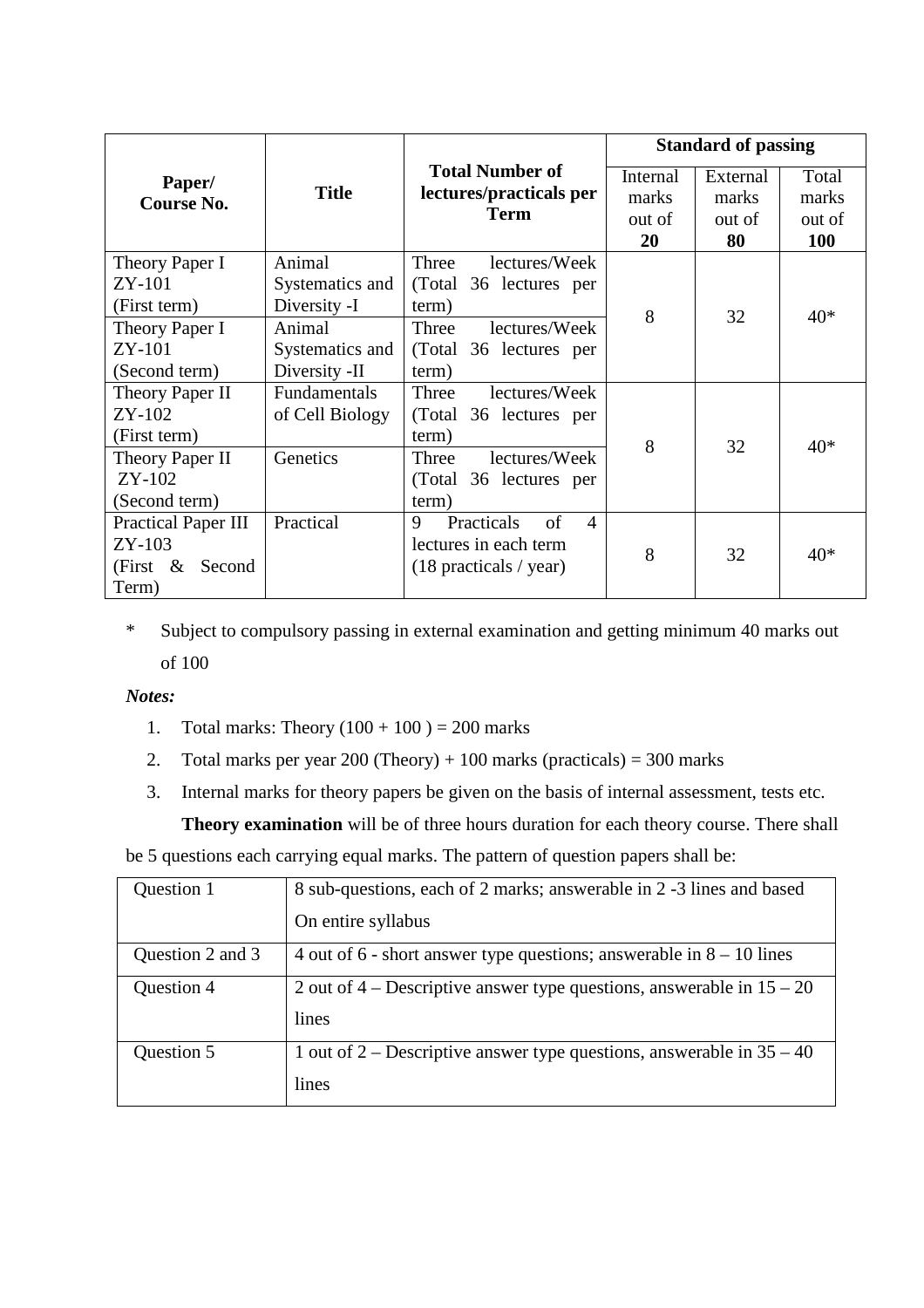| Paper/ Course No. | Title | Total Number of lectures/practicals per Term | Standard of passing | | |
|---|---|---|---|---|---|
| | | | Internal marks out of **20** | External marks out of **80** | Total marks out of **100** |
| Theory Paper I ZY-101 (First term) | Animal Systematics and Diversity -I | Three lectures/Week (Total 36 lectures per term) | 8 | 32 | 40* |
| Theory Paper I ZY-101 (Second term) | Animal Systematics and Diversity -II | Three lectures/Week (Total 36 lectures per term) | | | |
| Theory Paper II ZY-102 (First term) | Fundamentals of Cell Biology | Three lectures/Week (Total 36 lectures per term) | 8 | 32 | 40* |
| Theory Paper II ZY-102 (Second term) | Genetics | Three lectures/Week (Total 36 lectures per term) | | | |
| Practical Paper III ZY-103 (First & Second Term) | Practical | 9 Practicals of 4 lectures in each term (18 practicals / year) | 8 | 32 | 40* |

\* Subject to compulsory passing in external examination and getting minimum 40 marks out of 100

***Notes:***

1. Total marks: Theory (100 + 100 ) = 200 marks
2. Total marks per year 200 (Theory) + 100 marks (practicals) = 300 marks
3. Internal marks for theory papers be given on the basis of internal assessment, tests etc.

**Theory examination** will be of three hours duration for each theory course. There shall be 5 questions each carrying equal marks. The pattern of question papers shall be:

| Question | Pattern |
|---|---|
| Question 1 | 8 sub-questions, each of 2 marks; answerable in 2 -3 lines and based On entire syllabus |
| Question 2 and 3 | 4 out of 6 - short answer type questions; answerable in 8 – 10 lines |
| Question 4 | 2 out of 4 – Descriptive answer type questions, answerable in 15 – 20 lines |
| Question 5 | 1 out of 2 – Descriptive answer type questions, answerable in 35 – 40 lines |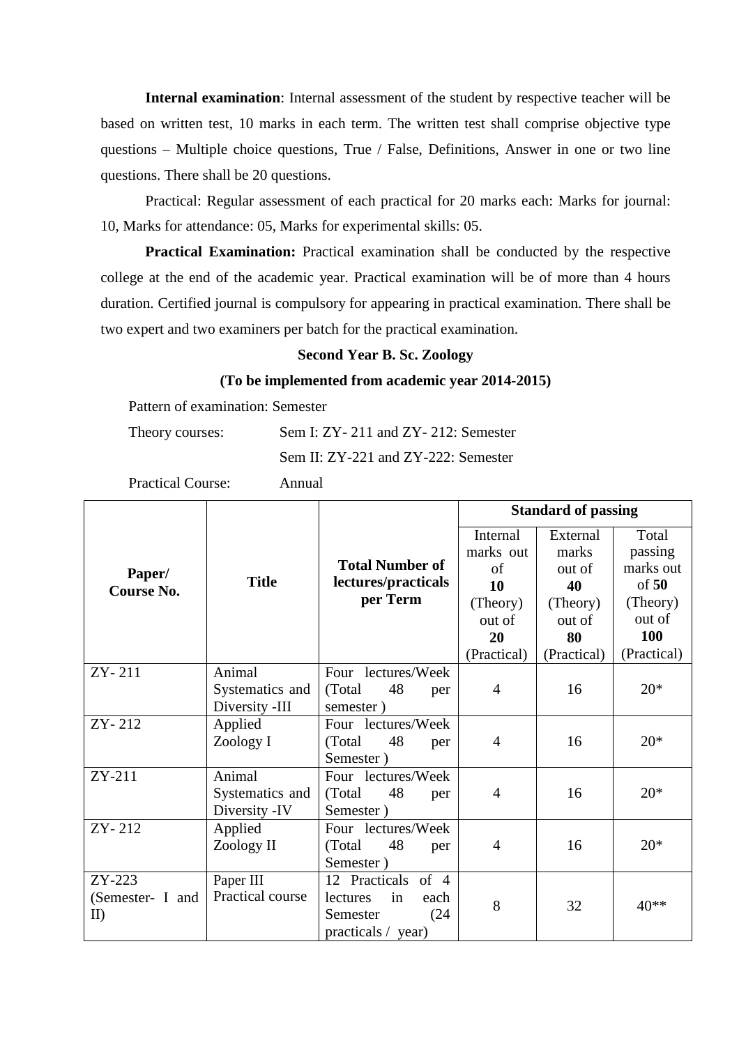**Internal examination**: Internal assessment of the student by respective teacher will be based on written test, 10 marks in each term. The written test shall comprise objective type questions – Multiple choice questions, True / False, Definitions, Answer in one or two line questions. There shall be 20 questions.

Practical: Regular assessment of each practical for 20 marks each: Marks for journal: 10, Marks for attendance: 05, Marks for experimental skills: 05.

**Practical Examination:** Practical examination shall be conducted by the respective college at the end of the academic year. Practical examination will be of more than 4 hours duration. Certified journal is compulsory for appearing in practical examination. There shall be two expert and two examiners per batch for the practical examination.

**Second Year B. Sc. Zoology**

**(To be implemented from academic year 2014-2015)**

Pattern of examination: Semester

Theory courses: Sem I: ZY- 211 and ZY- 212: Semester

Sem II: ZY-221 and ZY-222: Semester

Practical Course: Annual

| **Paper/ Course No.** | **Title** | **Total Number of lectures/practicals per Term** | **Standard of passing** | | |
|---|---|---|---|---|---|
| | | | Internal marks out of **10** (Theory) out of **20** (Practical) | External marks out of **40** (Theory) out of **80** (Practical) | Total passing marks out of **50** (Theory) out of **100** (Practical) |
| ZY- 211 | Animal Systematics and Diversity -III | Four lectures/Week (Total 48 per semester ) | 4 | 16 | 20* |
| ZY- 212 | Applied Zoology I | Four lectures/Week (Total 48 per Semester ) | 4 | 16 | 20* |
| ZY-211 | Animal Systematics and Diversity -IV | Four lectures/Week (Total 48 per Semester ) | 4 | 16 | 20* |
| ZY- 212 | Applied Zoology II | Four lectures/Week (Total 48 per Semester ) | 4 | 16 | 20* |
| ZY-223 (Semester- I and II) | Paper III Practical course | 12 Practicals of 4 lectures in each Semester (24 practicals / year) | 8 | 32 | 40** |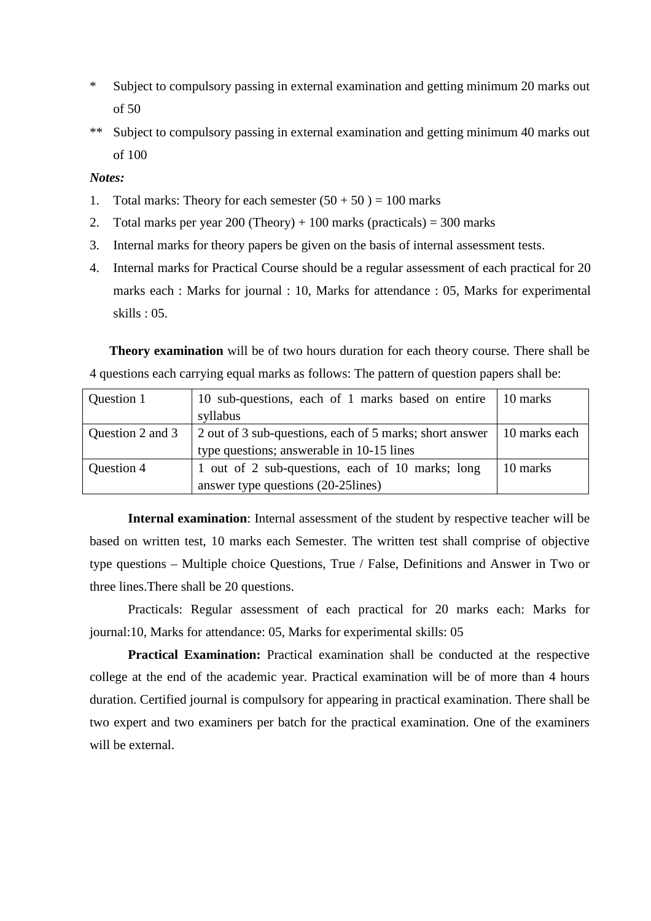*    Subject to compulsory passing in external examination and getting minimum 20 marks out of 50

**   Subject to compulsory passing in external examination and getting minimum 40 marks out of 100

***Notes:***

1. Total marks: Theory for each semester (50 + 50 ) = 100 marks
2. Total marks per year 200 (Theory) + 100 marks (practicals) = 300 marks
3. Internal marks for theory papers be given on the basis of internal assessment tests.
4. Internal marks for Practical Course should be a regular assessment of each practical for 20 marks each : Marks for journal : 10, Marks for attendance : 05, Marks for experimental skills : 05.

**Theory examination** will be of two hours duration for each theory course. There shall be 4 questions each carrying equal marks as follows: The pattern of question papers shall be:

| Question 1 | 10 sub-questions, each of 1 marks based on entire syllabus | 10 marks |
|---|---|---|
| Question 2 and 3 | 2 out of 3 sub-questions, each of 5 marks; short answer type questions; answerable in 10-15 lines | 10 marks each |
| Question 4 | 1 out of 2 sub-questions, each of 10 marks; long answer type questions (20-25lines) | 10 marks |

**Internal examination**: Internal assessment of the student by respective teacher will be based on written test, 10 marks each Semester. The written test shall comprise of objective type questions – Multiple choice Questions, True / False, Definitions and Answer in Two or three lines.There shall be 20 questions.

Practicals: Regular assessment of each practical for 20 marks each: Marks for journal:10, Marks for attendance: 05, Marks for experimental skills: 05

**Practical Examination:** Practical examination shall be conducted at the respective college at the end of the academic year. Practical examination will be of more than 4 hours duration. Certified journal is compulsory for appearing in practical examination. There shall be two expert and two examiners per batch for the practical examination. One of the examiners will be external.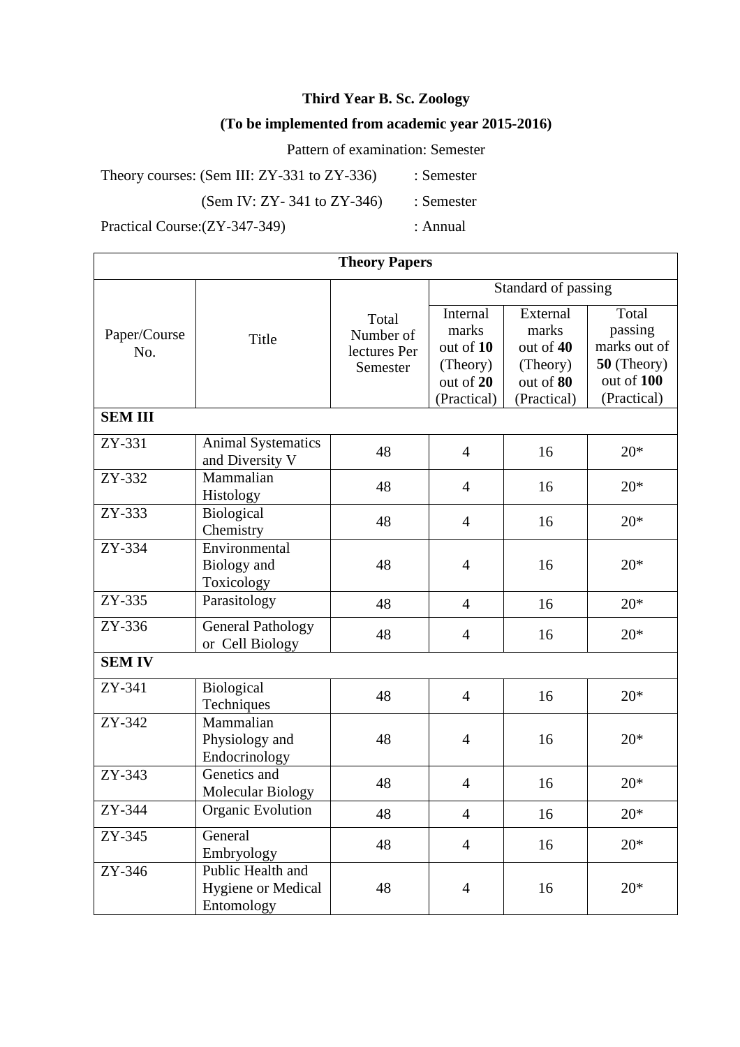**Third Year B. Sc. Zoology**

**(To be implemented from academic year 2015-2016)**

Pattern of examination: Semester

Theory courses: (Sem III: ZY-331 to ZY-336) : Semester

(Sem IV: ZY- 341 to ZY-346) : Semester

Practical Course:(ZY-347-349) : Annual

| **Theory Papers** | | | | | |
|---|---|---|---|---|---|
| Paper/Course No. | Title | Total Number of lectures Per Semester | Standard of passing | | |
| | | | Internal marks out of **10** (Theory) out of **20** (Practical) | External marks out of **40** (Theory) out of **80** (Practical) | Total passing marks out of **50** (Theory) out of **100** (Practical) |
| **SEM III** | | | | | |
| ZY-331 | Animal Systematics and Diversity V | 48 | 4 | 16 | 20* |
| ZY-332 | Mammalian Histology | 48 | 4 | 16 | 20* |
| ZY-333 | Biological Chemistry | 48 | 4 | 16 | 20* |
| ZY-334 | Environmental Biology and Toxicology | 48 | 4 | 16 | 20* |
| ZY-335 | Parasitology | 48 | 4 | 16 | 20* |
| ZY-336 | General Pathology or Cell Biology | 48 | 4 | 16 | 20* |
| **SEM IV** | | | | | |
| ZY-341 | Biological Techniques | 48 | 4 | 16 | 20* |
| ZY-342 | Mammalian Physiology and Endocrinology | 48 | 4 | 16 | 20* |
| ZY-343 | Genetics and Molecular Biology | 48 | 4 | 16 | 20* |
| ZY-344 | Organic Evolution | 48 | 4 | 16 | 20* |
| ZY-345 | General Embryology | 48 | 4 | 16 | 20* |
| ZY-346 | Public Health and Hygiene or Medical Entomology | 48 | 4 | 16 | 20* |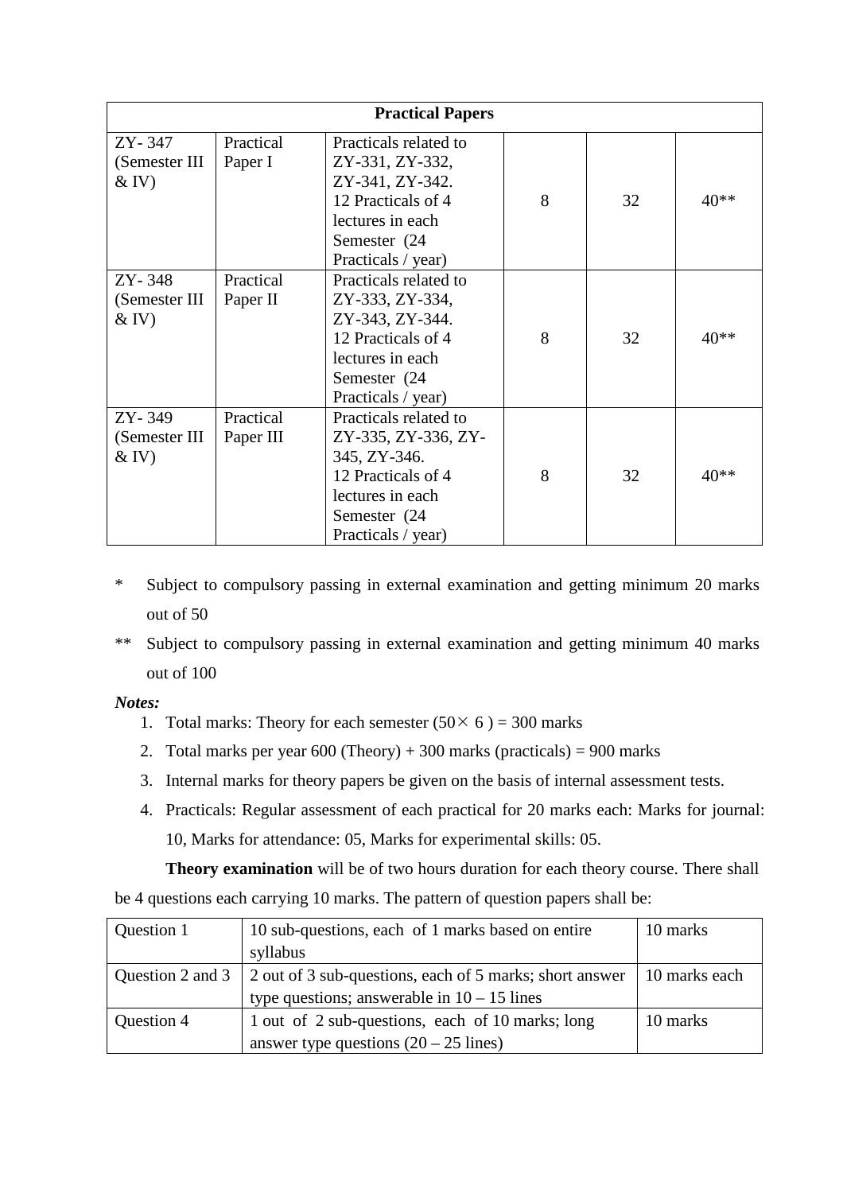| Practical Papers | | | | | |
|---|---|---|---|---|---|
| ZY- 347 (Semester III & IV) | Practical Paper I | Practicals related to ZY-331, ZY-332, ZY-341, ZY-342. 12 Practicals of 4 lectures in each Semester (24 Practicals / year) | 8 | 32 | 40** |
| ZY- 348 (Semester III & IV) | Practical Paper II | Practicals related to ZY-333, ZY-334, ZY-343, ZY-344. 12 Practicals of 4 lectures in each Semester (24 Practicals / year) | 8 | 32 | 40** |
| ZY- 349 (Semester III & IV) | Practical Paper III | Practicals related to ZY-335, ZY-336, ZY-345, ZY-346. 12 Practicals of 4 lectures in each Semester (24 Practicals / year) | 8 | 32 | 40** |

\* Subject to compulsory passing in external examination and getting minimum 20 marks out of 50

** Subject to compulsory passing in external examination and getting minimum 40 marks out of 100

***Notes:***

1. Total marks: Theory for each semester ($50 \times 6$ ) = 300 marks
2. Total marks per year 600 (Theory) + 300 marks (practicals) = 900 marks
3. Internal marks for theory papers be given on the basis of internal assessment tests.
4. Practicals: Regular assessment of each practical for 20 marks each: Marks for journal: 10, Marks for attendance: 05, Marks for experimental skills: 05.

**Theory examination** will be of two hours duration for each theory course. There shall be 4 questions each carrying 10 marks. The pattern of question papers shall be:

| Question 1 | 10 sub-questions, each of 1 marks based on entire syllabus | 10 marks |
|---|---|---|
| Question 2 and 3 | 2 out of 3 sub-questions, each of 5 marks; short answer type questions; answerable in 10 – 15 lines | 10 marks each |
| Question 4 | 1 out of 2 sub-questions, each of 10 marks; long answer type questions (20 – 25 lines) | 10 marks |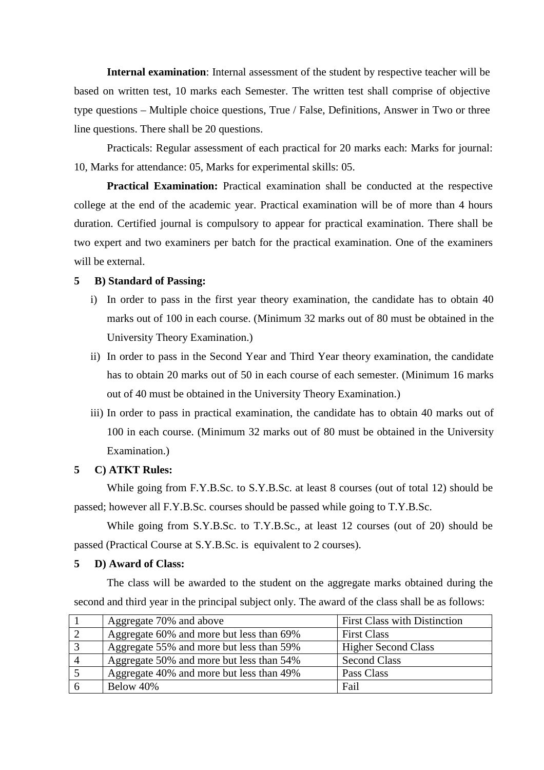**Internal examination**: Internal assessment of the student by respective teacher will be based on written test, 10 marks each Semester. The written test shall comprise of objective type questions – Multiple choice questions, True / False, Definitions, Answer in Two or three line questions. There shall be 20 questions.

Practicals: Regular assessment of each practical for 20 marks each: Marks for journal: 10, Marks for attendance: 05, Marks for experimental skills: 05.

**Practical Examination:** Practical examination shall be conducted at the respective college at the end of the academic year. Practical examination will be of more than 4 hours duration. Certified journal is compulsory to appear for practical examination. There shall be two expert and two examiners per batch for the practical examination. One of the examiners will be external.

**5 B) Standard of Passing:**

i) In order to pass in the first year theory examination, the candidate has to obtain 40 marks out of 100 in each course. (Minimum 32 marks out of 80 must be obtained in the University Theory Examination.)

ii) In order to pass in the Second Year and Third Year theory examination, the candidate has to obtain 20 marks out of 50 in each course of each semester. (Minimum 16 marks out of 40 must be obtained in the University Theory Examination.)

iii) In order to pass in practical examination, the candidate has to obtain 40 marks out of 100 in each course. (Minimum 32 marks out of 80 must be obtained in the University Examination.)

**5 C) ATKT Rules:**

While going from F.Y.B.Sc. to S.Y.B.Sc. at least 8 courses (out of total 12) should be passed; however all F.Y.B.Sc. courses should be passed while going to T.Y.B.Sc.

While going from S.Y.B.Sc. to T.Y.B.Sc., at least 12 courses (out of 20) should be passed (Practical Course at S.Y.B.Sc. is equivalent to 2 courses).

**5 D) Award of Class:**

The class will be awarded to the student on the aggregate marks obtained during the second and third year in the principal subject only. The award of the class shall be as follows:

| | | |
|---|---|---|
| 1 | Aggregate 70% and above | First Class with Distinction |
| 2 | Aggregate 60% and more but less than 69% | First Class |
| 3 | Aggregate 55% and more but less than 59% | Higher Second Class |
| 4 | Aggregate 50% and more but less than 54% | Second Class |
| 5 | Aggregate 40% and more but less than 49% | Pass Class |
| 6 | Below 40% | Fail |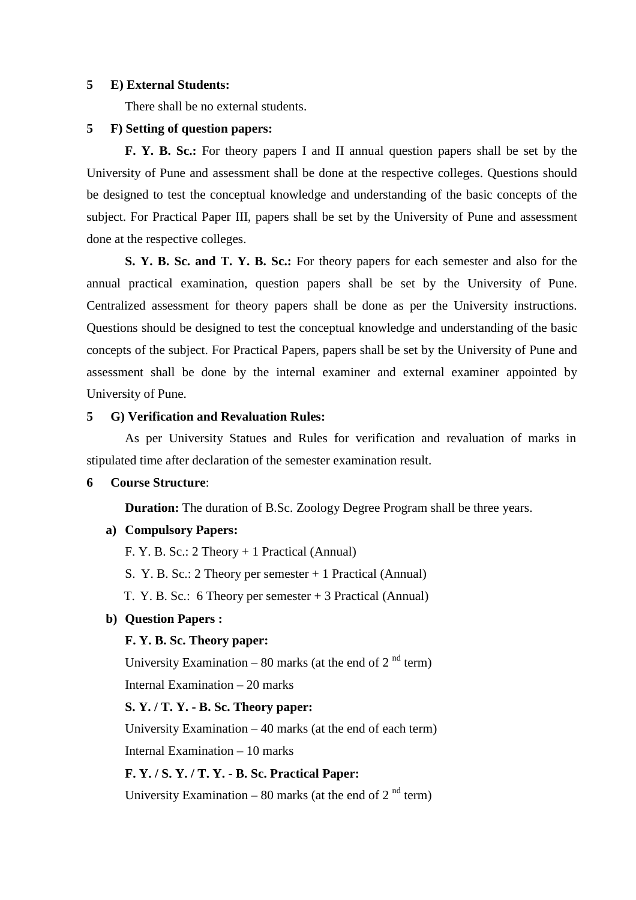**5 E) External Students:**

There shall be no external students.

**5 F) Setting of question papers:**

**F. Y. B. Sc.:** For theory papers I and II annual question papers shall be set by the University of Pune and assessment shall be done at the respective colleges. Questions should be designed to test the conceptual knowledge and understanding of the basic concepts of the subject. For Practical Paper III, papers shall be set by the University of Pune and assessment done at the respective colleges.

**S. Y. B. Sc. and T. Y. B. Sc.:** For theory papers for each semester and also for the annual practical examination, question papers shall be set by the University of Pune. Centralized assessment for theory papers shall be done as per the University instructions. Questions should be designed to test the conceptual knowledge and understanding of the basic concepts of the subject. For Practical Papers, papers shall be set by the University of Pune and assessment shall be done by the internal examiner and external examiner appointed by University of Pune.

**5 G) Verification and Revaluation Rules:**

As per University Statues and Rules for verification and revaluation of marks in stipulated time after declaration of the semester examination result.

**6 Course Structure**:

**Duration:** The duration of B.Sc. Zoology Degree Program shall be three years.

**a) Compulsory Papers:**

F. Y. B. Sc.: 2 Theory + 1 Practical (Annual)

S. Y. B. Sc.: 2 Theory per semester + 1 Practical (Annual)

T. Y. B. Sc.: 6 Theory per semester + 3 Practical (Annual)

**b) Question Papers :**

**F. Y. B. Sc. Theory paper:**

University Examination – 80 marks (at the end of 2 $^{nd}$ term)

Internal Examination – 20 marks

**S. Y. / T. Y. - B. Sc. Theory paper:**

University Examination – 40 marks (at the end of each term)

Internal Examination – 10 marks

**F. Y. / S. Y. / T. Y. - B. Sc. Practical Paper:**

University Examination – 80 marks (at the end of 2 $^{nd}$ term)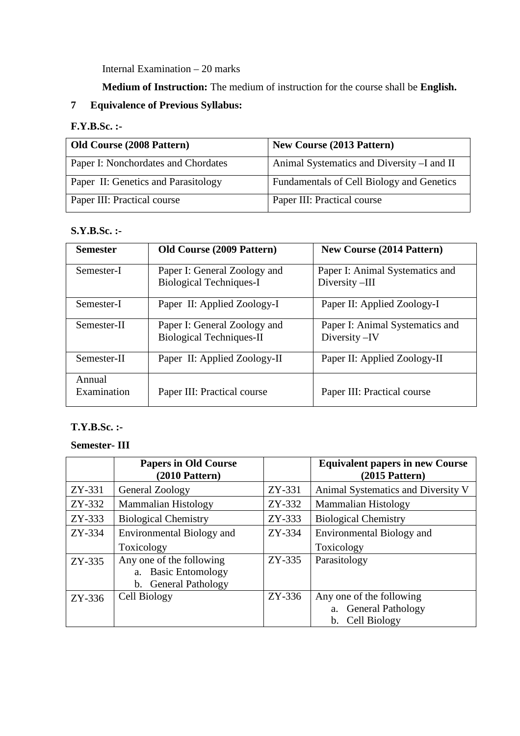Internal Examination – 20 marks

**Medium of Instruction:** The medium of instruction for the course shall be **English.**

## 7 Equivalence of Previous Syllabus:

**F.Y.B.Sc. :-**

| **Old Course (2008 Pattern)** | **New Course (2013 Pattern)** |
|---|---|
| Paper I: Nonchordates and Chordates | Animal Systematics and Diversity –I and II |
| Paper II: Genetics and Parasitology | Fundamentals of Cell Biology and Genetics |
| Paper III: Practical course | Paper III: Practical course |

**S.Y.B.Sc. :-**

| **Semester** | **Old Course (2009 Pattern)** | **New Course (2014 Pattern)** |
|---|---|---|
| Semester-I | Paper I: General Zoology and Biological Techniques-I | Paper I: Animal Systematics and Diversity –III |
| Semester-I | Paper II: Applied Zoology-I | Paper II: Applied Zoology-I |
| Semester-II | Paper I: General Zoology and Biological Techniques-II | Paper I: Animal Systematics and Diversity –IV |
| Semester-II | Paper II: Applied Zoology-II | Paper II: Applied Zoology-II |
| Annual Examination | Paper III: Practical course | Paper III: Practical course |

**T.Y.B.Sc. :-**

**Semester- III**

| | **Papers in Old Course (2010 Pattern)** | | **Equivalent papers in new Course (2015 Pattern)** |
|---|---|---|---|
| ZY-331 | General Zoology | ZY-331 | Animal Systematics and Diversity V |
| ZY-332 | Mammalian Histology | ZY-332 | Mammalian Histology |
| ZY-333 | Biological Chemistry | ZY-333 | Biological Chemistry |
| ZY-334 | Environmental Biology and Toxicology | ZY-334 | Environmental Biology and Toxicology |
| ZY-335 | Any one of the following<br>a. Basic Entomology<br>b. General Pathology | ZY-335 | Parasitology |
| ZY-336 | Cell Biology | ZY-336 | Any one of the following<br>a. General Pathology<br>b. Cell Biology |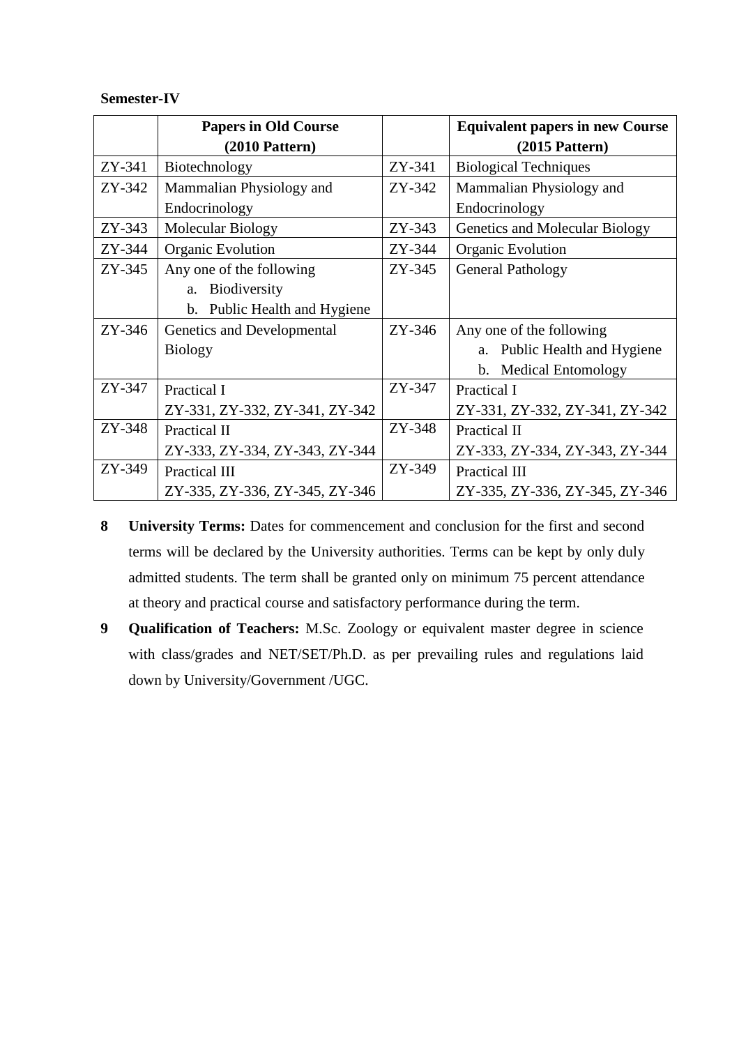**Semester-IV**

| | Papers in Old Course (2010 Pattern) | | Equivalent papers in new Course (2015 Pattern) |
|---|---|---|---|
| ZY-341 | Biotechnology | ZY-341 | Biological Techniques |
| ZY-342 | Mammalian Physiology and Endocrinology | ZY-342 | Mammalian Physiology and Endocrinology |
| ZY-343 | Molecular Biology | ZY-343 | Genetics and Molecular Biology |
| ZY-344 | Organic Evolution | ZY-344 | Organic Evolution |
| ZY-345 | Any one of the following<br>a. Biodiversity<br>b. Public Health and Hygiene | ZY-345 | General Pathology |
| ZY-346 | Genetics and Developmental Biology | ZY-346 | Any one of the following<br>a. Public Health and Hygiene<br>b. Medical Entomology |
| ZY-347 | Practical I<br>ZY-331, ZY-332, ZY-341, ZY-342 | ZY-347 | Practical I<br>ZY-331, ZY-332, ZY-341, ZY-342 |
| ZY-348 | Practical II<br>ZY-333, ZY-334, ZY-343, ZY-344 | ZY-348 | Practical II<br>ZY-333, ZY-334, ZY-343, ZY-344 |
| ZY-349 | Practical III<br>ZY-335, ZY-336, ZY-345, ZY-346 | ZY-349 | Practical III<br>ZY-335, ZY-336, ZY-345, ZY-346 |

**8 University Terms:** Dates for commencement and conclusion for the first and second terms will be declared by the University authorities. Terms can be kept by only duly admitted students. The term shall be granted only on minimum 75 percent attendance at theory and practical course and satisfactory performance during the term.

**9 Qualification of Teachers:** M.Sc. Zoology or equivalent master degree in science with class/grades and NET/SET/Ph.D. as per prevailing rules and regulations laid down by University/Government /UGC.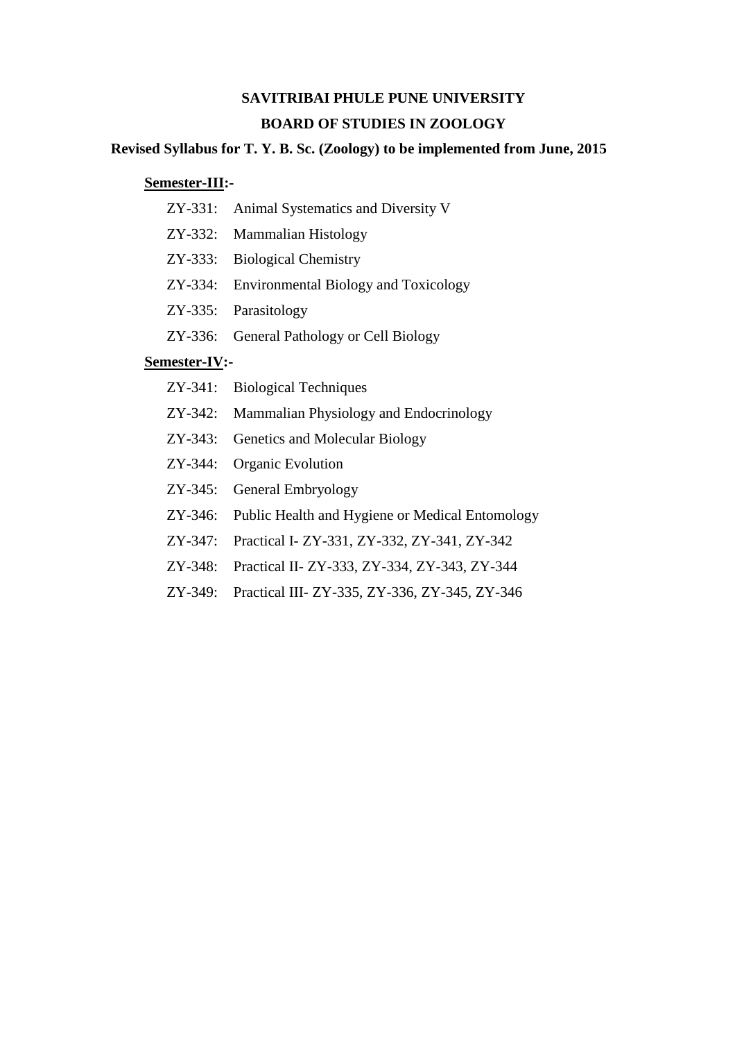**SAVITRIBAI PHULE PUNE UNIVERSITY**

**BOARD OF STUDIES IN ZOOLOGY**

**Revised Syllabus for T. Y. B. Sc. (Zoology) to be implemented from June, 2015**

**Semester-III:-**

- ZY-331: Animal Systematics and Diversity V
- ZY-332: Mammalian Histology
- ZY-333: Biological Chemistry
- ZY-334: Environmental Biology and Toxicology
- ZY-335: Parasitology
- ZY-336: General Pathology or Cell Biology

**Semester-IV:-**

- ZY-341: Biological Techniques
- ZY-342: Mammalian Physiology and Endocrinology
- ZY-343: Genetics and Molecular Biology
- ZY-344: Organic Evolution
- ZY-345: General Embryology
- ZY-346: Public Health and Hygiene or Medical Entomology
- ZY-347: Practical I- ZY-331, ZY-332, ZY-341, ZY-342
- ZY-348: Practical II- ZY-333, ZY-334, ZY-343, ZY-344
- ZY-349: Practical III- ZY-335, ZY-336, ZY-345, ZY-346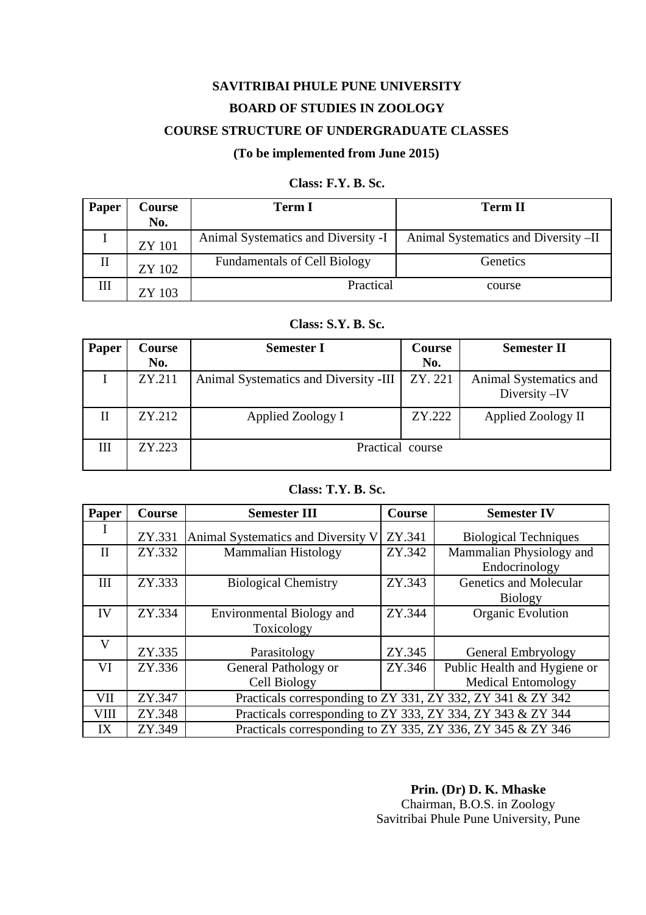**SAVITRIBAI PHULE PUNE UNIVERSITY**

**BOARD OF STUDIES IN ZOOLOGY**

**COURSE STRUCTURE OF UNDERGRADUATE CLASSES**

**(To be implemented from June 2015)**

**Class: F.Y. B. Sc.**

| Paper | Course No. | Term I | Term II |
|---|---|---|---|
| I | ZY 101 | Animal Systematics and Diversity -I | Animal Systematics and Diversity –II |
| II | ZY 102 | Fundamentals of Cell Biology | Genetics |
| III | ZY 103 | Practical course | |

**Class: S.Y. B. Sc.**

| Paper | Course No. | Semester I | Course No. | Semester II |
|---|---|---|---|---|
| I | ZY.211 | Animal Systematics and Diversity -III | ZY. 221 | Animal Systematics and Diversity –IV |
| II | ZY.212 | Applied Zoology I | ZY.222 | Applied Zoology II |
| III | ZY.223 | Practical course | | |

**Class: T.Y. B. Sc.**

| Paper | Course | Semester III | Course | Semester IV |
|---|---|---|---|---|
| I | ZY.331 | Animal Systematics and Diversity V | ZY.341 | Biological Techniques |
| II | ZY.332 | Mammalian Histology | ZY.342 | Mammalian Physiology and Endocrinology |
| III | ZY.333 | Biological Chemistry | ZY.343 | Genetics and Molecular Biology |
| IV | ZY.334 | Environmental Biology and Toxicology | ZY.344 | Organic Evolution |
| V | ZY.335 | Parasitology | ZY.345 | General Embryology |
| VI | ZY.336 | General Pathology or Cell Biology | ZY.346 | Public Health and Hygiene or Medical Entomology |
| VII | ZY.347 | Practicals corresponding to ZY 331, ZY 332, ZY 341 & ZY 342 | | |
| VIII | ZY.348 | Practicals corresponding to ZY 333, ZY 334, ZY 343 & ZY 344 | | |
| IX | ZY.349 | Practicals corresponding to ZY 335, ZY 336, ZY 345 & ZY 346 | | |

**Prin. (Dr) D. K. Mhaske**
Chairman, B.O.S. in Zoology
Savitribai Phule Pune University, Pune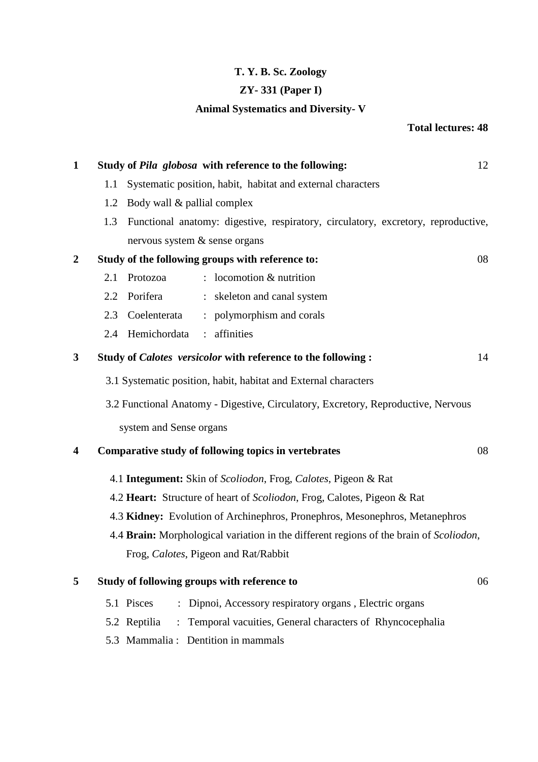**T. Y. B. Sc. Zoology**

**ZY- 331 (Paper I)**

**Animal Systematics and Diversity- V**

**Total lectures: 48**

**1 Study of *Pila globosa* with reference to the following:** 12

1.1 Systematic position, habit, habitat and external characters

1.2 Body wall & pallial complex

1.3 Functional anatomy: digestive, respiratory, circulatory, excretory, reproductive, nervous system & sense organs

**2 Study of the following groups with reference to:** 08

2.1 Protozoa : locomotion & nutrition

2.2 Porifera : skeleton and canal system

2.3 Coelenterata : polymorphism and corals

2.4 Hemichordata : affinities

**3 Study of *Calotes versicolor* with reference to the following :** 14

3.1 Systematic position, habit, habitat and External characters

3.2 Functional Anatomy - Digestive, Circulatory, Excretory, Reproductive, Nervous system and Sense organs

**4 Comparative study of following topics in vertebrates** 08

4.1 **Integument:** Skin of *Scoliodon*, Frog, *Calotes*, Pigeon & Rat

4.2 **Heart:** Structure of heart of *Scoliodon*, Frog, Calotes, Pigeon & Rat

4.3 **Kidney:** Evolution of Archinephros, Pronephros, Mesonephros, Metanephros

4.4 **Brain:** Morphological variation in the different regions of the brain of *Scoliodon*, Frog, *Calotes*, Pigeon and Rat/Rabbit

**5 Study of following groups with reference to** 06

5.1 Pisces : Dipnoi, Accessory respiratory organs , Electric organs

5.2 Reptilia : Temporal vacuities, General characters of Rhyncocephalia

5.3 Mammalia : Dentition in mammals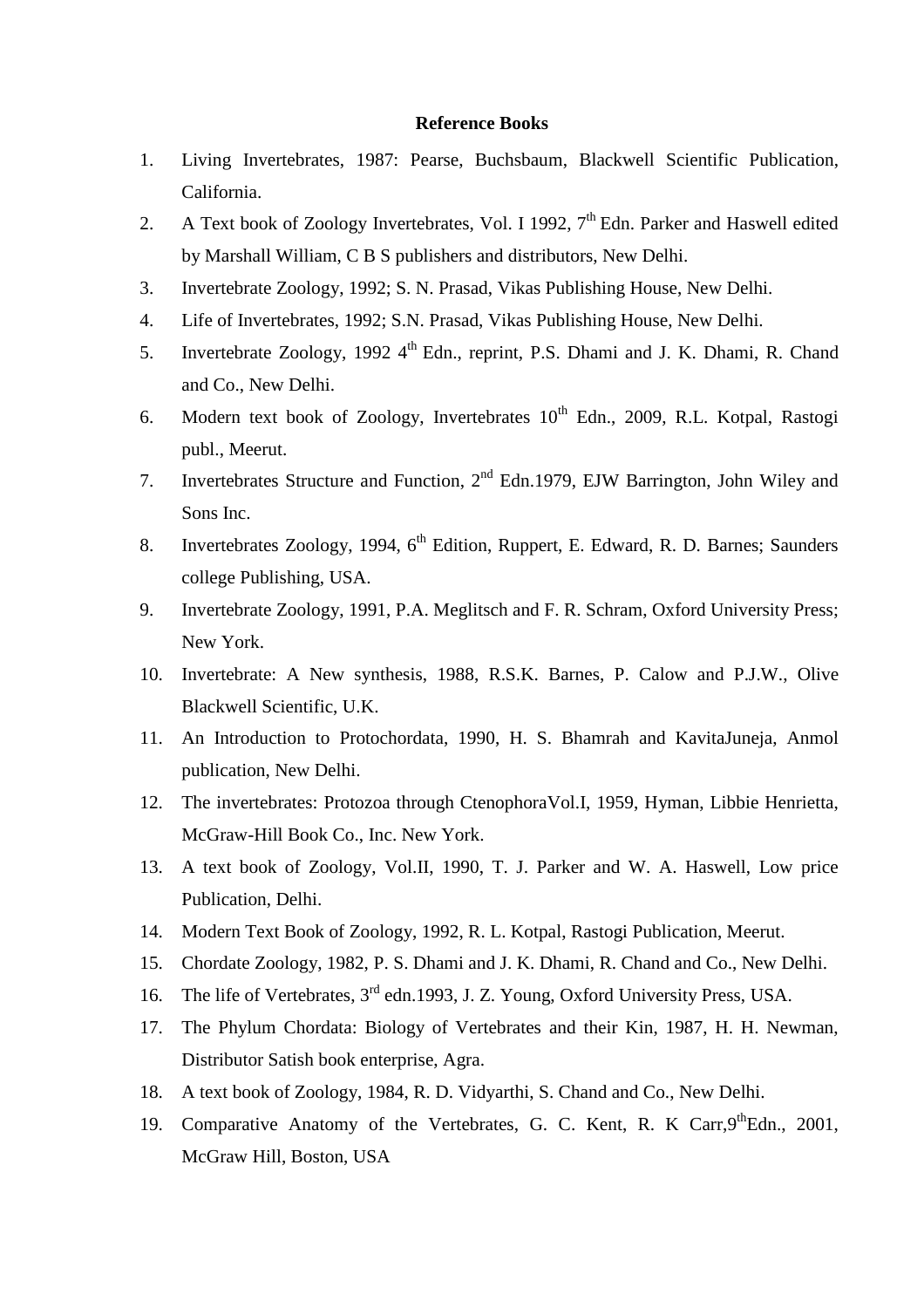**Reference Books**

1. Living Invertebrates, 1987: Pearse, Buchsbaum, Blackwell Scientific Publication, California.
2. A Text book of Zoology Invertebrates, Vol. I 1992, 7th Edn. Parker and Haswell edited by Marshall William, C B S publishers and distributors, New Delhi.
3. Invertebrate Zoology, 1992; S. N. Prasad, Vikas Publishing House, New Delhi.
4. Life of Invertebrates, 1992; S.N. Prasad, Vikas Publishing House, New Delhi.
5. Invertebrate Zoology, 1992 4th Edn., reprint, P.S. Dhami and J. K. Dhami, R. Chand and Co., New Delhi.
6. Modern text book of Zoology, Invertebrates 10th Edn., 2009, R.L. Kotpal, Rastogi publ., Meerut.
7. Invertebrates Structure and Function, 2nd Edn.1979, EJW Barrington, John Wiley and Sons Inc.
8. Invertebrates Zoology, 1994, 6th Edition, Ruppert, E. Edward, R. D. Barnes; Saunders college Publishing, USA.
9. Invertebrate Zoology, 1991, P.A. Meglitsch and F. R. Schram, Oxford University Press; New York.
10. Invertebrate: A New synthesis, 1988, R.S.K. Barnes, P. Calow and P.J.W., Olive Blackwell Scientific, U.K.
11. An Introduction to Protochordata, 1990, H. S. Bhamrah and KavitaJuneja, Anmol publication, New Delhi.
12. The invertebrates: Protozoa through CtenophoraVol.I, 1959, Hyman, Libbie Henrietta, McGraw-Hill Book Co., Inc. New York.
13. A text book of Zoology, Vol.II, 1990, T. J. Parker and W. A. Haswell, Low price Publication, Delhi.
14. Modern Text Book of Zoology, 1992, R. L. Kotpal, Rastogi Publication, Meerut.
15. Chordate Zoology, 1982, P. S. Dhami and J. K. Dhami, R. Chand and Co., New Delhi.
16. The life of Vertebrates, 3rd edn.1993, J. Z. Young, Oxford University Press, USA.
17. The Phylum Chordata: Biology of Vertebrates and their Kin, 1987, H. H. Newman, Distributor Satish book enterprise, Agra.
18. A text book of Zoology, 1984, R. D. Vidyarthi, S. Chand and Co., New Delhi.
19. Comparative Anatomy of the Vertebrates, G. C. Kent, R. K Carr,9thEdn., 2001, McGraw Hill, Boston, USA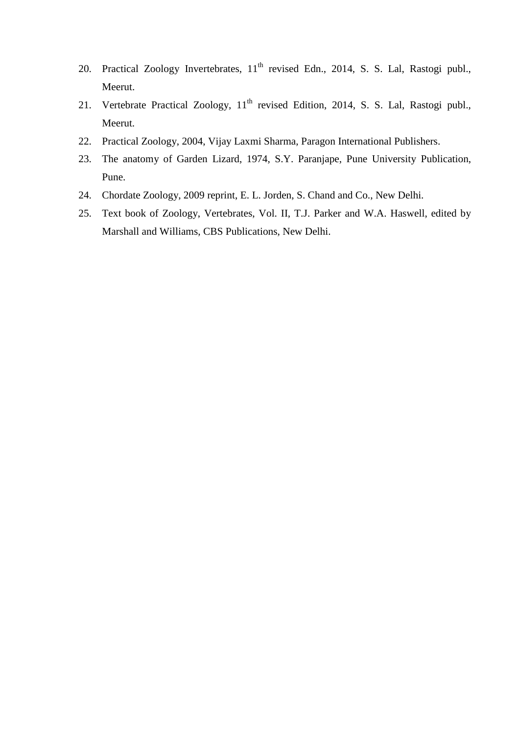20. Practical Zoology Invertebrates, 11th revised Edn., 2014, S. S. Lal, Rastogi publ., Meerut.
21. Vertebrate Practical Zoology, 11th revised Edition, 2014, S. S. Lal, Rastogi publ., Meerut.
22. Practical Zoology, 2004, Vijay Laxmi Sharma, Paragon International Publishers.
23. The anatomy of Garden Lizard, 1974, S.Y. Paranjape, Pune University Publication, Pune.
24. Chordate Zoology, 2009 reprint, E. L. Jorden, S. Chand and Co., New Delhi.
25. Text book of Zoology, Vertebrates, Vol. II, T.J. Parker and W.A. Haswell, edited by Marshall and Williams, CBS Publications, New Delhi.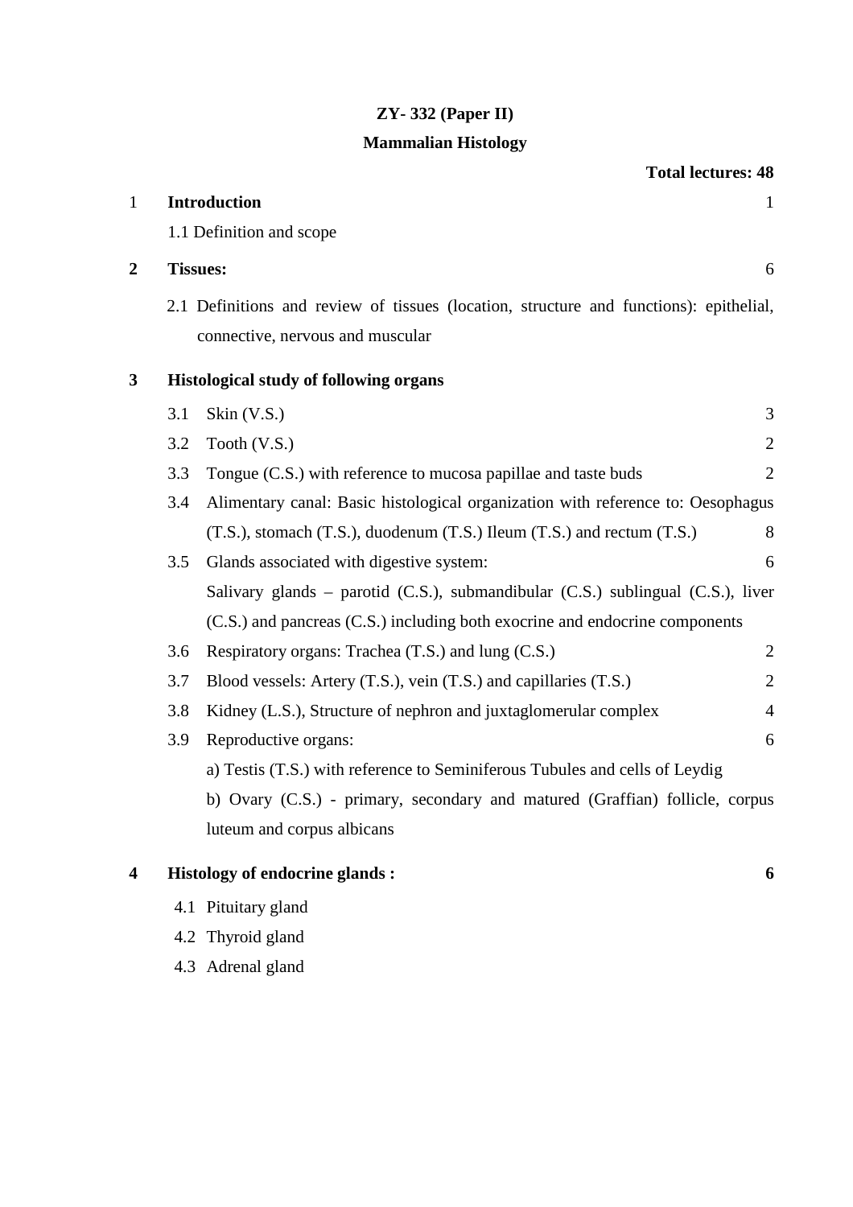**ZY- 332 (Paper II)**

**Mammalian Histology**

**Total lectures: 48**

| | | Lectures |
|---|---|---|
| 1 | **Introduction** | 1 |
| | 1.1 Definition and scope | |
| **2** | **Tissues:** | 6 |
| | 2.1 Definitions and review of tissues (location, structure and functions): epithelial, connective, nervous and muscular | |
| **3** | **Histological study of following organs** | |
| | 3.1 Skin (V.S.) | 3 |
| | 3.2 Tooth (V.S.) | 2 |
| | 3.3 Tongue (C.S.) with reference to mucosa papillae and taste buds | 2 |
| | 3.4 Alimentary canal: Basic histological organization with reference to: Oesophagus (T.S.), stomach (T.S.), duodenum (T.S.) Ileum (T.S.) and rectum (T.S.) | 8 |
| | 3.5 Glands associated with digestive system: Salivary glands – parotid (C.S.), submandibular (C.S.) sublingual (C.S.), liver (C.S.) and pancreas (C.S.) including both exocrine and endocrine components | 6 |
| | 3.6 Respiratory organs: Trachea (T.S.) and lung (C.S.) | 2 |
| | 3.7 Blood vessels: Artery (T.S.), vein (T.S.) and capillaries (T.S.) | 2 |
| | 3.8 Kidney (L.S.), Structure of nephron and juxtaglomerular complex | 4 |
| | 3.9 Reproductive organs: a) Testis (T.S.) with reference to Seminiferous Tubules and cells of Leydig; b) Ovary (C.S.) - primary, secondary and matured (Graffian) follicle, corpus luteum and corpus albicans | 6 |
| **4** | **Histology of endocrine glands :** | **6** |
| | 4.1 Pituitary gland | |
| | 4.2 Thyroid gland | |
| | 4.3 Adrenal gland | |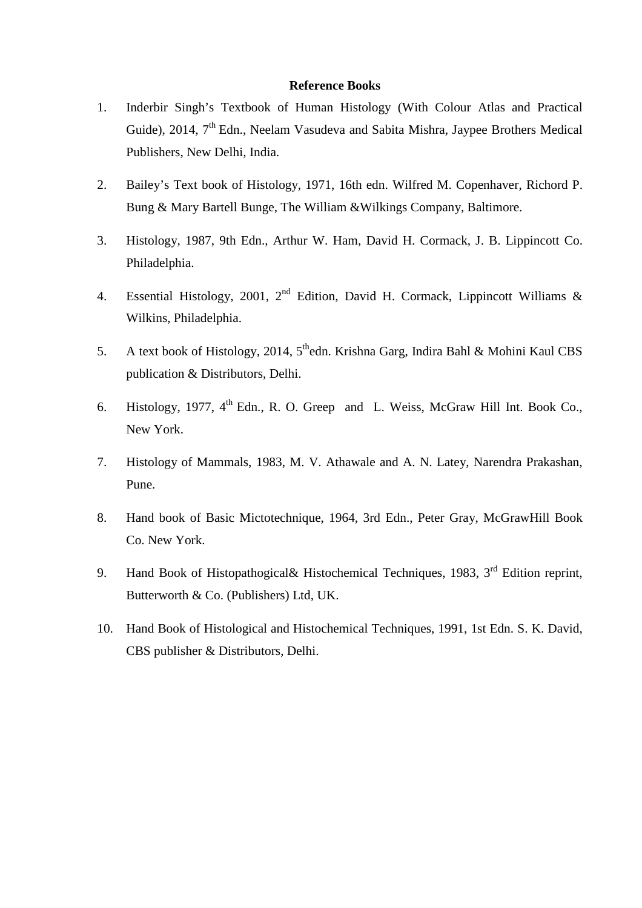**Reference Books**

1. Inderbir Singh's Textbook of Human Histology (With Colour Atlas and Practical Guide), 2014, 7th Edn., Neelam Vasudeva and Sabita Mishra, Jaypee Brothers Medical Publishers, New Delhi, India.

2. Bailey's Text book of Histology, 1971, 16th edn. Wilfred M. Copenhaver, Richord P. Bung & Mary Bartell Bunge, The William &Wilkings Company, Baltimore.

3. Histology, 1987, 9th Edn., Arthur W. Ham, David H. Cormack, J. B. Lippincott Co. Philadelphia.

4. Essential Histology, 2001, 2nd Edition, David H. Cormack, Lippincott Williams & Wilkins, Philadelphia.

5. A text book of Histology, 2014, 5thedn. Krishna Garg, Indira Bahl & Mohini Kaul CBS publication & Distributors, Delhi.

6. Histology, 1977, 4th Edn., R. O. Greep and L. Weiss, McGraw Hill Int. Book Co., New York.

7. Histology of Mammals, 1983, M. V. Athawale and A. N. Latey, Narendra Prakashan, Pune.

8. Hand book of Basic Mictotechnique, 1964, 3rd Edn., Peter Gray, McGrawHill Book Co. New York.

9. Hand Book of Histopathogical& Histochemical Techniques, 1983, 3rd Edition reprint, Butterworth & Co. (Publishers) Ltd, UK.

10. Hand Book of Histological and Histochemical Techniques, 1991, 1st Edn. S. K. David, CBS publisher & Distributors, Delhi.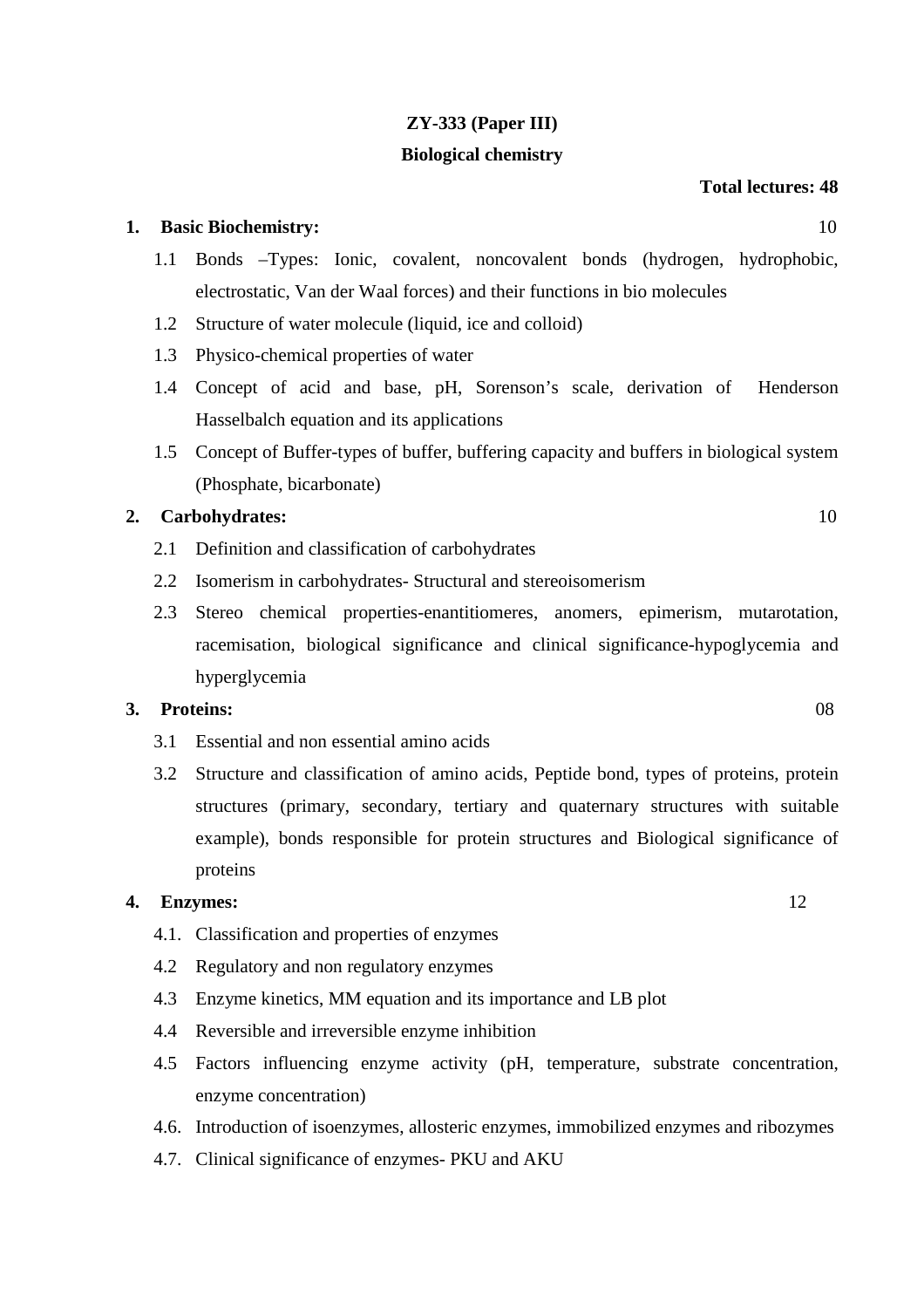**ZY-333 (Paper III)**

**Biological chemistry**

**Total lectures: 48**

**1. Basic Biochemistry:** 10

- 1.1 Bonds –Types: Ionic, covalent, noncovalent bonds (hydrogen, hydrophobic, electrostatic, Van der Waal forces) and their functions in bio molecules
- 1.2 Structure of water molecule (liquid, ice and colloid)
- 1.3 Physico-chemical properties of water
- 1.4 Concept of acid and base, pH, Sorenson's scale, derivation of Henderson Hasselbalch equation and its applications
- 1.5 Concept of Buffer-types of buffer, buffering capacity and buffers in biological system (Phosphate, bicarbonate)

**2. Carbohydrates:** 10

- 2.1 Definition and classification of carbohydrates
- 2.2 Isomerism in carbohydrates- Structural and stereoisomerism
- 2.3 Stereo chemical properties-enantitiomeres, anomers, epimerism, mutarotation, racemisation, biological significance and clinical significance-hypoglycemia and hyperglycemia

**3. Proteins:** 08

- 3.1 Essential and non essential amino acids
- 3.2 Structure and classification of amino acids, Peptide bond, types of proteins, protein structures (primary, secondary, tertiary and quaternary structures with suitable example), bonds responsible for protein structures and Biological significance of proteins

**4. Enzymes:** 12

- 4.1. Classification and properties of enzymes
- 4.2 Regulatory and non regulatory enzymes
- 4.3 Enzyme kinetics, MM equation and its importance and LB plot
- 4.4 Reversible and irreversible enzyme inhibition
- 4.5 Factors influencing enzyme activity (pH, temperature, substrate concentration, enzyme concentration)
- 4.6. Introduction of isoenzymes, allosteric enzymes, immobilized enzymes and ribozymes
- 4.7. Clinical significance of enzymes- PKU and AKU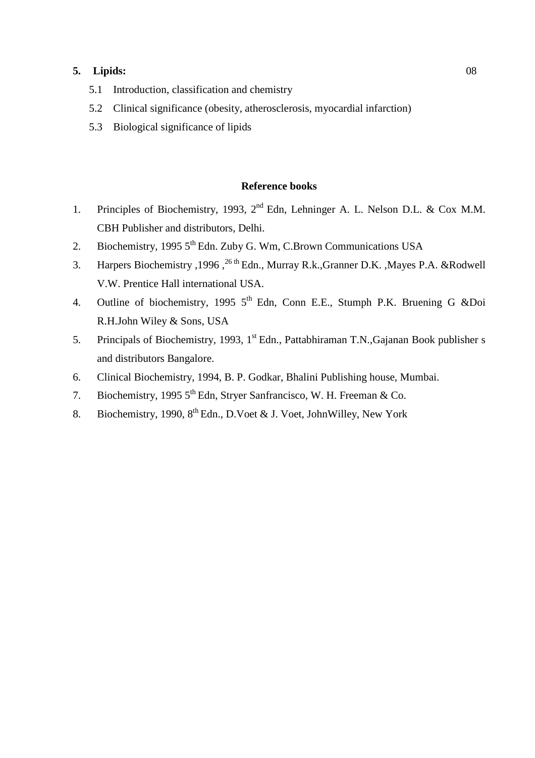**5. Lipids:** 08

5.1 Introduction, classification and chemistry

5.2 Clinical significance (obesity, atherosclerosis, myocardial infarction)

5.3 Biological significance of lipids

**Reference books**

1. Principles of Biochemistry, 1993, 2nd Edn, Lehninger A. L. Nelson D.L. & Cox M.M. CBH Publisher and distributors, Delhi.
2. Biochemistry, 1995 5th Edn. Zuby G. Wm, C.Brown Communications USA
3. Harpers Biochemistry ,1996 ,26 th Edn., Murray R.k.,Granner D.K. ,Mayes P.A. &Rodwell V.W. Prentice Hall international USA.
4. Outline of biochemistry, 1995 5th Edn, Conn E.E., Stumph P.K. Bruening G &Doi R.H.John Wiley & Sons, USA
5. Principals of Biochemistry, 1993, 1st Edn., Pattabhiraman T.N.,Gajanan Book publisher s and distributors Bangalore.
6. Clinical Biochemistry, 1994, B. P. Godkar, Bhalini Publishing house, Mumbai.
7. Biochemistry, 1995 5th Edn, Stryer Sanfrancisco, W. H. Freeman & Co.
8. Biochemistry, 1990, 8th Edn., D.Voet & J. Voet, JohnWilley, New York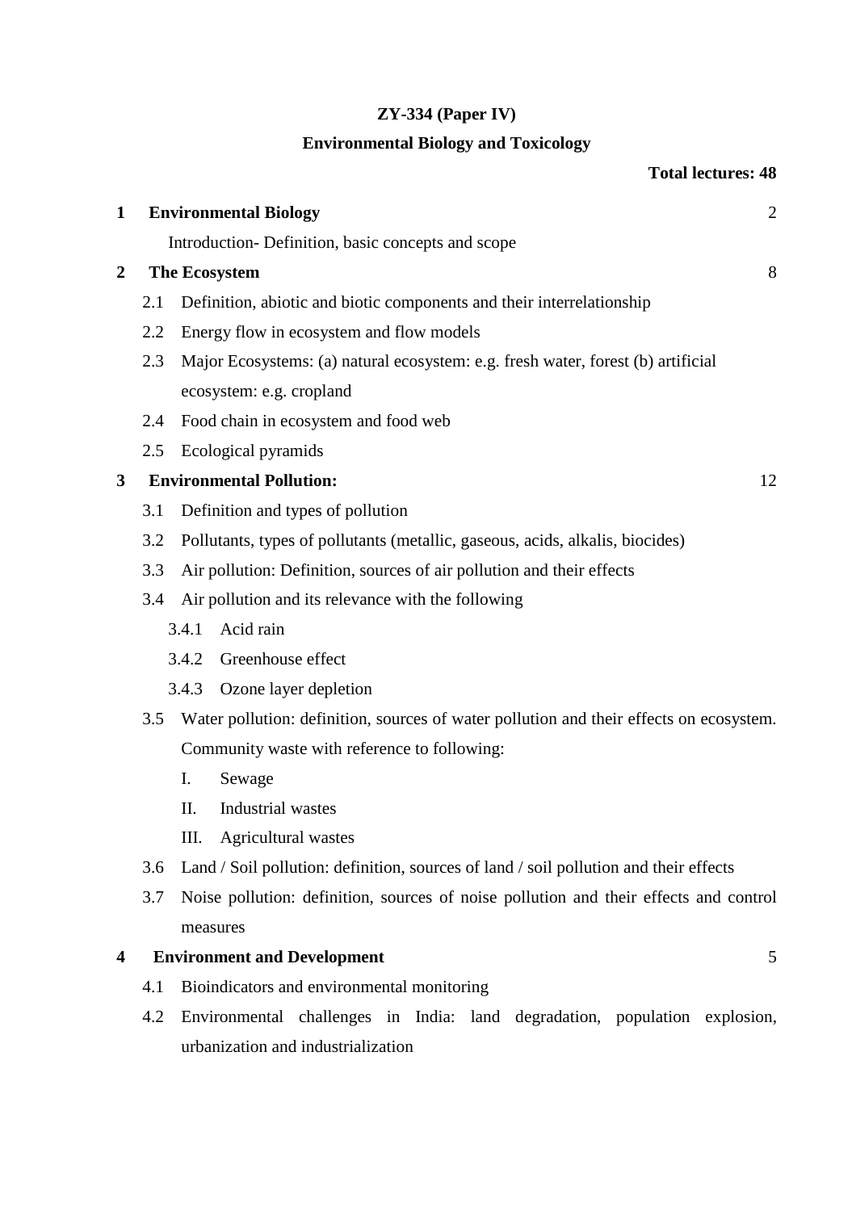**ZY-334 (Paper IV)**

**Environmental Biology and Toxicology**

**Total lectures: 48**

| | | |
|---|---|---|
| **1** | **Environmental Biology** | 2 |
| | Introduction- Definition, basic concepts and scope | |
| **2** | **The Ecosystem** | 8 |
| | 2.1 Definition, abiotic and biotic components and their interrelationship | |
| | 2.2 Energy flow in ecosystem and flow models | |
| | 2.3 Major Ecosystems: (a) natural ecosystem: e.g. fresh water, forest (b) artificial ecosystem: e.g. cropland | |
| | 2.4 Food chain in ecosystem and food web | |
| | 2.5 Ecological pyramids | |
| **3** | **Environmental Pollution:** | 12 |
| | 3.1 Definition and types of pollution | |
| | 3.2 Pollutants, types of pollutants (metallic, gaseous, acids, alkalis, biocides) | |
| | 3.3 Air pollution: Definition, sources of air pollution and their effects | |
| | 3.4 Air pollution and its relevance with the following | |
| | 3.4.1 Acid rain | |
| | 3.4.2 Greenhouse effect | |
| | 3.4.3 Ozone layer depletion | |
| | 3.5 Water pollution: definition, sources of water pollution and their effects on ecosystem. Community waste with reference to following: | |
| | I. Sewage | |
| | II. Industrial wastes | |
| | III. Agricultural wastes | |
| | 3.6 Land / Soil pollution: definition, sources of land / soil pollution and their effects | |
| | 3.7 Noise pollution: definition, sources of noise pollution and their effects and control measures | |
| **4** | **Environment and Development** | 5 |
| | 4.1 Bioindicators and environmental monitoring | |
| | 4.2 Environmental challenges in India: land degradation, population explosion, urbanization and industrialization | |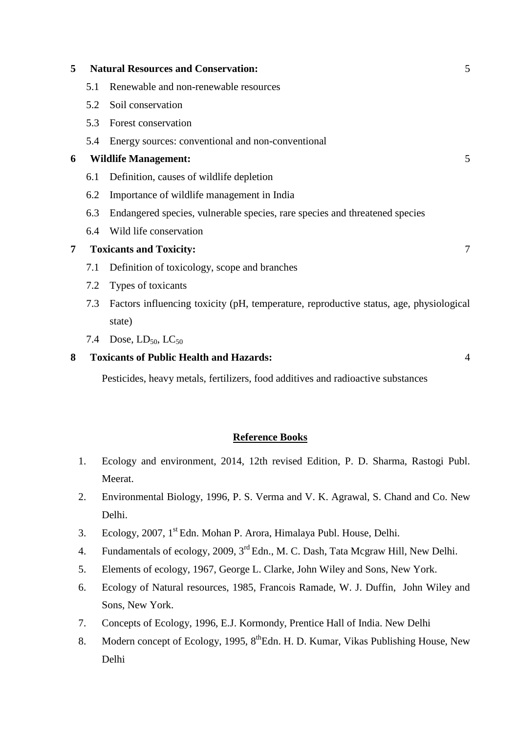**5 Natural Resources and Conservation:** 5

- 5.1 Renewable and non-renewable resources
- 5.2 Soil conservation
- 5.3 Forest conservation
- 5.4 Energy sources: conventional and non-conventional

**6 Wildlife Management:** 5

- 6.1 Definition, causes of wildlife depletion
- 6.2 Importance of wildlife management in India
- 6.3 Endangered species, vulnerable species, rare species and threatened species
- 6.4 Wild life conservation

**7 Toxicants and Toxicity:** 7

- 7.1 Definition of toxicology, scope and branches
- 7.2 Types of toxicants
- 7.3 Factors influencing toxicity (pH, temperature, reproductive status, age, physiological state)
- 7.4 Dose, $LD_{50}$, $LC_{50}$

**8 Toxicants of Public Health and Hazards:** 4

Pesticides, heavy metals, fertilizers, food additives and radioactive substances

## Reference Books

1. Ecology and environment, 2014, 12th revised Edition, P. D. Sharma, Rastogi Publ. Meerat.
2. Environmental Biology, 1996, P. S. Verma and V. K. Agrawal, S. Chand and Co. New Delhi.
3. Ecology, 2007, 1st Edn. Mohan P. Arora, Himalaya Publ. House, Delhi.
4. Fundamentals of ecology, 2009, 3rd Edn., M. C. Dash, Tata Mcgraw Hill, New Delhi.
5. Elements of ecology, 1967, George L. Clarke, John Wiley and Sons, New York.
6. Ecology of Natural resources, 1985, Francois Ramade, W. J. Duffin, John Wiley and Sons, New York.
7. Concepts of Ecology, 1996, E.J. Kormondy, Prentice Hall of India. New Delhi
8. Modern concept of Ecology, 1995, 8th Edn. H. D. Kumar, Vikas Publishing House, New Delhi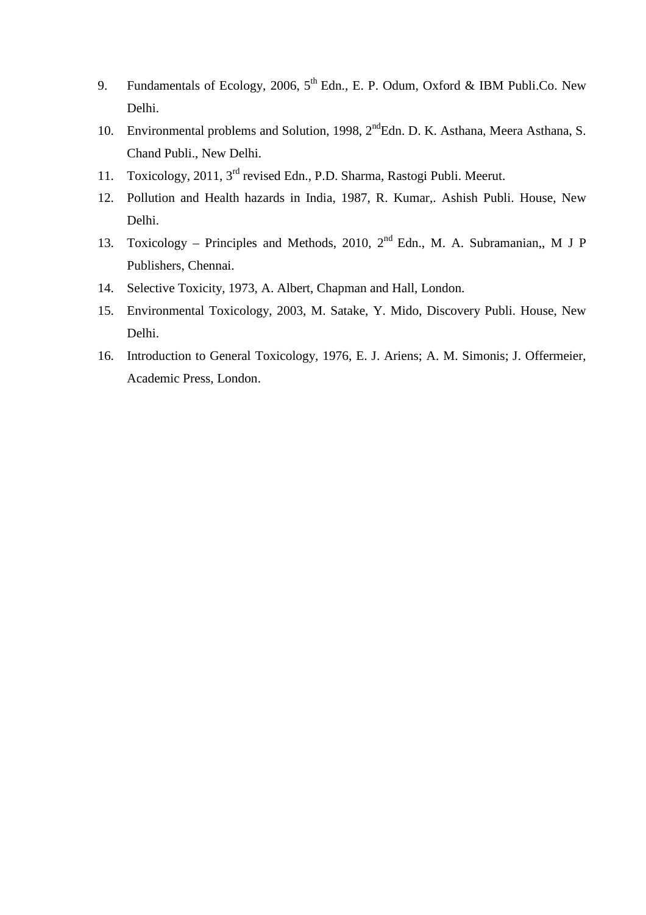9. Fundamentals of Ecology, 2006, 5$^{th}$ Edn., E. P. Odum, Oxford & IBM Publi.Co. New Delhi.
10. Environmental problems and Solution, 1998, 2$^{nd}$Edn. D. K. Asthana, Meera Asthana, S. Chand Publi., New Delhi.
11. Toxicology, 2011, 3$^{rd}$ revised Edn., P.D. Sharma, Rastogi Publi. Meerut.
12. Pollution and Health hazards in India, 1987, R. Kumar,. Ashish Publi. House, New Delhi.
13. Toxicology – Principles and Methods, 2010, 2$^{nd}$ Edn., M. A. Subramanian,, M J P Publishers, Chennai.
14. Selective Toxicity, 1973, A. Albert, Chapman and Hall, London.
15. Environmental Toxicology, 2003, M. Satake, Y. Mido, Discovery Publi. House, New Delhi.
16. Introduction to General Toxicology, 1976, E. J. Ariens; A. M. Simonis; J. Offermeier, Academic Press, London.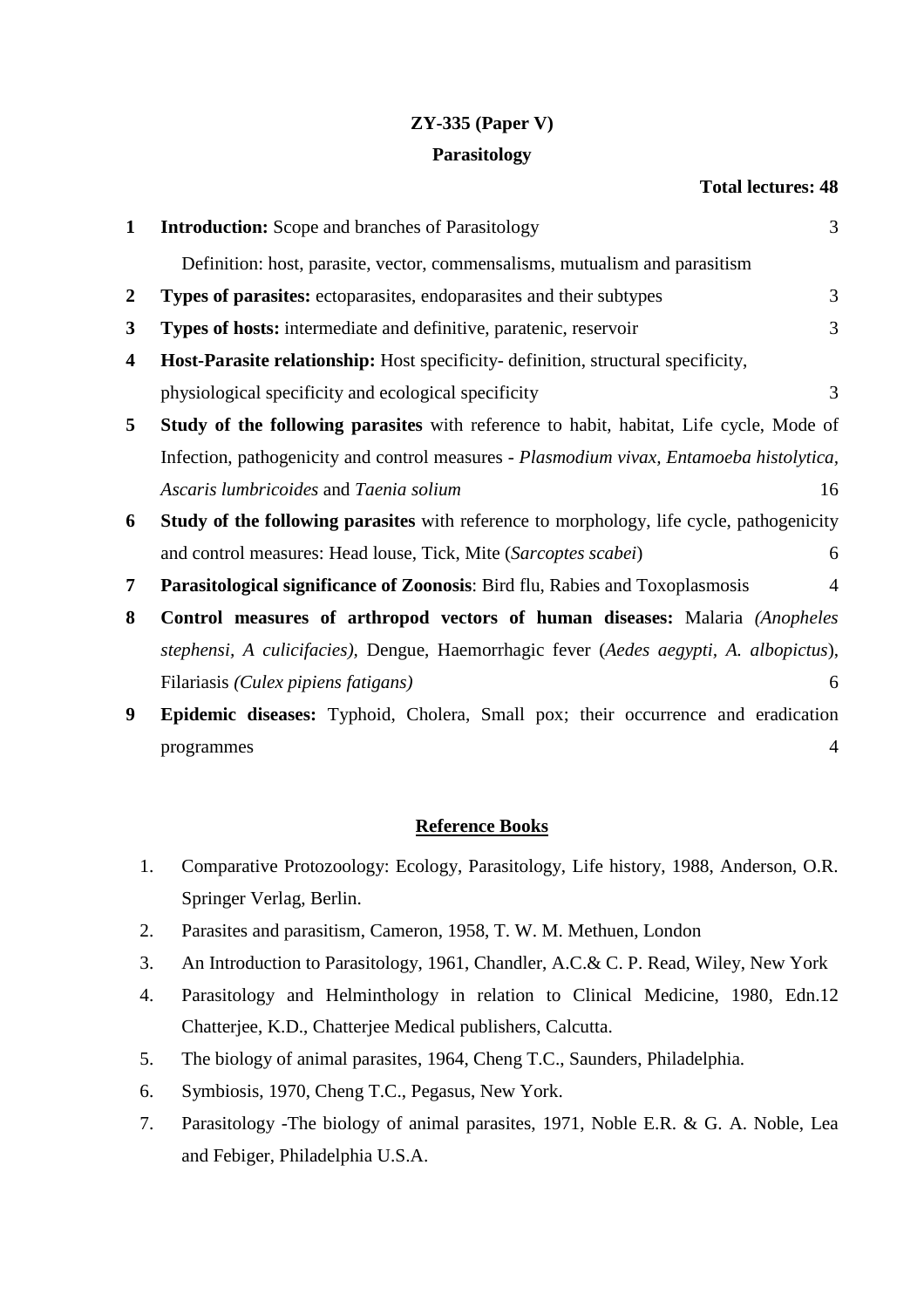**ZY-335 (Paper V)**

**Parasitology**

**Total lectures: 48**

| | | |
|---|---|---|
| 1 | **Introduction:** Scope and branches of Parasitology<br>Definition: host, parasite, vector, commensalisms, mutualism and parasitism | 3 |
| 2 | **Types of parasites:** ectoparasites, endoparasites and their subtypes | 3 |
| 3 | **Types of hosts:** intermediate and definitive, paratenic, reservoir | 3 |
| 4 | **Host-Parasite relationship:** Host specificity- definition, structural specificity, physiological specificity and ecological specificity | 3 |
| 5 | **Study of the following parasites** with reference to habit, habitat, Life cycle, Mode of Infection, pathogenicity and control measures - *Plasmodium vivax, Entamoeba histolytica, Ascaris lumbricoides* and *Taenia solium* | 16 |
| 6 | **Study of the following parasites** with reference to morphology, life cycle, pathogenicity and control measures: Head louse, Tick, Mite (*Sarcoptes scabei*) | 6 |
| 7 | **Parasitological significance of Zoonosis**: Bird flu, Rabies and Toxoplasmosis | 4 |
| 8 | **Control measures of arthropod vectors of human diseases:** Malaria *(Anopheles stephensi, A culicifacies)*, Dengue, Haemorrhagic fever (*Aedes aegypti, A. albopictus*), Filariasis *(Culex pipiens fatigans)* | 6 |
| 9 | **Epidemic diseases:** Typhoid, Cholera, Small pox; their occurrence and eradication programmes | 4 |

**Reference Books**

1. Comparative Protozoology: Ecology, Parasitology, Life history, 1988, Anderson, O.R. Springer Verlag, Berlin.
2. Parasites and parasitism, Cameron, 1958, T. W. M. Methuen, London
3. An Introduction to Parasitology, 1961, Chandler, A.C.& C. P. Read, Wiley, New York
4. Parasitology and Helminthology in relation to Clinical Medicine, 1980, Edn.12 Chatterjee, K.D., Chatterjee Medical publishers, Calcutta.
5. The biology of animal parasites, 1964, Cheng T.C., Saunders, Philadelphia.
6. Symbiosis, 1970, Cheng T.C., Pegasus, New York.
7. Parasitology -The biology of animal parasites, 1971, Noble E.R. & G. A. Noble, Lea and Febiger, Philadelphia U.S.A.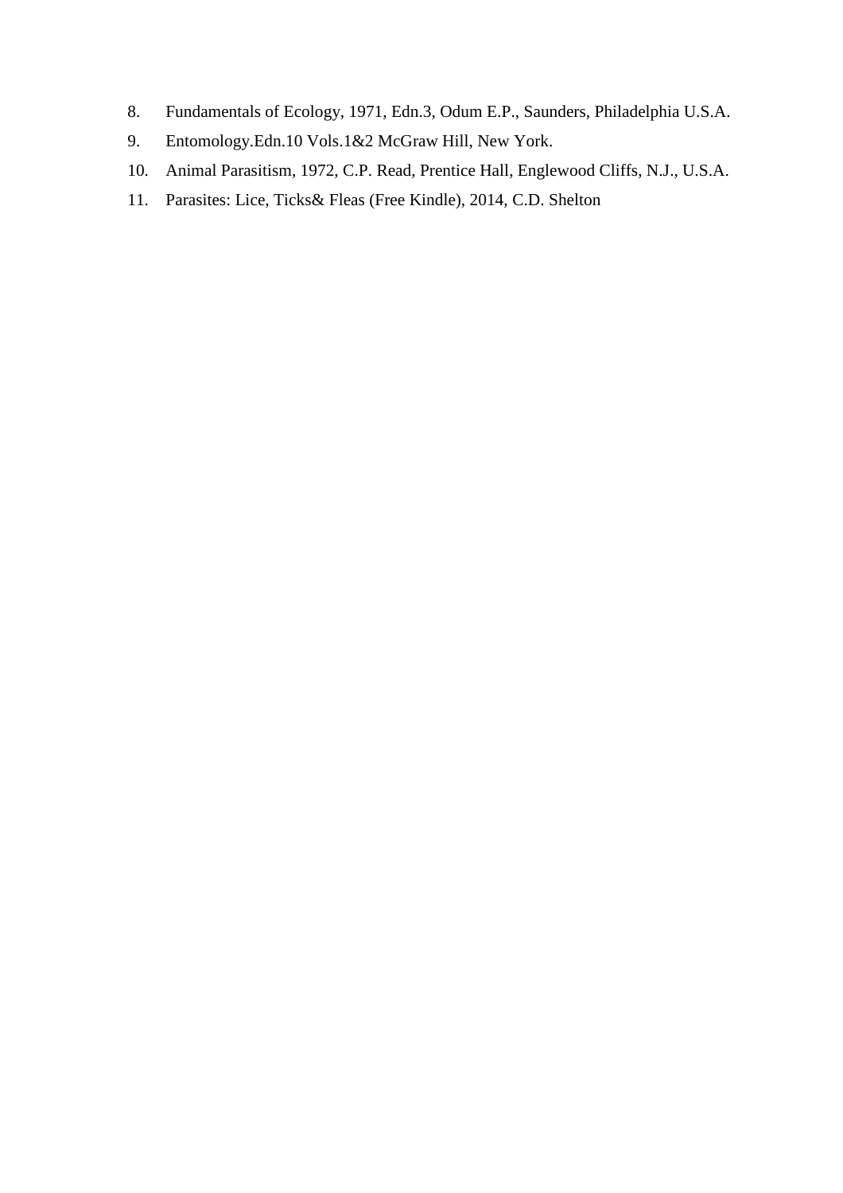8. Fundamentals of Ecology, 1971, Edn.3, Odum E.P., Saunders, Philadelphia U.S.A.
9. Entomology.Edn.10 Vols.1&2 McGraw Hill, New York.
10. Animal Parasitism, 1972, C.P. Read, Prentice Hall, Englewood Cliffs, N.J., U.S.A.
11. Parasites: Lice, Ticks& Fleas (Free Kindle), 2014, C.D. Shelton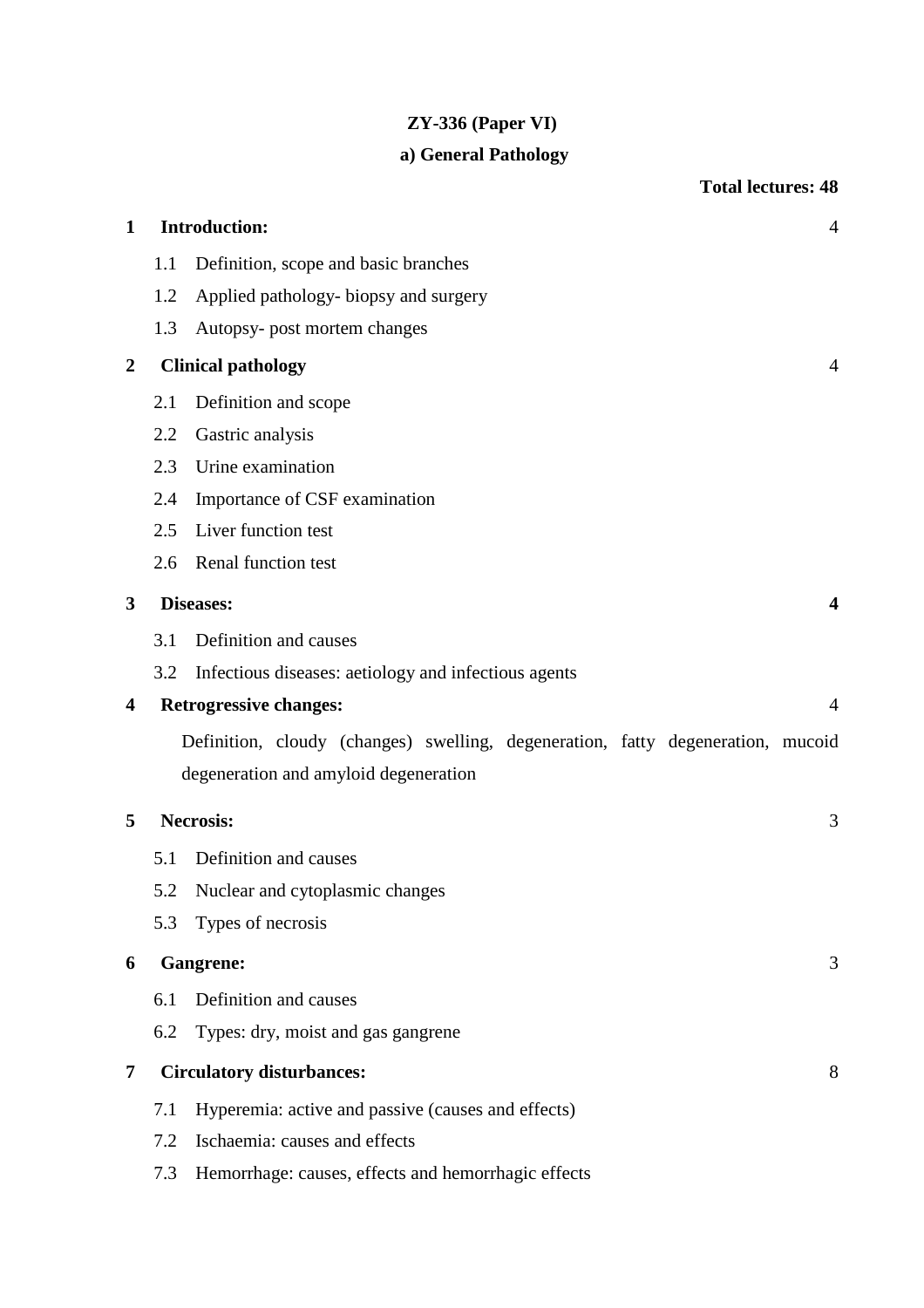**ZY-336 (Paper VI)**

**a) General Pathology**

**Total lectures: 48**

**1 Introduction:** 4

- 1.1 Definition, scope and basic branches
- 1.2 Applied pathology- biopsy and surgery
- 1.3 Autopsy- post mortem changes

**2 Clinical pathology** 4

- 2.1 Definition and scope
- 2.2 Gastric analysis
- 2.3 Urine examination
- 2.4 Importance of CSF examination
- 2.5 Liver function test
- 2.6 Renal function test

**3 Diseases:** **4**

- 3.1 Definition and causes
- 3.2 Infectious diseases: aetiology and infectious agents

**4 Retrogressive changes:** 4

Definition, cloudy (changes) swelling, degeneration, fatty degeneration, mucoid degeneration and amyloid degeneration

**5 Necrosis:** 3

- 5.1 Definition and causes
- 5.2 Nuclear and cytoplasmic changes
- 5.3 Types of necrosis

**6 Gangrene:** 3

- 6.1 Definition and causes
- 6.2 Types: dry, moist and gas gangrene

**7 Circulatory disturbances:** 8

- 7.1 Hyperemia: active and passive (causes and effects)
- 7.2 Ischaemia: causes and effects
- 7.3 Hemorrhage: causes, effects and hemorrhagic effects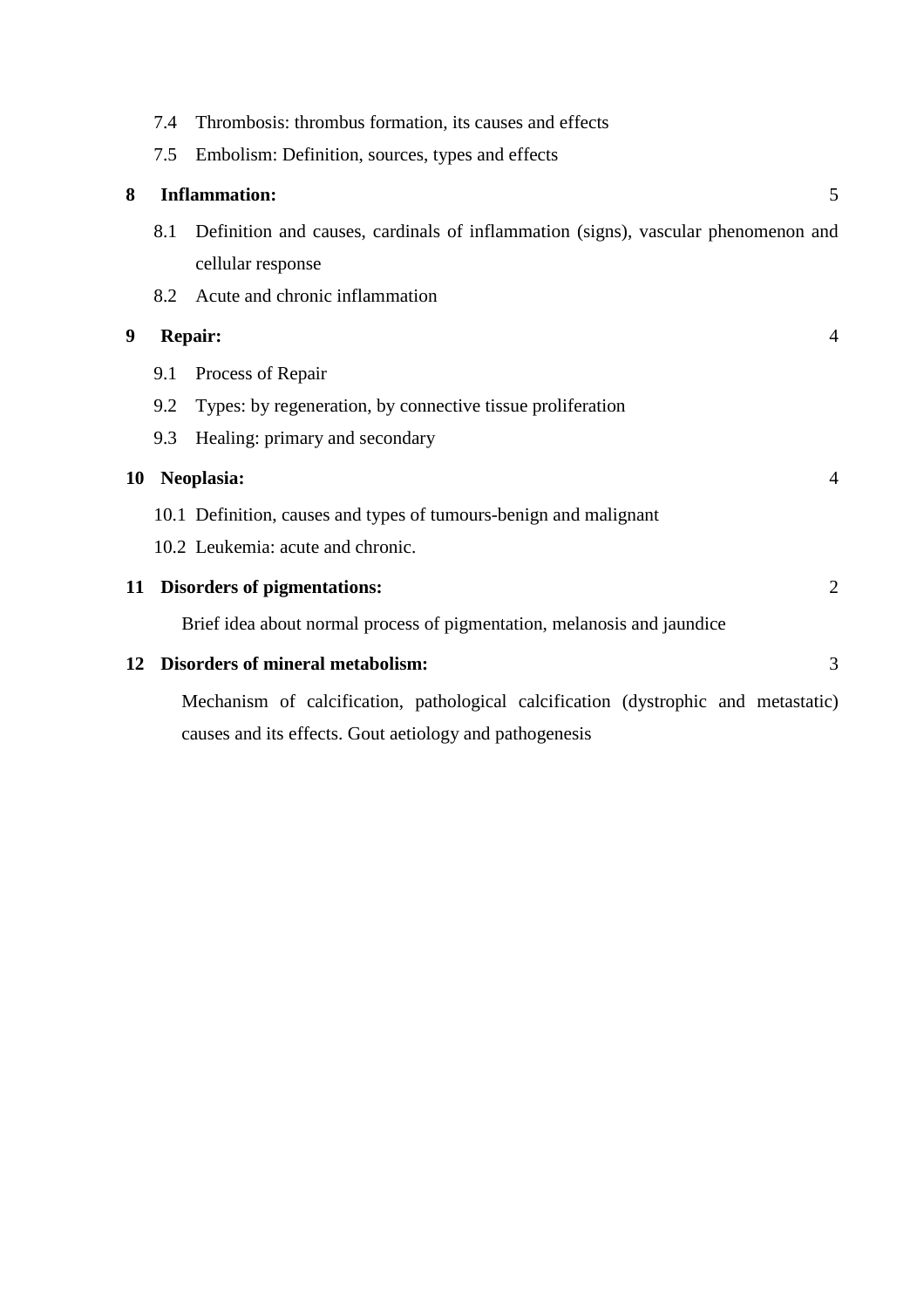7.4 Thrombosis: thrombus formation, its causes and effects

7.5 Embolism: Definition, sources, types and effects

**8 Inflammation:** 5

8.1 Definition and causes, cardinals of inflammation (signs), vascular phenomenon and cellular response

8.2 Acute and chronic inflammation

**9 Repair:** 4

9.1 Process of Repair

9.2 Types: by regeneration, by connective tissue proliferation

9.3 Healing: primary and secondary

**10 Neoplasia:** 4

10.1 Definition, causes and types of tumours-benign and malignant

10.2 Leukemia: acute and chronic.

**11 Disorders of pigmentations:** 2

Brief idea about normal process of pigmentation, melanosis and jaundice

**12 Disorders of mineral metabolism:** 3

Mechanism of calcification, pathological calcification (dystrophic and metastatic) causes and its effects. Gout aetiology and pathogenesis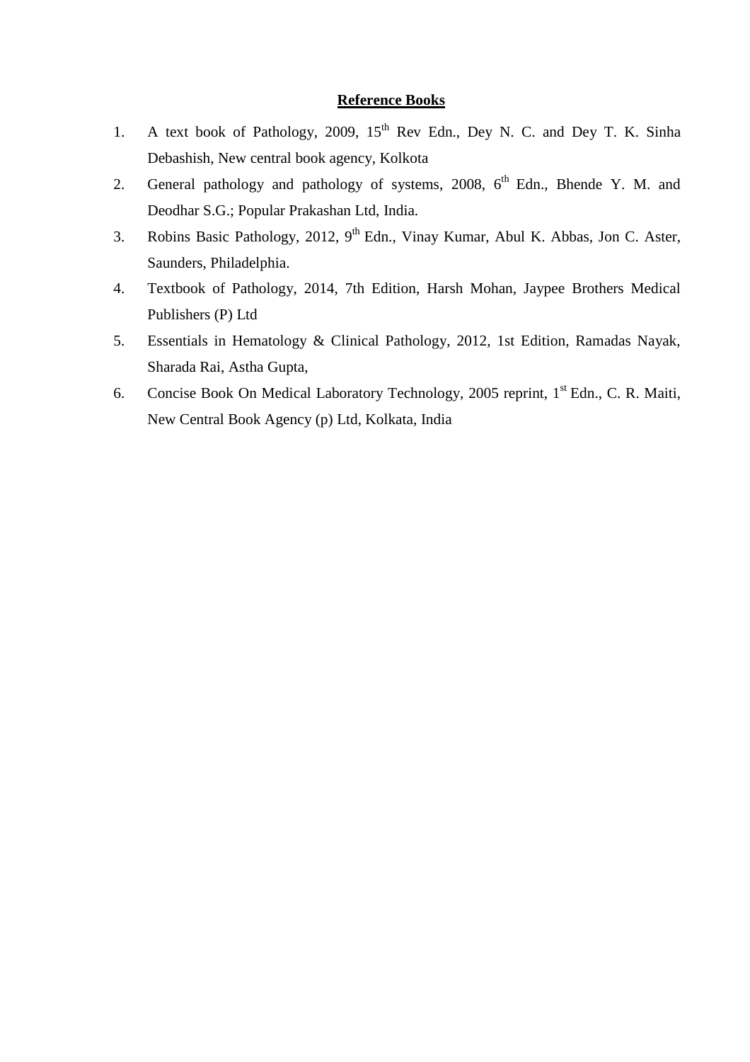**Reference Books**

1. A text book of Pathology, 2009, 15th Rev Edn., Dey N. C. and Dey T. K. Sinha Debashish, New central book agency, Kolkota
2. General pathology and pathology of systems, 2008, 6th Edn., Bhende Y. M. and Deodhar S.G.; Popular Prakashan Ltd, India.
3. Robins Basic Pathology, 2012, 9th Edn., Vinay Kumar, Abul K. Abbas, Jon C. Aster, Saunders, Philadelphia.
4. Textbook of Pathology, 2014, 7th Edition, Harsh Mohan, Jaypee Brothers Medical Publishers (P) Ltd
5. Essentials in Hematology & Clinical Pathology, 2012, 1st Edition, Ramadas Nayak, Sharada Rai, Astha Gupta,
6. Concise Book On Medical Laboratory Technology, 2005 reprint, 1st Edn., C. R. Maiti, New Central Book Agency (p) Ltd, Kolkata, India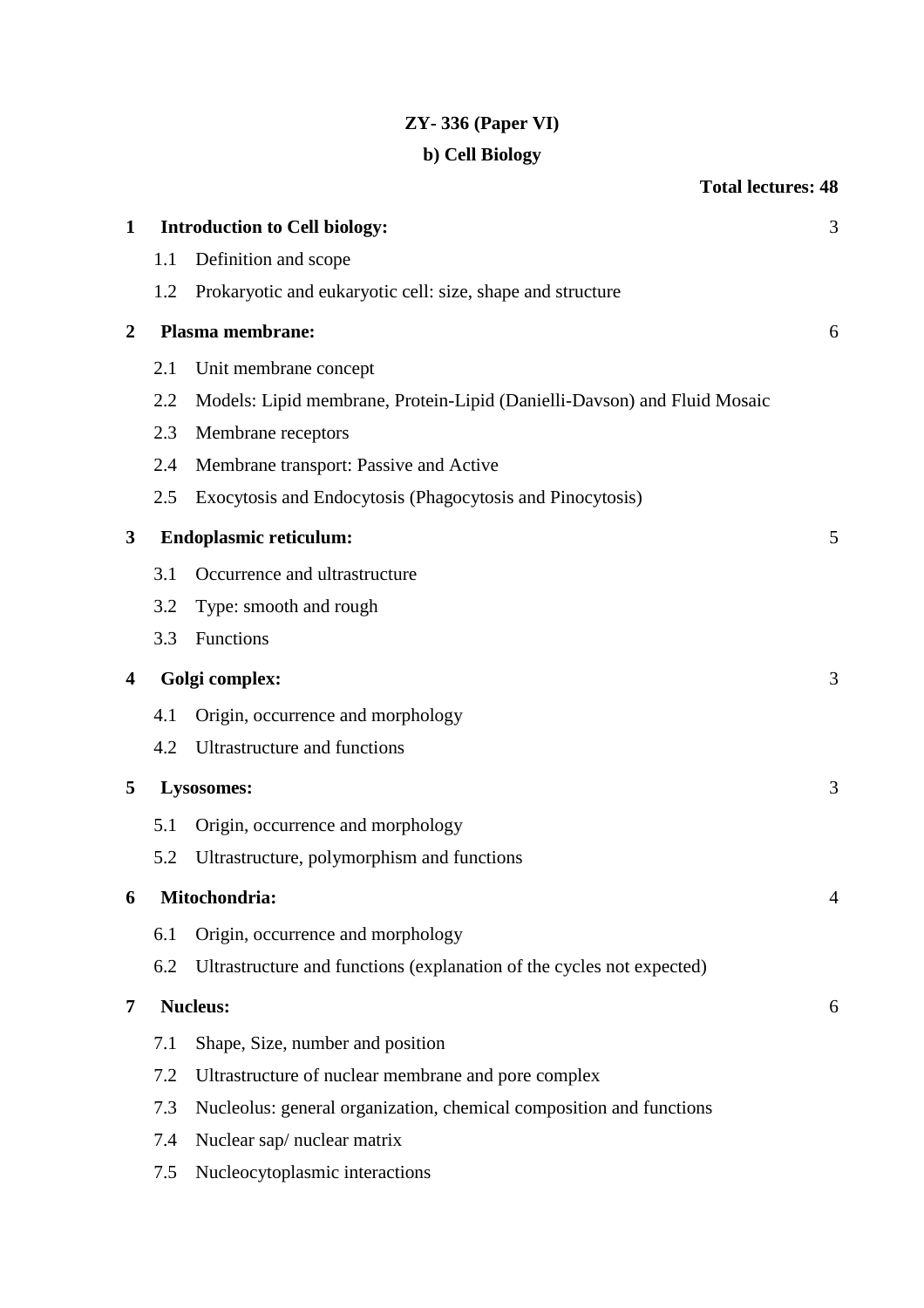**ZY- 336 (Paper VI)**

**b) Cell Biology**

**Total lectures: 48**

| | | | |
|---|---|---|---|
| **1** | **Introduction to Cell biology:** | | 3 |
| | 1.1 | Definition and scope | |
| | 1.2 | Prokaryotic and eukaryotic cell: size, shape and structure | |
| **2** | **Plasma membrane:** | | 6 |
| | 2.1 | Unit membrane concept | |
| | 2.2 | Models: Lipid membrane, Protein-Lipid (Danielli-Davson) and Fluid Mosaic | |
| | 2.3 | Membrane receptors | |
| | 2.4 | Membrane transport: Passive and Active | |
| | 2.5 | Exocytosis and Endocytosis (Phagocytosis and Pinocytosis) | |
| **3** | **Endoplasmic reticulum:** | | 5 |
| | 3.1 | Occurrence and ultrastructure | |
| | 3.2 | Type: smooth and rough | |
| | 3.3 | Functions | |
| **4** | **Golgi complex:** | | 3 |
| | 4.1 | Origin, occurrence and morphology | |
| | 4.2 | Ultrastructure and functions | |
| **5** | **Lysosomes:** | | 3 |
| | 5.1 | Origin, occurrence and morphology | |
| | 5.2 | Ultrastructure, polymorphism and functions | |
| **6** | **Mitochondria:** | | 4 |
| | 6.1 | Origin, occurrence and morphology | |
| | 6.2 | Ultrastructure and functions (explanation of the cycles not expected) | |
| **7** | **Nucleus:** | | 6 |
| | 7.1 | Shape, Size, number and position | |
| | 7.2 | Ultrastructure of nuclear membrane and pore complex | |
| | 7.3 | Nucleolus: general organization, chemical composition and functions | |
| | 7.4 | Nuclear sap/ nuclear matrix | |
| | 7.5 | Nucleocytoplasmic interactions | |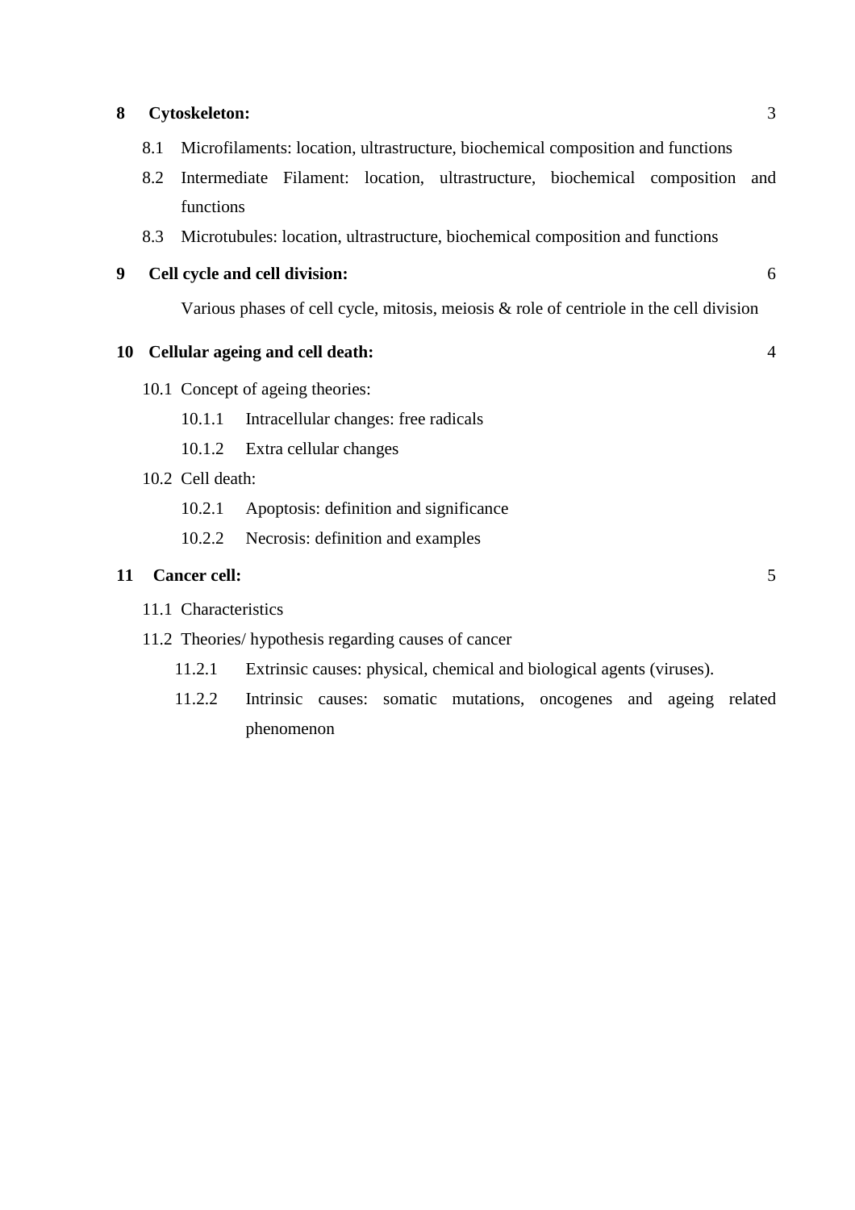**8 Cytoskeleton:** 3

- 8.1 Microfilaments: location, ultrastructure, biochemical composition and functions
- 8.2 Intermediate Filament: location, ultrastructure, biochemical composition and functions
- 8.3 Microtubules: location, ultrastructure, biochemical composition and functions

**9 Cell cycle and cell division:** 6

Various phases of cell cycle, mitosis, meiosis & role of centriole in the cell division

**10 Cellular ageing and cell death:** 4

- 10.1 Concept of ageing theories:
  - 10.1.1 Intracellular changes: free radicals
  - 10.1.2 Extra cellular changes
- 10.2 Cell death:
  - 10.2.1 Apoptosis: definition and significance
  - 10.2.2 Necrosis: definition and examples

**11 Cancer cell:** 5

- 11.1 Characteristics
- 11.2 Theories/ hypothesis regarding causes of cancer
  - 11.2.1 Extrinsic causes: physical, chemical and biological agents (viruses).
  - 11.2.2 Intrinsic causes: somatic mutations, oncogenes and ageing related phenomenon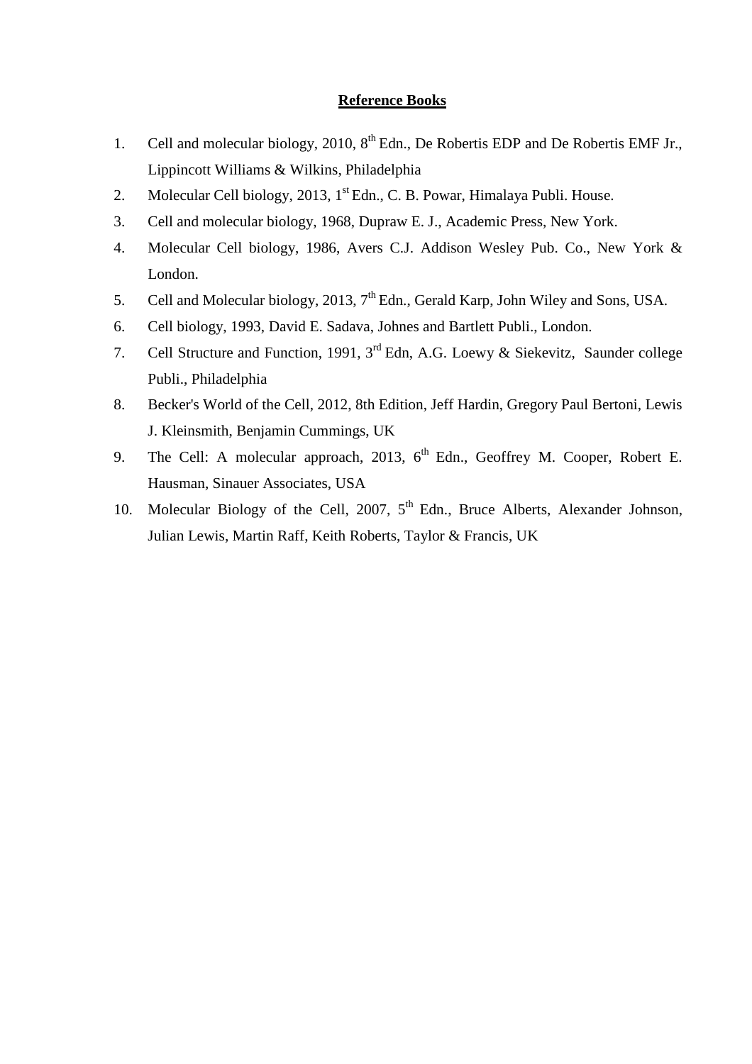## Reference Books

1. Cell and molecular biology, 2010, 8$^{th}$ Edn., De Robertis EDP and De Robertis EMF Jr., Lippincott Williams & Wilkins, Philadelphia
2. Molecular Cell biology, 2013, 1$^{st}$ Edn., C. B. Powar, Himalaya Publi. House.
3. Cell and molecular biology, 1968, Dupraw E. J., Academic Press, New York.
4. Molecular Cell biology, 1986, Avers C.J. Addison Wesley Pub. Co., New York & London.
5. Cell and Molecular biology, 2013, 7$^{th}$ Edn., Gerald Karp, John Wiley and Sons, USA.
6. Cell biology, 1993, David E. Sadava, Johnes and Bartlett Publi., London.
7. Cell Structure and Function, 1991, 3$^{rd}$ Edn, A.G. Loewy & Siekevitz, Saunder college Publi., Philadelphia
8. Becker's World of the Cell, 2012, 8th Edition, Jeff Hardin, Gregory Paul Bertoni, Lewis J. Kleinsmith, Benjamin Cummings, UK
9. The Cell: A molecular approach, 2013, 6$^{th}$ Edn., Geoffrey M. Cooper, Robert E. Hausman, Sinauer Associates, USA
10. Molecular Biology of the Cell, 2007, 5$^{th}$ Edn., Bruce Alberts, Alexander Johnson, Julian Lewis, Martin Raff, Keith Roberts, Taylor & Francis, UK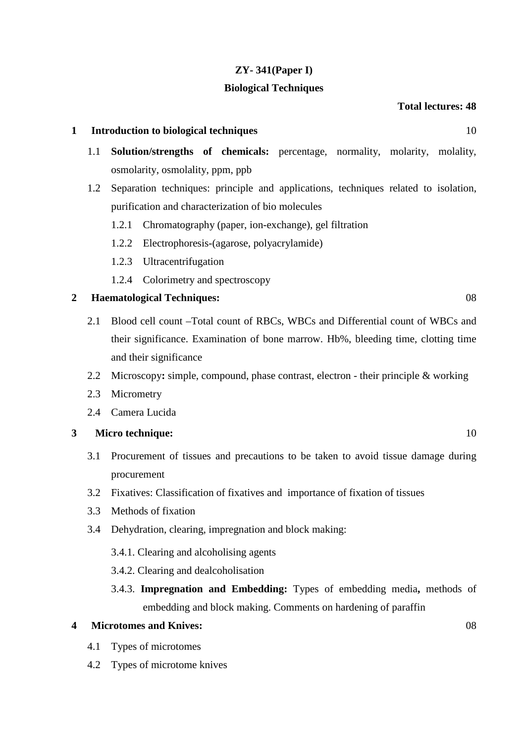**ZY- 341(Paper I)**

**Biological Techniques**

**Total lectures: 48**

**1 Introduction to biological techniques** 10

- 1.1 **Solution/strengths of chemicals:** percentage, normality, molarity, molality, osmolarity, osmolality, ppm, ppb
- 1.2 Separation techniques: principle and applications, techniques related to isolation, purification and characterization of bio molecules
  - 1.2.1 Chromatography (paper, ion-exchange), gel filtration
  - 1.2.2 Electrophoresis-(agarose, polyacrylamide)
  - 1.2.3 Ultracentrifugation
  - 1.2.4 Colorimetry and spectroscopy

**2 Haematological Techniques:** 08

- 2.1 Blood cell count –Total count of RBCs, WBCs and Differential count of WBCs and their significance. Examination of bone marrow. Hb%, bleeding time, clotting time and their significance
- 2.2 Microscopy**:** simple, compound, phase contrast, electron - their principle & working
- 2.3 Micrometry
- 2.4 Camera Lucida

**3 Micro technique:** 10

- 3.1 Procurement of tissues and precautions to be taken to avoid tissue damage during procurement
- 3.2 Fixatives: Classification of fixatives and importance of fixation of tissues
- 3.3 Methods of fixation
- 3.4 Dehydration, clearing, impregnation and block making:
  - 3.4.1. Clearing and alcoholising agents
  - 3.4.2. Clearing and dealcoholisation
  - 3.4.3. **Impregnation and Embedding:** Types of embedding media**,** methods of embedding and block making. Comments on hardening of paraffin

**4 Microtomes and Knives:** 08

- 4.1 Types of microtomes
- 4.2 Types of microtome knives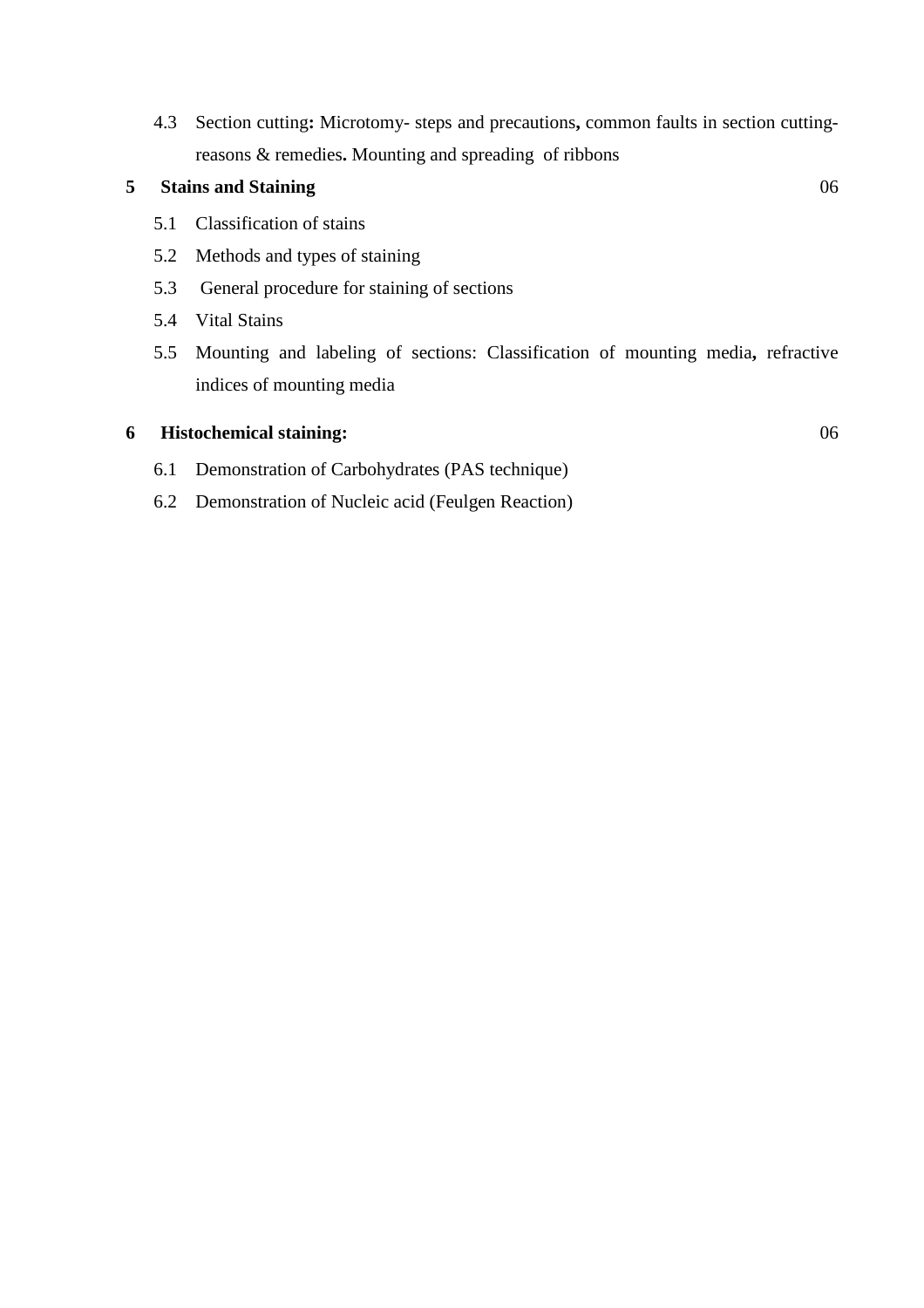4.3 Section cutting**:** Microtomy- steps and precautions**,** common faults in section cutting- reasons & remedies**.** Mounting and spreading of ribbons

**5 Stains and Staining** 06

5.1 Classification of stains

5.2 Methods and types of staining

5.3 General procedure for staining of sections

5.4 Vital Stains

5.5 Mounting and labeling of sections: Classification of mounting media**,** refractive indices of mounting media

**6 Histochemical staining:** 06

6.1 Demonstration of Carbohydrates (PAS technique)

6.2 Demonstration of Nucleic acid (Feulgen Reaction)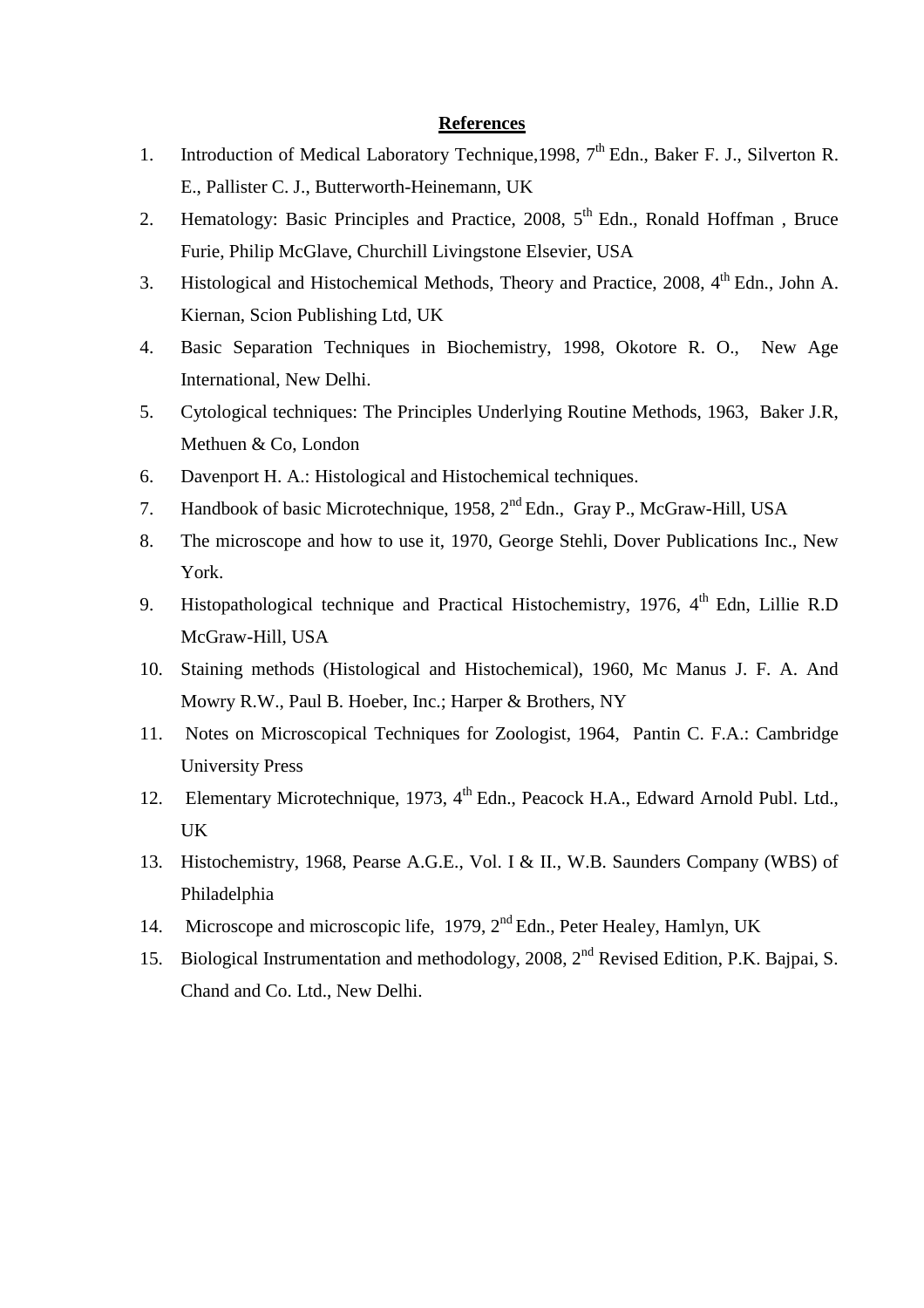**References**

1. Introduction of Medical Laboratory Technique,1998, 7th Edn., Baker F. J., Silverton R. E., Pallister C. J., Butterworth-Heinemann, UK
2. Hematology: Basic Principles and Practice, 2008, 5th Edn., Ronald Hoffman , Bruce Furie, Philip McGlave, Churchill Livingstone Elsevier, USA
3. Histological and Histochemical Methods, Theory and Practice, 2008, 4th Edn., John A. Kiernan, Scion Publishing Ltd, UK
4. Basic Separation Techniques in Biochemistry, 1998, Okotore R. O., New Age International, New Delhi.
5. Cytological techniques: The Principles Underlying Routine Methods, 1963, Baker J.R, Methuen & Co, London
6. Davenport H. A.: Histological and Histochemical techniques.
7. Handbook of basic Microtechnique, 1958, 2nd Edn., Gray P., McGraw-Hill, USA
8. The microscope and how to use it, 1970, George Stehli, Dover Publications Inc., New York.
9. Histopathological technique and Practical Histochemistry, 1976, 4th Edn, Lillie R.D McGraw-Hill, USA
10. Staining methods (Histological and Histochemical), 1960, Mc Manus J. F. A. And Mowry R.W., Paul B. Hoeber, Inc.; Harper & Brothers, NY
11. Notes on Microscopical Techniques for Zoologist, 1964, Pantin C. F.A.: Cambridge University Press
12. Elementary Microtechnique, 1973, 4th Edn., Peacock H.A., Edward Arnold Publ. Ltd., UK
13. Histochemistry, 1968, Pearse A.G.E., Vol. I & II., W.B. Saunders Company (WBS) of Philadelphia
14. Microscope and microscopic life, 1979, 2nd Edn., Peter Healey, Hamlyn, UK
15. Biological Instrumentation and methodology, 2008, 2nd Revised Edition, P.K. Bajpai, S. Chand and Co. Ltd., New Delhi.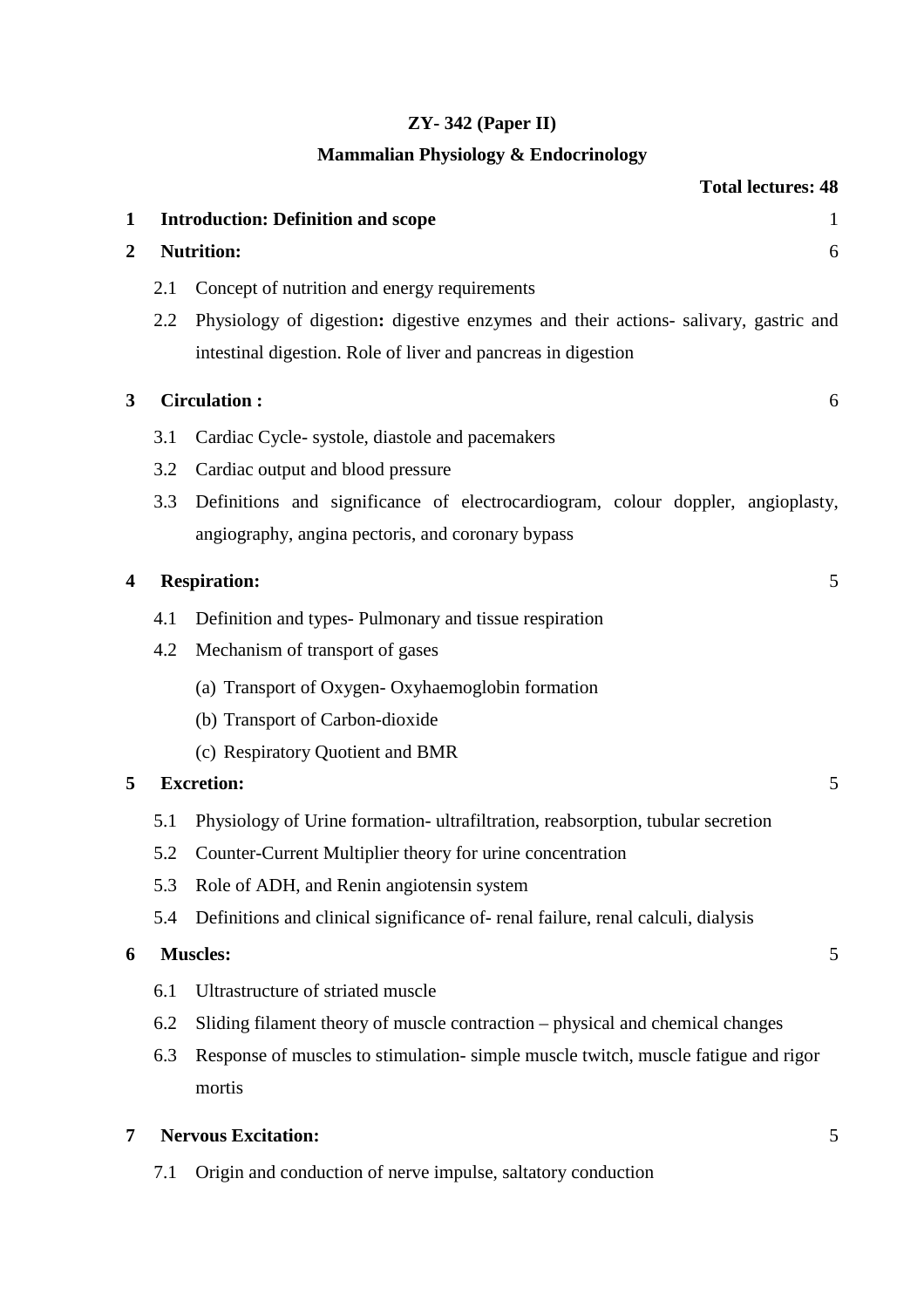**ZY- 342 (Paper II)**

**Mammalian Physiology & Endocrinology**

**Total lectures: 48**

**1 Introduction: Definition and scope** 1

**2 Nutrition:** 6

2.1 Concept of nutrition and energy requirements

2.2 Physiology of digestion**:** digestive enzymes and their actions- salivary, gastric and intestinal digestion. Role of liver and pancreas in digestion

**3 Circulation :** 6

3.1 Cardiac Cycle- systole, diastole and pacemakers

3.2 Cardiac output and blood pressure

3.3 Definitions and significance of electrocardiogram, colour doppler, angioplasty, angiography, angina pectoris, and coronary bypass

**4 Respiration:** 5

4.1 Definition and types- Pulmonary and tissue respiration

4.2 Mechanism of transport of gases

(a) Transport of Oxygen- Oxyhaemoglobin formation

(b) Transport of Carbon-dioxide

(c) Respiratory Quotient and BMR

**5 Excretion:** 5

5.1 Physiology of Urine formation- ultrafiltration, reabsorption, tubular secretion

5.2 Counter-Current Multiplier theory for urine concentration

5.3 Role of ADH, and Renin angiotensin system

5.4 Definitions and clinical significance of- renal failure, renal calculi, dialysis

**6 Muscles:** 5

6.1 Ultrastructure of striated muscle

6.2 Sliding filament theory of muscle contraction – physical and chemical changes

6.3 Response of muscles to stimulation- simple muscle twitch, muscle fatigue and rigor mortis

**7 Nervous Excitation:** 5

7.1 Origin and conduction of nerve impulse, saltatory conduction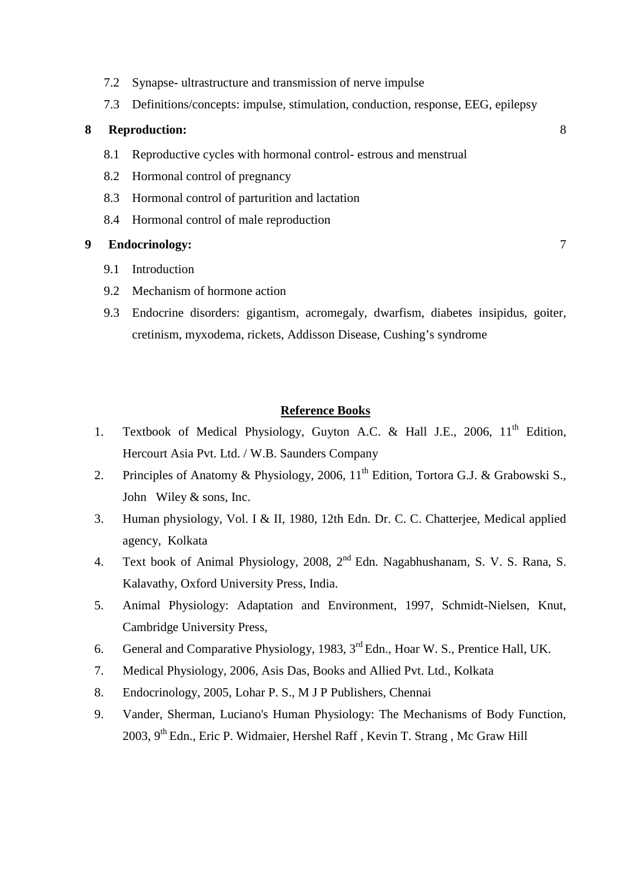7.2 Synapse- ultrastructure and transmission of nerve impulse

7.3 Definitions/concepts: impulse, stimulation, conduction, response, EEG, epilepsy

**8 Reproduction:** 8

8.1 Reproductive cycles with hormonal control- estrous and menstrual

8.2 Hormonal control of pregnancy

8.3 Hormonal control of parturition and lactation

8.4 Hormonal control of male reproduction

**9 Endocrinology:** 7

9.1 Introduction

9.2 Mechanism of hormone action

9.3 Endocrine disorders: gigantism, acromegaly, dwarfism, diabetes insipidus, goiter, cretinism, myxodema, rickets, Addisson Disease, Cushing's syndrome

## Reference Books

1. Textbook of Medical Physiology, Guyton A.C. & Hall J.E., 2006, 11th Edition, Hercourt Asia Pvt. Ltd. / W.B. Saunders Company
2. Principles of Anatomy & Physiology, 2006, 11th Edition, Tortora G.J. & Grabowski S., John Wiley & sons, Inc.
3. Human physiology, Vol. I & II, 1980, 12th Edn. Dr. C. C. Chatterjee, Medical applied agency, Kolkata
4. Text book of Animal Physiology, 2008, 2nd Edn. Nagabhushanam, S. V. S. Rana, S. Kalavathy, Oxford University Press, India.
5. Animal Physiology: Adaptation and Environment, 1997, Schmidt-Nielsen, Knut, Cambridge University Press,
6. General and Comparative Physiology, 1983, 3rd Edn., Hoar W. S., Prentice Hall, UK.
7. Medical Physiology, 2006, Asis Das, Books and Allied Pvt. Ltd., Kolkata
8. Endocrinology, 2005, Lohar P. S., M J P Publishers, Chennai
9. Vander, Sherman, Luciano's Human Physiology: The Mechanisms of Body Function, 2003, 9th Edn., Eric P. Widmaier, Hershel Raff , Kevin T. Strang , Mc Graw Hill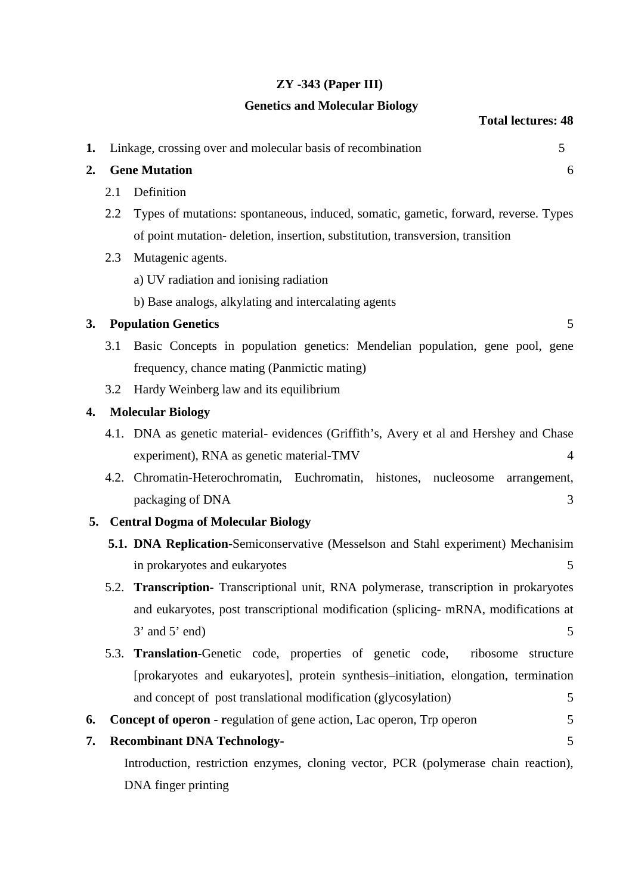**ZY -343 (Paper III)**

**Genetics and Molecular Biology**

**Total lectures: 48**

1. Linkage, crossing over and molecular basis of recombination 5

2. **Gene Mutation** 6

   2.1 Definition

   2.2 Types of mutations: spontaneous, induced, somatic, gametic, forward, reverse. Types of point mutation- deletion, insertion, substitution, transversion, transition

   2.3 Mutagenic agents.

   a) UV radiation and ionising radiation

   b) Base analogs, alkylating and intercalating agents

3. **Population Genetics** 5

   3.1 Basic Concepts in population genetics: Mendelian population, gene pool, gene frequency, chance mating (Panmictic mating)

   3.2 Hardy Weinberg law and its equilibrium

4. **Molecular Biology**

   4.1. DNA as genetic material- evidences (Griffith's, Avery et al and Hershey and Chase experiment), RNA as genetic material-TMV 4

   4.2. Chromatin-Heterochromatin, Euchromatin, histones, nucleosome arrangement, packaging of DNA 3

5. **Central Dogma of Molecular Biology**

   **5.1. DNA Replication-**Semiconservative (Messelson and Stahl experiment) Mechanisim in prokaryotes and eukaryotes 5

   5.2. **Transcription-** Transcriptional unit, RNA polymerase, transcription in prokaryotes and eukaryotes, post transcriptional modification (splicing- mRNA, modifications at 3' and 5' end) 5

   5.3. **Translation**-Genetic code, properties of genetic code, ribosome structure [prokaryotes and eukaryotes], protein synthesis–initiation, elongation, termination and concept of post translational modification (glycosylation) 5

6. **Concept of operon - r**egulation of gene action, Lac operon, Trp operon 5

7. **Recombinant DNA Technology-** 5

   Introduction, restriction enzymes, cloning vector, PCR (polymerase chain reaction), DNA finger printing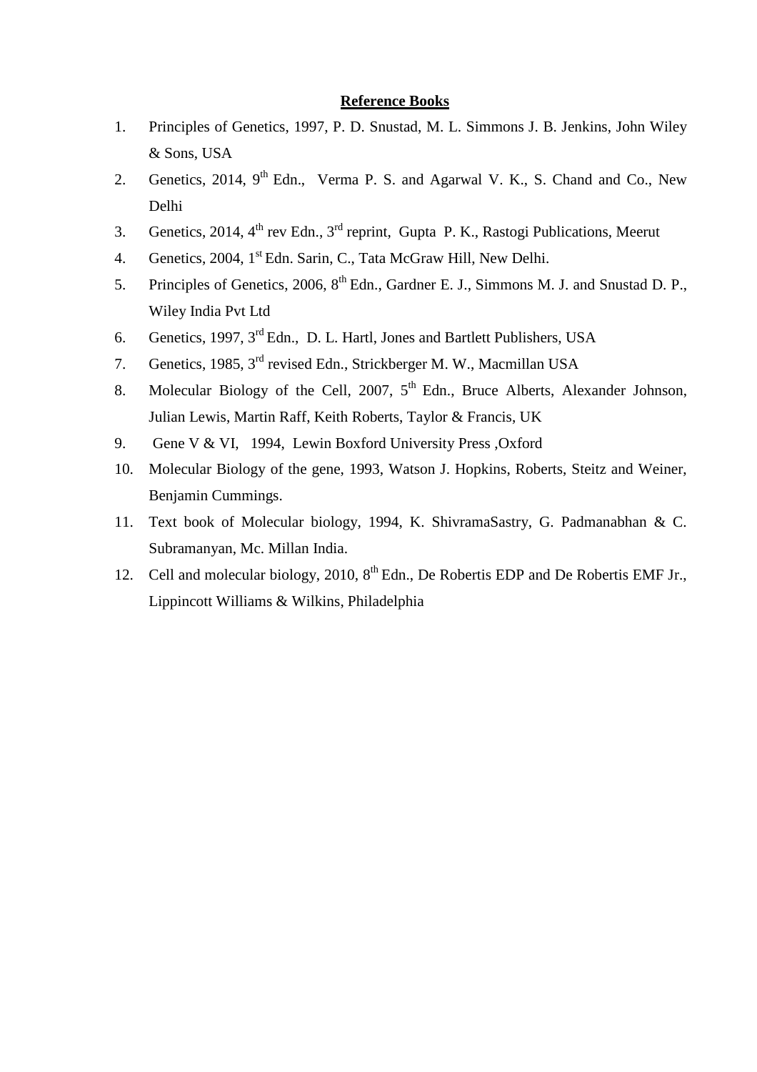**Reference Books**

1. Principles of Genetics, 1997, P. D. Snustad, M. L. Simmons J. B. Jenkins, John Wiley & Sons, USA
2. Genetics, 2014, 9th Edn., Verma P. S. and Agarwal V. K., S. Chand and Co., New Delhi
3. Genetics, 2014, 4th rev Edn., 3rd reprint, Gupta P. K., Rastogi Publications, Meerut
4. Genetics, 2004, 1st Edn. Sarin, C., Tata McGraw Hill, New Delhi.
5. Principles of Genetics, 2006, 8th Edn., Gardner E. J., Simmons M. J. and Snustad D. P., Wiley India Pvt Ltd
6. Genetics, 1997, 3rd Edn., D. L. Hartl, Jones and Bartlett Publishers, USA
7. Genetics, 1985, 3rd revised Edn., Strickberger M. W., Macmillan USA
8. Molecular Biology of the Cell, 2007, 5th Edn., Bruce Alberts, Alexander Johnson, Julian Lewis, Martin Raff, Keith Roberts, Taylor & Francis, UK
9. Gene V & VI, 1994, Lewin Boxford University Press ,Oxford
10. Molecular Biology of the gene, 1993, Watson J. Hopkins, Roberts, Steitz and Weiner, Benjamin Cummings.
11. Text book of Molecular biology, 1994, K. ShivramaSastry, G. Padmanabhan & C. Subramanyan, Mc. Millan India.
12. Cell and molecular biology, 2010, 8th Edn., De Robertis EDP and De Robertis EMF Jr., Lippincott Williams & Wilkins, Philadelphia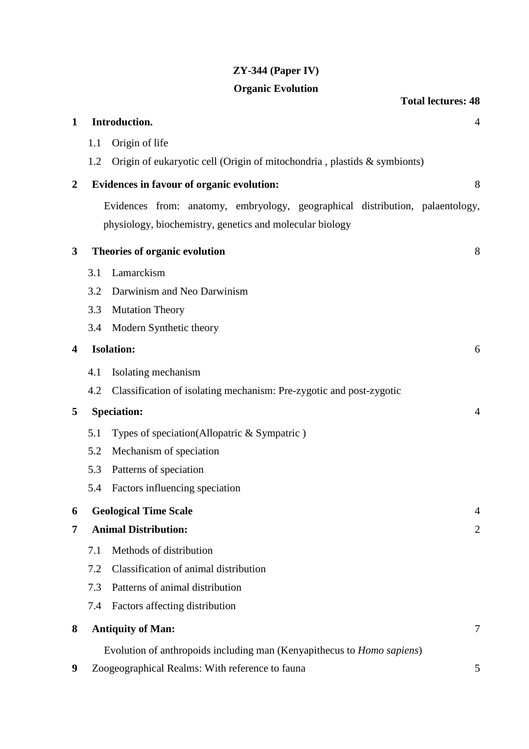**ZY-344 (Paper IV)**

**Organic Evolution**

**Total lectures: 48**

| | | |
|---|---|---|
| **1** | **Introduction.** | 4 |
| | 1.1 Origin of life | |
| | 1.2 Origin of eukaryotic cell (Origin of mitochondria , plastids & symbionts) | |
| **2** | **Evidences in favour of organic evolution:** | 8 |
| | Evidences from: anatomy, embryology, geographical distribution, palaentology, physiology, biochemistry, genetics and molecular biology | |
| **3** | **Theories of organic evolution** | 8 |
| | 3.1 Lamarckism | |
| | 3.2 Darwinism and Neo Darwinism | |
| | 3.3 Mutation Theory | |
| | 3.4 Modern Synthetic theory | |
| **4** | **Isolation:** | 6 |
| | 4.1 Isolating mechanism | |
| | 4.2 Classification of isolating mechanism: Pre-zygotic and post-zygotic | |
| **5** | **Speciation:** | 4 |
| | 5.1 Types of speciation(Allopatric & Sympatric ) | |
| | 5.2 Mechanism of speciation | |
| | 5.3 Patterns of speciation | |
| | 5.4 Factors influencing speciation | |
| **6** | **Geological Time Scale** | 4 |
| **7** | **Animal Distribution:** | 2 |
| | 7.1 Methods of distribution | |
| | 7.2 Classification of animal distribution | |
| | 7.3 Patterns of animal distribution | |
| | 7.4 Factors affecting distribution | |
| **8** | **Antiquity of Man:** | 7 |
| | Evolution of anthropoids including man (Kenyapithecus to *Homo sapiens*) | |
| **9** | Zoogeographical Realms: With reference to fauna | 5 |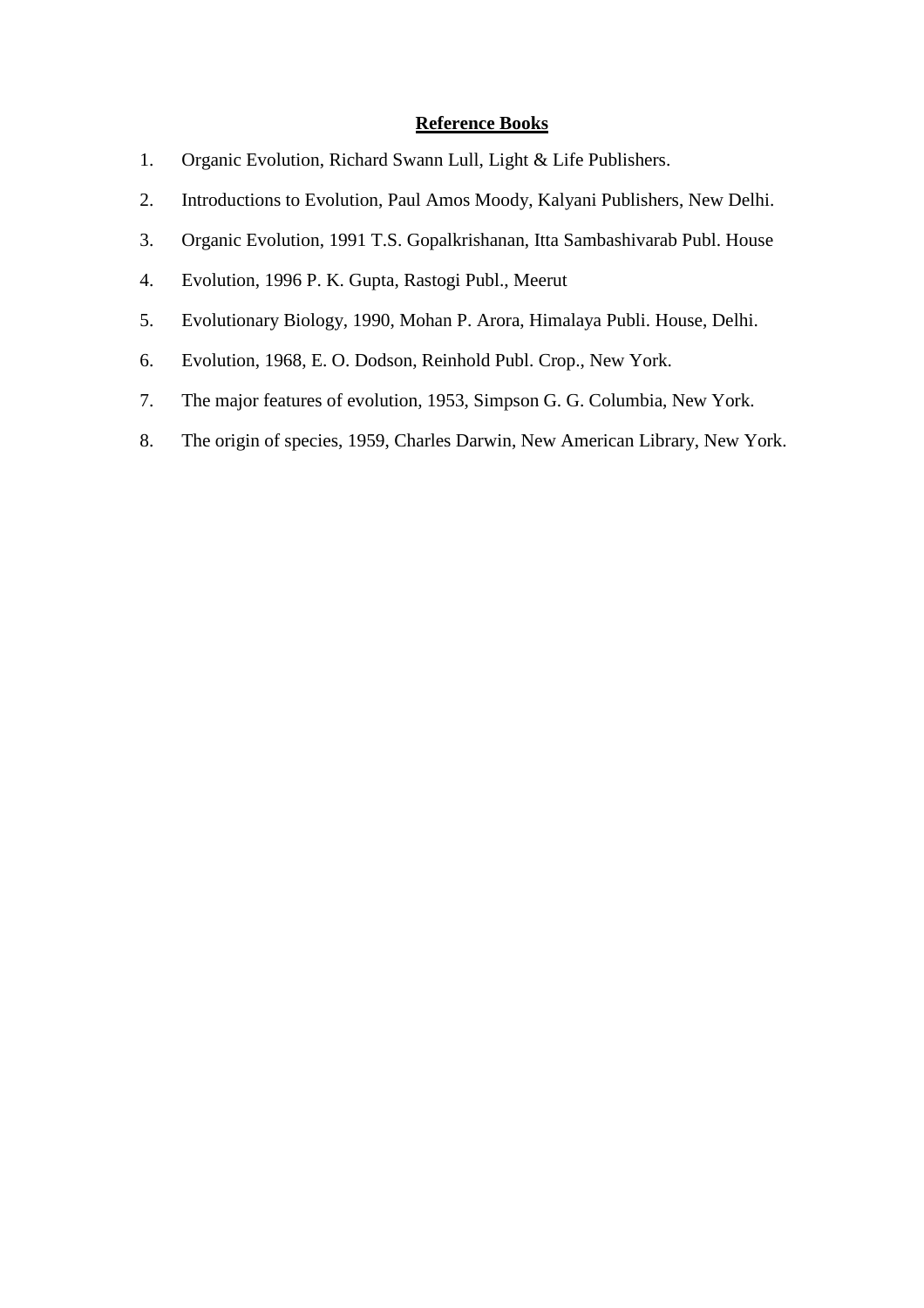**Reference Books**

1. Organic Evolution, Richard Swann Lull, Light & Life Publishers.
2. Introductions to Evolution, Paul Amos Moody, Kalyani Publishers, New Delhi.
3. Organic Evolution, 1991 T.S. Gopalkrishanan, Itta Sambashivarab Publ. House
4. Evolution, 1996 P. K. Gupta, Rastogi Publ., Meerut
5. Evolutionary Biology, 1990, Mohan P. Arora, Himalaya Publi. House, Delhi.
6. Evolution, 1968, E. O. Dodson, Reinhold Publ. Crop., New York.
7. The major features of evolution, 1953, Simpson G. G. Columbia, New York.
8. The origin of species, 1959, Charles Darwin, New American Library, New York.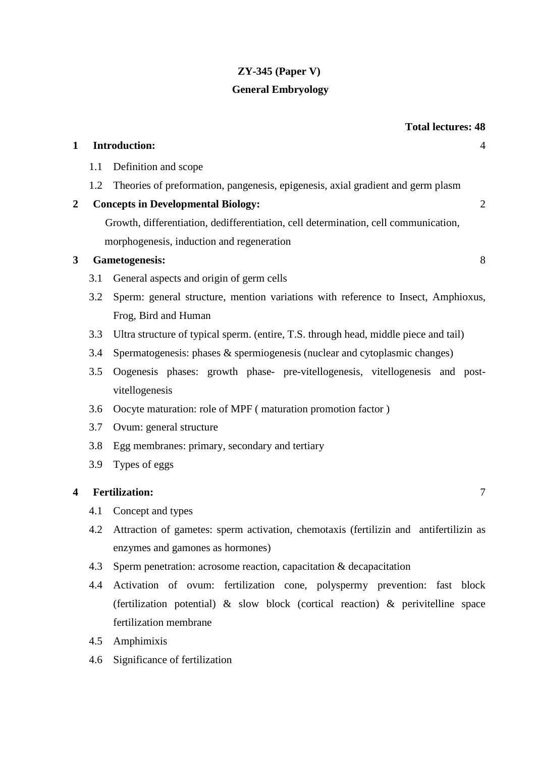**ZY-345 (Paper V)**

**General Embryology**

**Total lectures: 48**

**1 Introduction:** 4

1.1 Definition and scope

1.2 Theories of preformation, pangenesis, epigenesis, axial gradient and germ plasm

**2 Concepts in Developmental Biology:** 2

Growth, differentiation, dedifferentiation, cell determination, cell communication, morphogenesis, induction and regeneration

**3 Gametogenesis:** 8

3.1 General aspects and origin of germ cells

3.2 Sperm: general structure, mention variations with reference to Insect, Amphioxus, Frog, Bird and Human

3.3 Ultra structure of typical sperm. (entire, T.S. through head, middle piece and tail)

3.4 Spermatogenesis: phases & spermiogenesis (nuclear and cytoplasmic changes)

3.5 Oogenesis phases: growth phase- pre-vitellogenesis, vitellogenesis and post-vitellogenesis

3.6 Oocyte maturation: role of MPF ( maturation promotion factor )

3.7 Ovum: general structure

3.8 Egg membranes: primary, secondary and tertiary

3.9 Types of eggs

**4 Fertilization:** 7

4.1 Concept and types

4.2 Attraction of gametes: sperm activation, chemotaxis (fertilizin and antifertilizin as enzymes and gamones as hormones)

4.3 Sperm penetration: acrosome reaction, capacitation & decapacitation

4.4 Activation of ovum: fertilization cone, polyspermy prevention: fast block (fertilization potential) & slow block (cortical reaction) & perivitelline space fertilization membrane

4.5 Amphimixis

4.6 Significance of fertilization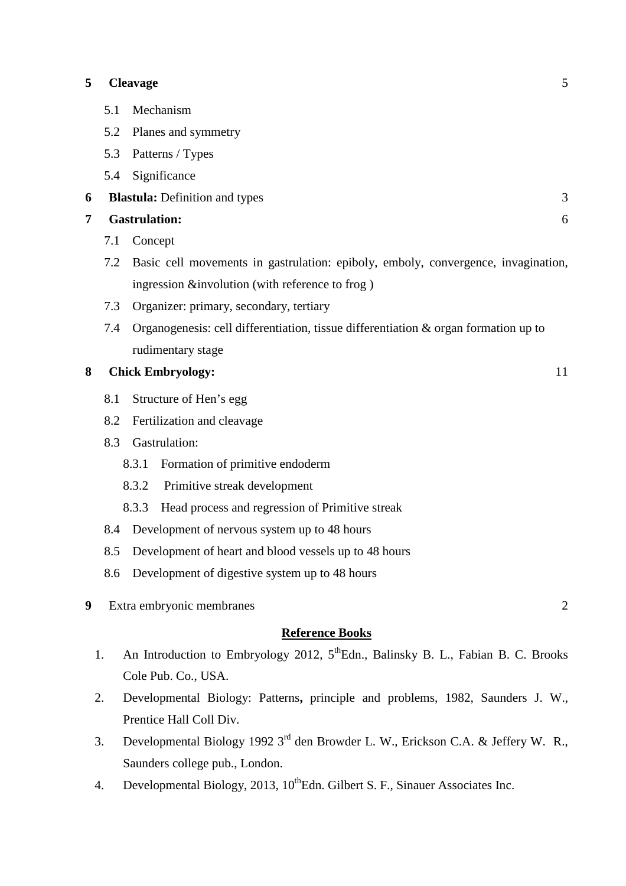**5 Cleavage** 5

- 5.1 Mechanism
- 5.2 Planes and symmetry
- 5.3 Patterns / Types
- 5.4 Significance

**6 Blastula:** Definition and types 3

**7 Gastrulation:** 6

- 7.1 Concept
- 7.2 Basic cell movements in gastrulation: epiboly, emboly, convergence, invagination, ingression &involution (with reference to frog )
- 7.3 Organizer: primary, secondary, tertiary
- 7.4 Organogenesis: cell differentiation, tissue differentiation & organ formation up to rudimentary stage

**8 Chick Embryology:** 11

- 8.1 Structure of Hen's egg
- 8.2 Fertilization and cleavage
- 8.3 Gastrulation:
  - 8.3.1 Formation of primitive endoderm
  - 8.3.2 Primitive streak development
  - 8.3.3 Head process and regression of Primitive streak
- 8.4 Development of nervous system up to 48 hours
- 8.5 Development of heart and blood vessels up to 48 hours
- 8.6 Development of digestive system up to 48 hours

**9** Extra embryonic membranes 2

## Reference Books

1. An Introduction to Embryology 2012, 5thEdn., Balinsky B. L., Fabian B. C. Brooks Cole Pub. Co., USA.
2. Developmental Biology: Patterns**,** principle and problems, 1982, Saunders J. W., Prentice Hall Coll Div.
3. Developmental Biology 1992 3rd den Browder L. W., Erickson C.A. & Jeffery W. R., Saunders college pub., London.
4. Developmental Biology, 2013, 10thEdn. Gilbert S. F., Sinauer Associates Inc.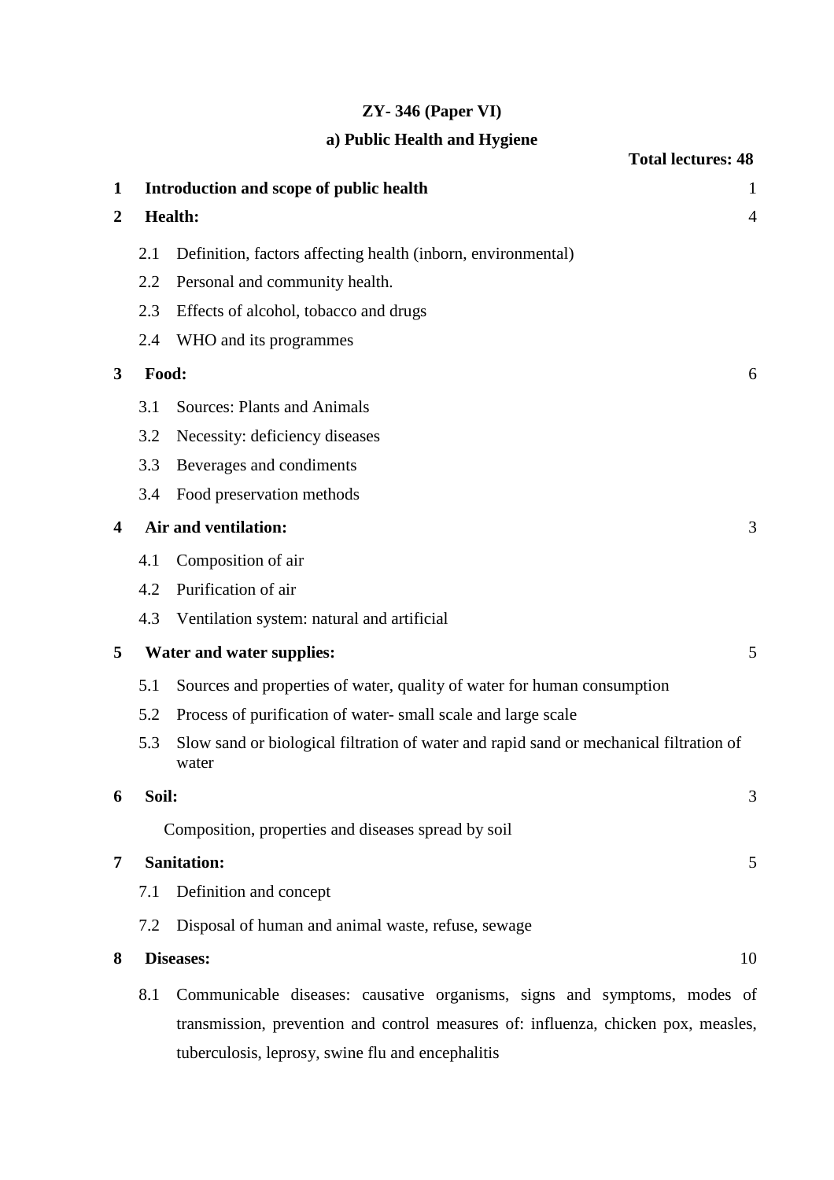## ZY- 346 (Paper VI)

### a) Public Health and Hygiene

**Total lectures: 48**

| | | Lectures |
|---|---|---|
| **1** | **Introduction and scope of public health** | 1 |
| **2** | **Health:** | 4 |
| | 2.1 Definition, factors affecting health (inborn, environmental) | |
| | 2.2 Personal and community health. | |
| | 2.3 Effects of alcohol, tobacco and drugs | |
| | 2.4 WHO and its programmes | |
| **3** | **Food:** | 6 |
| | 3.1 Sources: Plants and Animals | |
| | 3.2 Necessity: deficiency diseases | |
| | 3.3 Beverages and condiments | |
| | 3.4 Food preservation methods | |
| **4** | **Air and ventilation:** | 3 |
| | 4.1 Composition of air | |
| | 4.2 Purification of air | |
| | 4.3 Ventilation system: natural and artificial | |
| **5** | **Water and water supplies:** | 5 |
| | 5.1 Sources and properties of water, quality of water for human consumption | |
| | 5.2 Process of purification of water- small scale and large scale | |
| | 5.3 Slow sand or biological filtration of water and rapid sand or mechanical filtration of water | |
| **6** | **Soil:** | 3 |
| | Composition, properties and diseases spread by soil | |
| **7** | **Sanitation:** | 5 |
| | 7.1 Definition and concept | |
| | 7.2 Disposal of human and animal waste, refuse, sewage | |
| **8** | **Diseases:** | 10 |
| | 8.1 Communicable diseases: causative organisms, signs and symptoms, modes of transmission, prevention and control measures of: influenza, chicken pox, measles, tuberculosis, leprosy, swine flu and encephalitis | |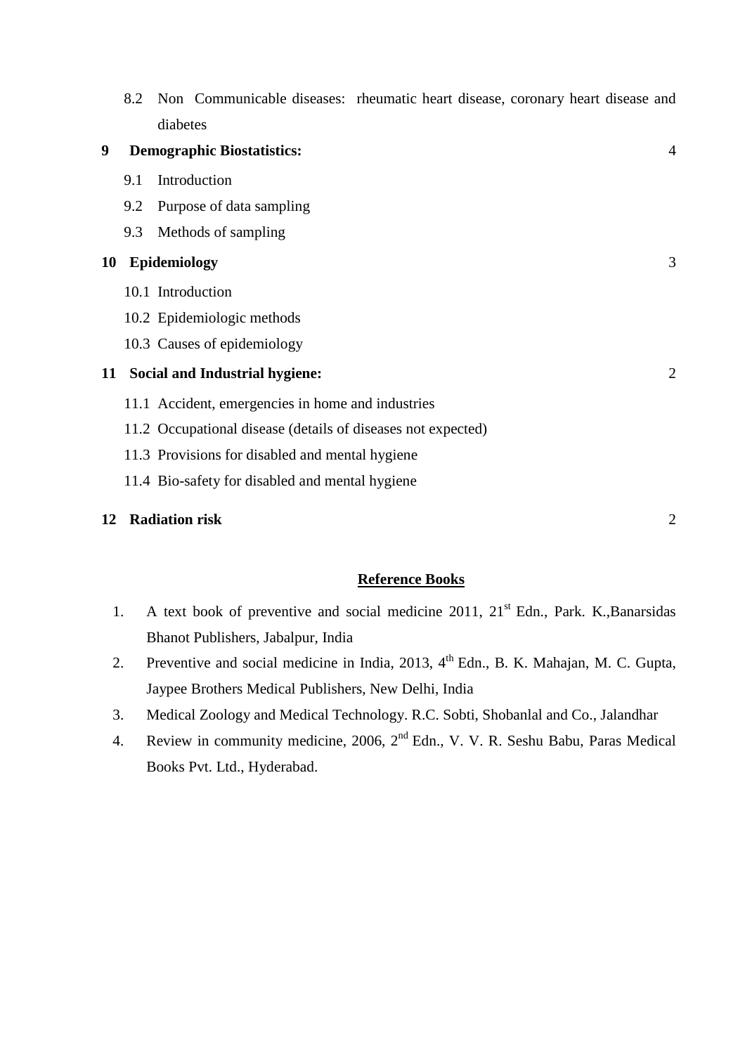8.2 Non Communicable diseases: rheumatic heart disease, coronary heart disease and diabetes

**9 Demographic Biostatistics:** 4

9.1 Introduction

9.2 Purpose of data sampling

9.3 Methods of sampling

**10 Epidemiology** 3

10.1 Introduction

10.2 Epidemiologic methods

10.3 Causes of epidemiology

**11 Social and Industrial hygiene:** 2

11.1 Accident, emergencies in home and industries

11.2 Occupational disease (details of diseases not expected)

11.3 Provisions for disabled and mental hygiene

11.4 Bio-safety for disabled and mental hygiene

**12 Radiation risk** 2

## Reference Books

1. A text book of preventive and social medicine 2011, 21st Edn., Park. K.,Banarsidas Bhanot Publishers, Jabalpur, India
2. Preventive and social medicine in India, 2013, 4th Edn., B. K. Mahajan, M. C. Gupta, Jaypee Brothers Medical Publishers, New Delhi, India
3. Medical Zoology and Medical Technology. R.C. Sobti, Shobanlal and Co., Jalandhar
4. Review in community medicine, 2006, 2nd Edn., V. V. R. Seshu Babu, Paras Medical Books Pvt. Ltd., Hyderabad.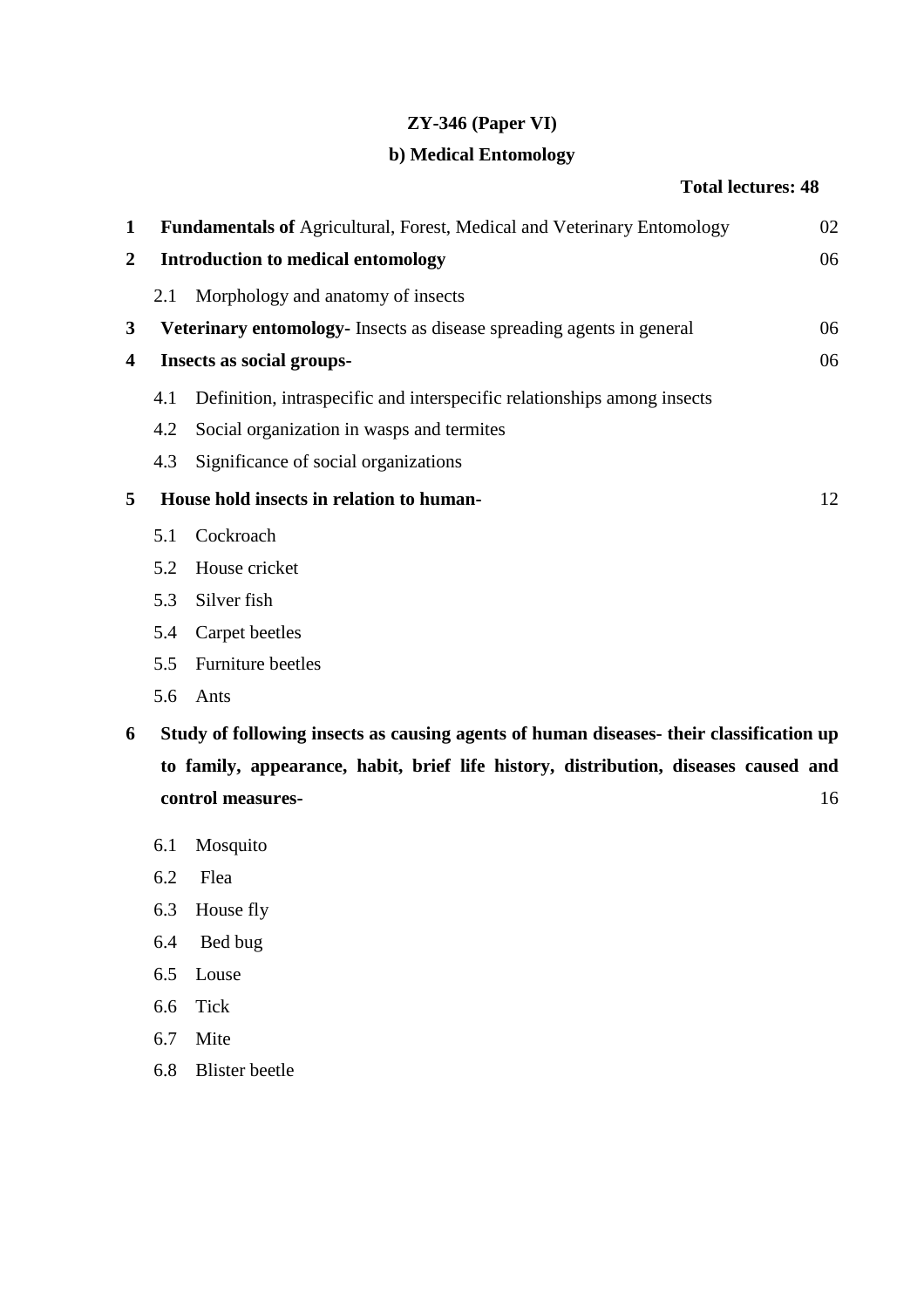## ZY-346 (Paper VI)

## b) Medical Entomology

**Total lectures: 48**

| | | |
|---|---|---|
| **1** | **Fundamentals of** Agricultural, Forest, Medical and Veterinary Entomology | 02 |
| **2** | **Introduction to medical entomology** | 06 |
| | 2.1 Morphology and anatomy of insects | |
| **3** | **Veterinary entomology-** Insects as disease spreading agents in general | 06 |
| **4** | **Insects as social groups-** | 06 |
| | 4.1 Definition, intraspecific and interspecific relationships among insects | |
| | 4.2 Social organization in wasps and termites | |
| | 4.3 Significance of social organizations | |
| **5** | **House hold insects in relation to human-** | 12 |
| | 5.1 Cockroach | |
| | 5.2 House cricket | |
| | 5.3 Silver fish | |
| | 5.4 Carpet beetles | |
| | 5.5 Furniture beetles | |
| | 5.6 Ants | |
| **6** | **Study of following insects as causing agents of human diseases- their classification up to family, appearance, habit, brief life history, distribution, diseases caused and control measures-** | 16 |
| | 6.1 Mosquito | |
| | 6.2 Flea | |
| | 6.3 House fly | |
| | 6.4 Bed bug | |
| | 6.5 Louse | |
| | 6.6 Tick | |
| | 6.7 Mite | |
| | 6.8 Blister beetle | |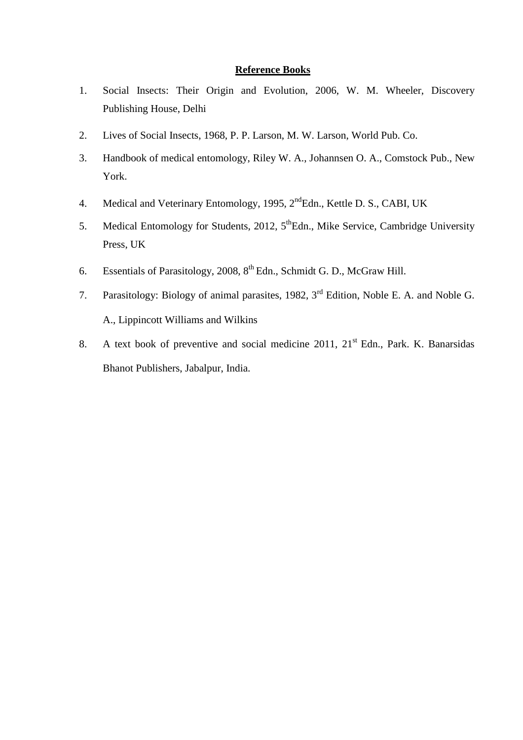**Reference Books**

1. Social Insects: Their Origin and Evolution, 2006, W. M. Wheeler, Discovery Publishing House, Delhi
2. Lives of Social Insects, 1968, P. P. Larson, M. W. Larson, World Pub. Co.
3. Handbook of medical entomology, Riley W. A., Johannsen O. A., Comstock Pub., New York.
4. Medical and Veterinary Entomology, 1995, 2nd Edn., Kettle D. S., CABI, UK
5. Medical Entomology for Students, 2012, 5th Edn., Mike Service, Cambridge University Press, UK
6. Essentials of Parasitology, 2008, 8th Edn., Schmidt G. D., McGraw Hill.
7. Parasitology: Biology of animal parasites, 1982, 3rd Edition, Noble E. A. and Noble G. A., Lippincott Williams and Wilkins
8. A text book of preventive and social medicine 2011, 21st Edn., Park. K. Banarsidas Bhanot Publishers, Jabalpur, India.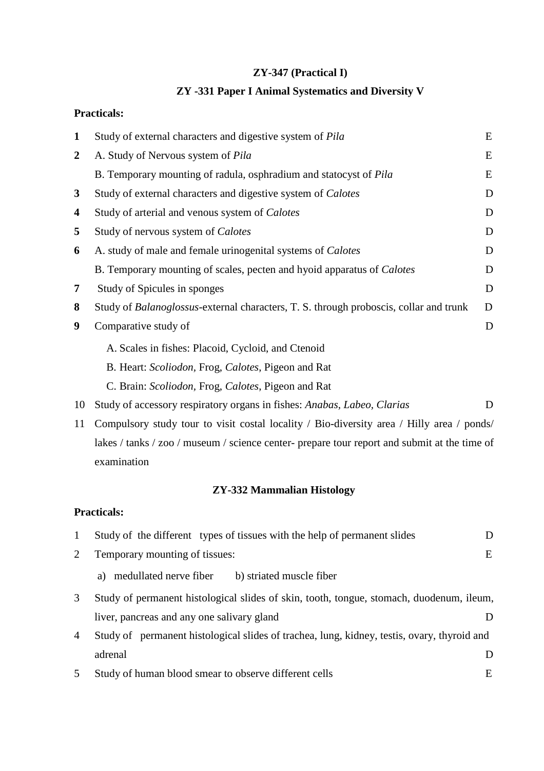**ZY-347 (Practical I)**

**ZY -331 Paper I Animal Systematics and Diversity V**

**Practicals:**

| No. | Practical | |
|---|---|---|
| **1** | Study of external characters and digestive system of *Pila* | E |
| **2** | A. Study of Nervous system of *Pila* | E |
| | B. Temporary mounting of radula, osphradium and statocyst of *Pila* | E |
| **3** | Study of external characters and digestive system of *Calotes* | D |
| **4** | Study of arterial and venous system of *Calotes* | D |
| **5** | Study of nervous system of *Calotes* | D |
| **6** | A. study of male and female urinogenital systems of *Calotes* | D |
| | B. Temporary mounting of scales, pecten and hyoid apparatus of *Calotes* | D |
| **7** | Study of Spicules in sponges | D |
| **8** | Study of *Balanoglossus*-external characters, T. S. through proboscis, collar and trunk | D |
| **9** | Comparative study of<br>A. Scales in fishes: Placoid, Cycloid, and Ctenoid<br>B. Heart: *Scoliodon*, Frog, *Calotes*, Pigeon and Rat<br>C. Brain: *Scoliodon*, Frog, *Calotes*, Pigeon and Rat | D |
| 10 | Study of accessory respiratory organs in fishes: *Anabas*, *Labeo*, *Clarias* | D |
| 11 | Compulsory study tour to visit costal locality / Bio-diversity area / Hilly area / ponds/ lakes / tanks / zoo / museum / science center- prepare tour report and submit at the time of examination | |

**ZY-332 Mammalian Histology**

**Practicals:**

| No. | Practical | |
|---|---|---|
| 1 | Study of the different types of tissues with the help of permanent slides | D |
| 2 | Temporary mounting of tissues:<br>a) medullated nerve fiber b) striated muscle fiber | E |
| 3 | Study of permanent histological slides of skin, tooth, tongue, stomach, duodenum, ileum, liver, pancreas and any one salivary gland | D |
| 4 | Study of permanent histological slides of trachea, lung, kidney, testis, ovary, thyroid and adrenal | D |
| 5 | Study of human blood smear to observe different cells | E |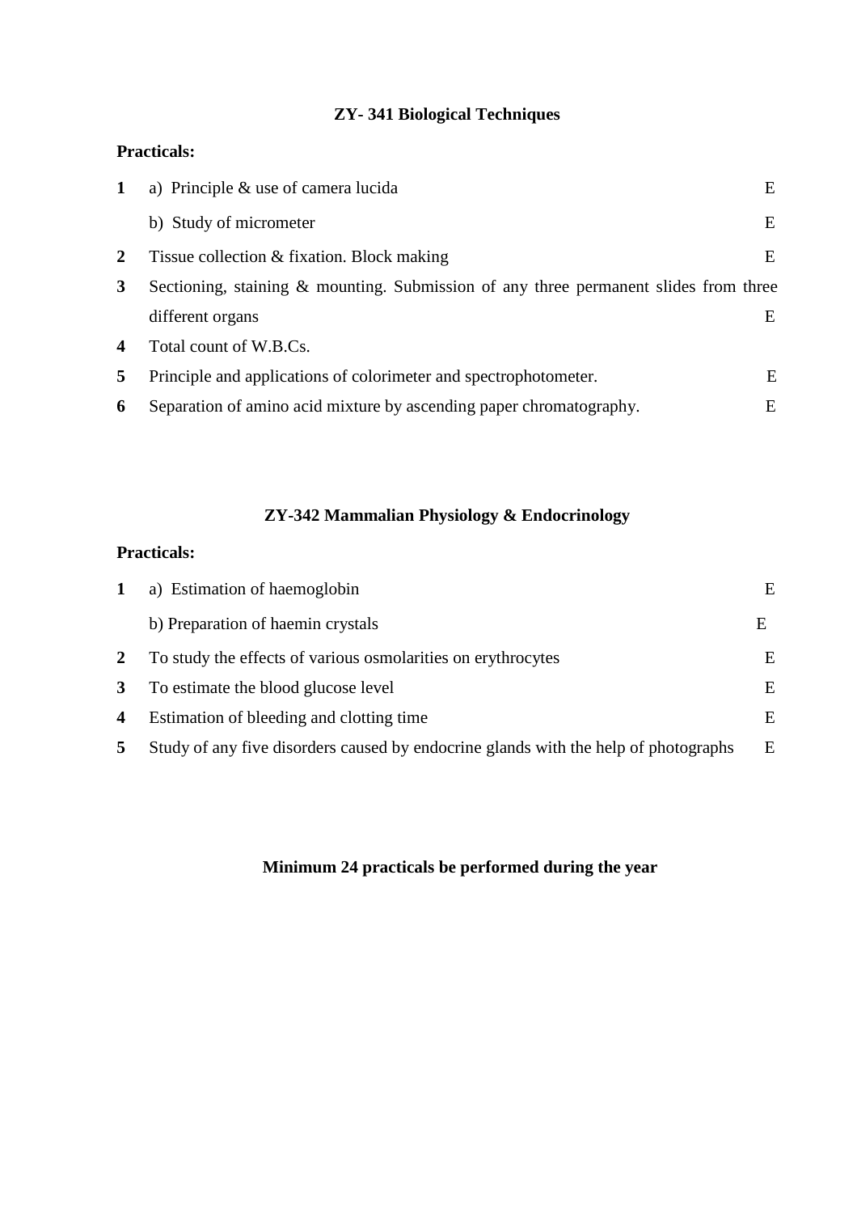## ZY- 341 Biological Techniques

**Practicals:**

**1** a) Principle & use of camera lucida E

b) Study of micrometer E

**2** Tissue collection & fixation. Block making E

**3** Sectioning, staining & mounting. Submission of any three permanent slides from three different organs E

**4** Total count of W.B.Cs.

**5** Principle and applications of colorimeter and spectrophotometer. E

**6** Separation of amino acid mixture by ascending paper chromatography. E

## ZY-342 Mammalian Physiology & Endocrinology

**Practicals:**

**1** a) Estimation of haemoglobin E

b) Preparation of haemin crystals E

**2** To study the effects of various osmolarities on erythrocytes E

**3** To estimate the blood glucose level E

**4** Estimation of bleeding and clotting time E

**5** Study of any five disorders caused by endocrine glands with the help of photographs E

**Minimum 24 practicals be performed during the year**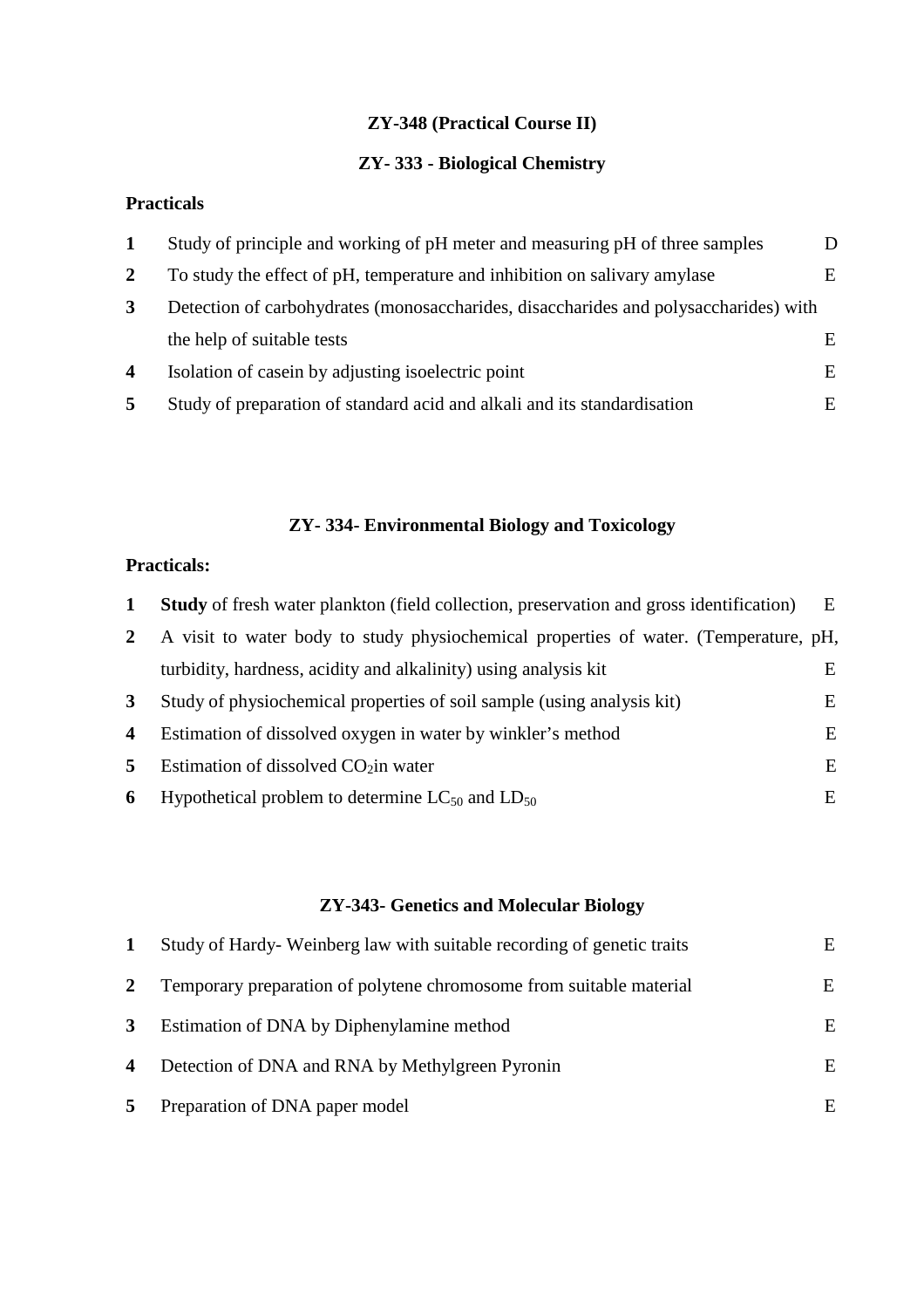### ZY-348 (Practical Course II)

### ZY- 333 - Biological Chemistry

**Practicals**

| | | |
|---|---|---|
| **1** | Study of principle and working of pH meter and measuring pH of three samples | D |
| **2** | To study the effect of pH, temperature and inhibition on salivary amylase | E |
| **3** | Detection of carbohydrates (monosaccharides, disaccharides and polysaccharides) with the help of suitable tests | E |
| **4** | Isolation of casein by adjusting isoelectric point | E |
| **5** | Study of preparation of standard acid and alkali and its standardisation | E |

### ZY- 334- Environmental Biology and Toxicology

**Practicals:**

| | | |
|---|---|---|
| **1** | **Study** of fresh water plankton (field collection, preservation and gross identification) | E |
| **2** | A visit to water body to study physiochemical properties of water. (Temperature, pH, turbidity, hardness, acidity and alkalinity) using analysis kit | E |
| **3** | Study of physiochemical properties of soil sample (using analysis kit) | E |
| **4** | Estimation of dissolved oxygen in water by winkler's method | E |
| **5** | Estimation of dissolved $CO_2$in water | E |
| **6** | Hypothetical problem to determine $LC_{50}$ and $LD_{50}$ | E |

### ZY-343- Genetics and Molecular Biology

| | | |
|---|---|---|
| **1** | Study of Hardy- Weinberg law with suitable recording of genetic traits | E |
| **2** | Temporary preparation of polytene chromosome from suitable material | E |
| **3** | Estimation of DNA by Diphenylamine method | E |
| **4** | Detection of DNA and RNA by Methylgreen Pyronin | E |
| **5** | Preparation of DNA paper model | E |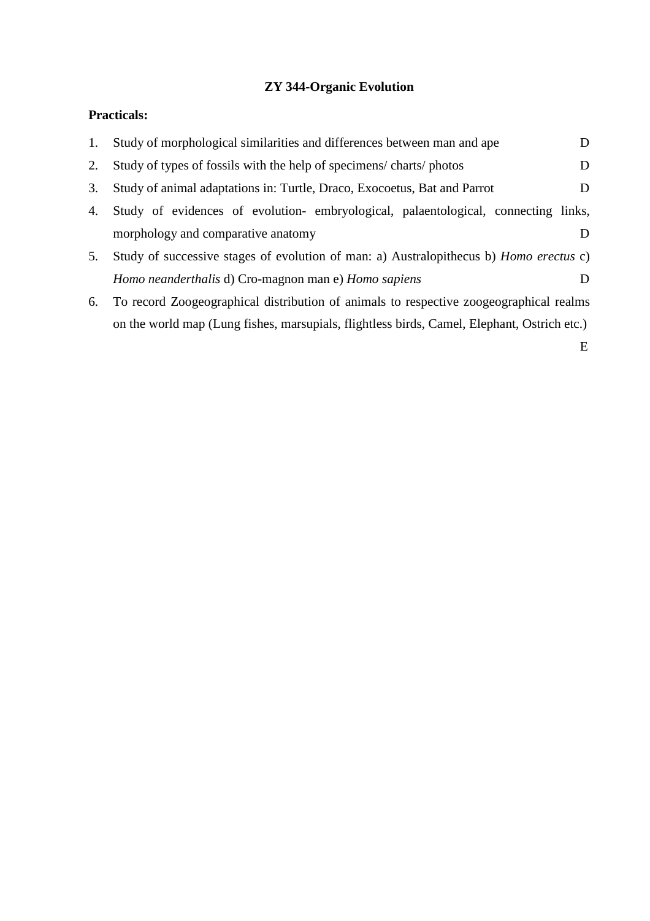**ZY 344-Organic Evolution**

**Practicals:**

1. Study of morphological similarities and differences between man and ape D
2. Study of types of fossils with the help of specimens/ charts/ photos D
3. Study of animal adaptations in: Turtle, Draco, Exocoetus, Bat and Parrot D
4. Study of evidences of evolution- embryological, palaentological, connecting links, morphology and comparative anatomy D
5. Study of successive stages of evolution of man: a) Australopithecus b) *Homo erectus* c) *Homo neanderthalis* d) Cro-magnon man e) *Homo sapiens* D
6. To record Zoogeographical distribution of animals to respective zoogeographical realms on the world map (Lung fishes, marsupials, flightless birds, Camel, Elephant, Ostrich etc.) E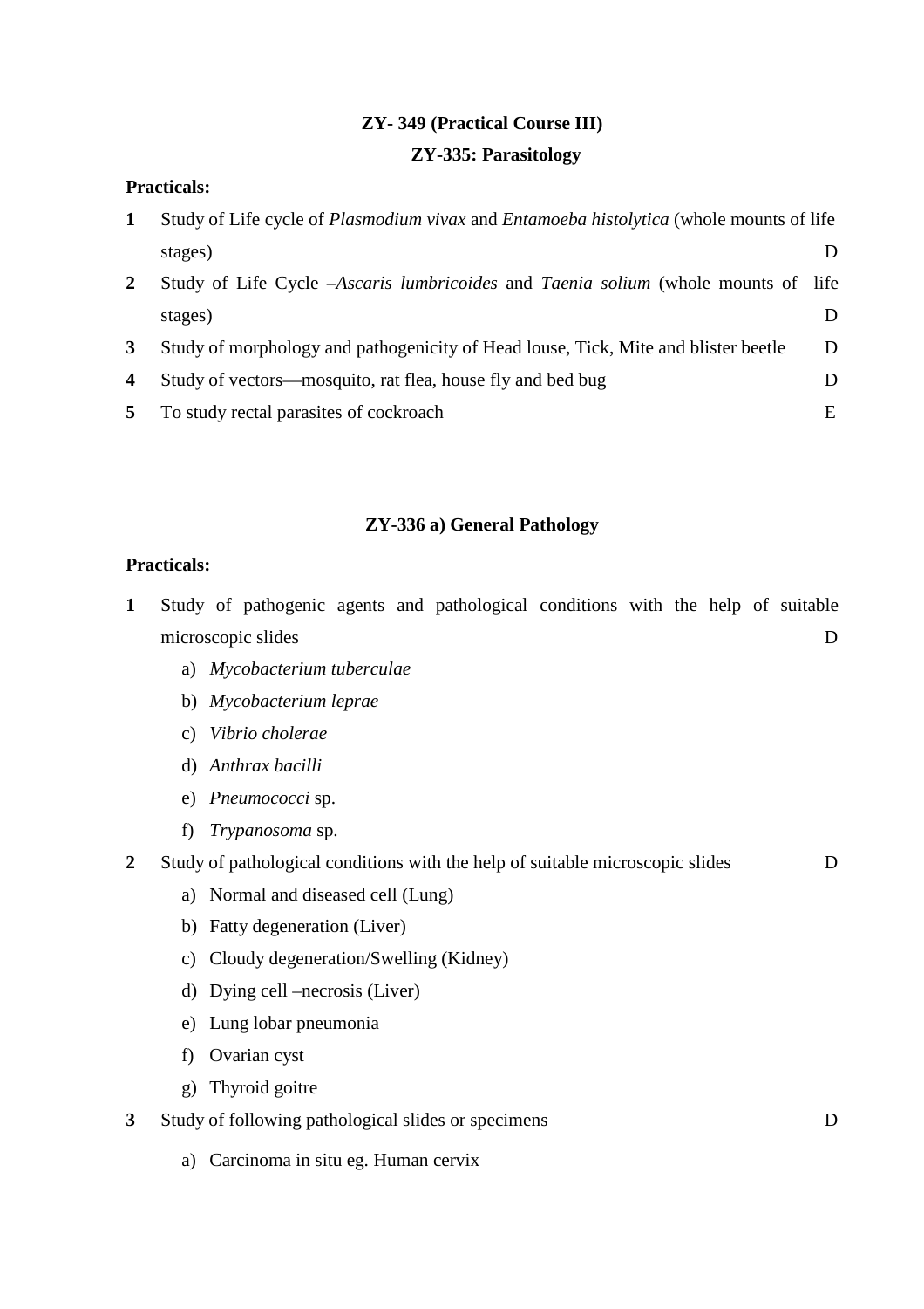## ZY- 349 (Practical Course III)

## ZY-335: Parasitology

**Practicals:**

1. Study of Life cycle of *Plasmodium vivax* and *Entamoeba histolytica* (whole mounts of life stages) D
2. Study of Life Cycle –*Ascaris lumbricoides* and *Taenia solium* (whole mounts of life stages) D
3. Study of morphology and pathogenicity of Head louse, Tick, Mite and blister beetle D
4. Study of vectors—mosquito, rat flea, house fly and bed bug D
5. To study rectal parasites of cockroach E

## ZY-336 a) General Pathology

**Practicals:**

1. Study of pathogenic agents and pathological conditions with the help of suitable microscopic slides D
   a) *Mycobacterium tuberculae*
   b) *Mycobacterium leprae*
   c) *Vibrio cholerae*
   d) *Anthrax bacilli*
   e) *Pneumococci* sp.
   f) *Trypanosoma* sp.
2. Study of pathological conditions with the help of suitable microscopic slides D
   a) Normal and diseased cell (Lung)
   b) Fatty degeneration (Liver)
   c) Cloudy degeneration/Swelling (Kidney)
   d) Dying cell –necrosis (Liver)
   e) Lung lobar pneumonia
   f) Ovarian cyst
   g) Thyroid goitre
3. Study of following pathological slides or specimens D
   a) Carcinoma in situ eg. Human cervix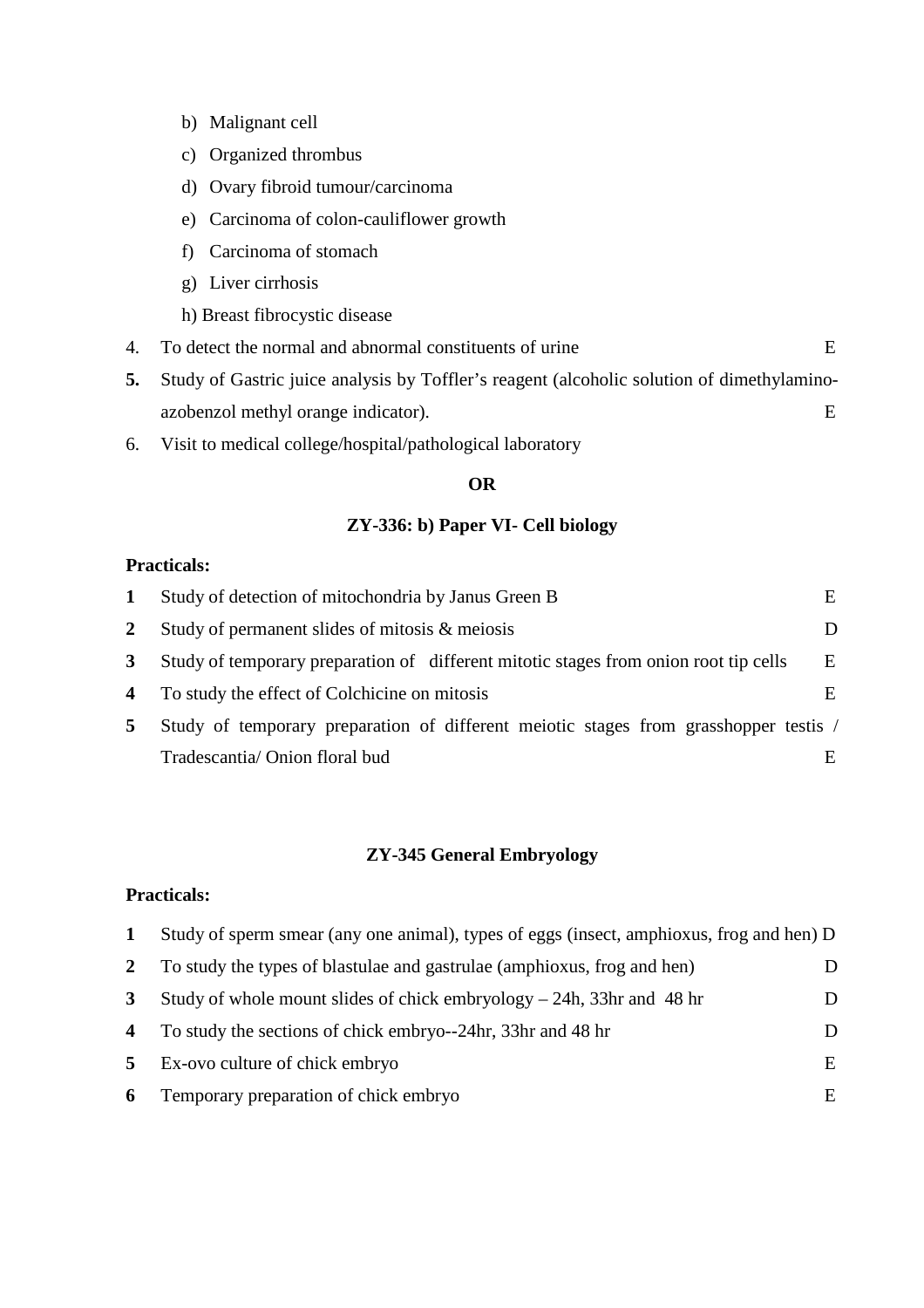b) Malignant cell

c) Organized thrombus

d) Ovary fibroid tumour/carcinoma

e) Carcinoma of colon-cauliflower growth

f) Carcinoma of stomach

g) Liver cirrhosis

h) Breast fibrocystic disease

4. To detect the normal and abnormal constituents of urine E
5. Study of Gastric juice analysis by Toffler's reagent (alcoholic solution of dimethylamino-azobenzol methyl orange indicator). E
6. Visit to medical college/hospital/pathological laboratory

**OR**

**ZY-336: b) Paper VI- Cell biology**

**Practicals:**

1. Study of detection of mitochondria by Janus Green B E
2. Study of permanent slides of mitosis & meiosis D
3. Study of temporary preparation of different mitotic stages from onion root tip cells E
4. To study the effect of Colchicine on mitosis E
5. Study of temporary preparation of different meiotic stages from grasshopper testis / Tradescantia/ Onion floral bud E

**ZY-345 General Embryology**

**Practicals:**

1. Study of sperm smear (any one animal), types of eggs (insect, amphioxus, frog and hen) D
2. To study the types of blastulae and gastrulae (amphioxus, frog and hen) D
3. Study of whole mount slides of chick embryology – 24h, 33hr and 48 hr D
4. To study the sections of chick embryo--24hr, 33hr and 48 hr D
5. Ex-ovo culture of chick embryo E
6. Temporary preparation of chick embryo E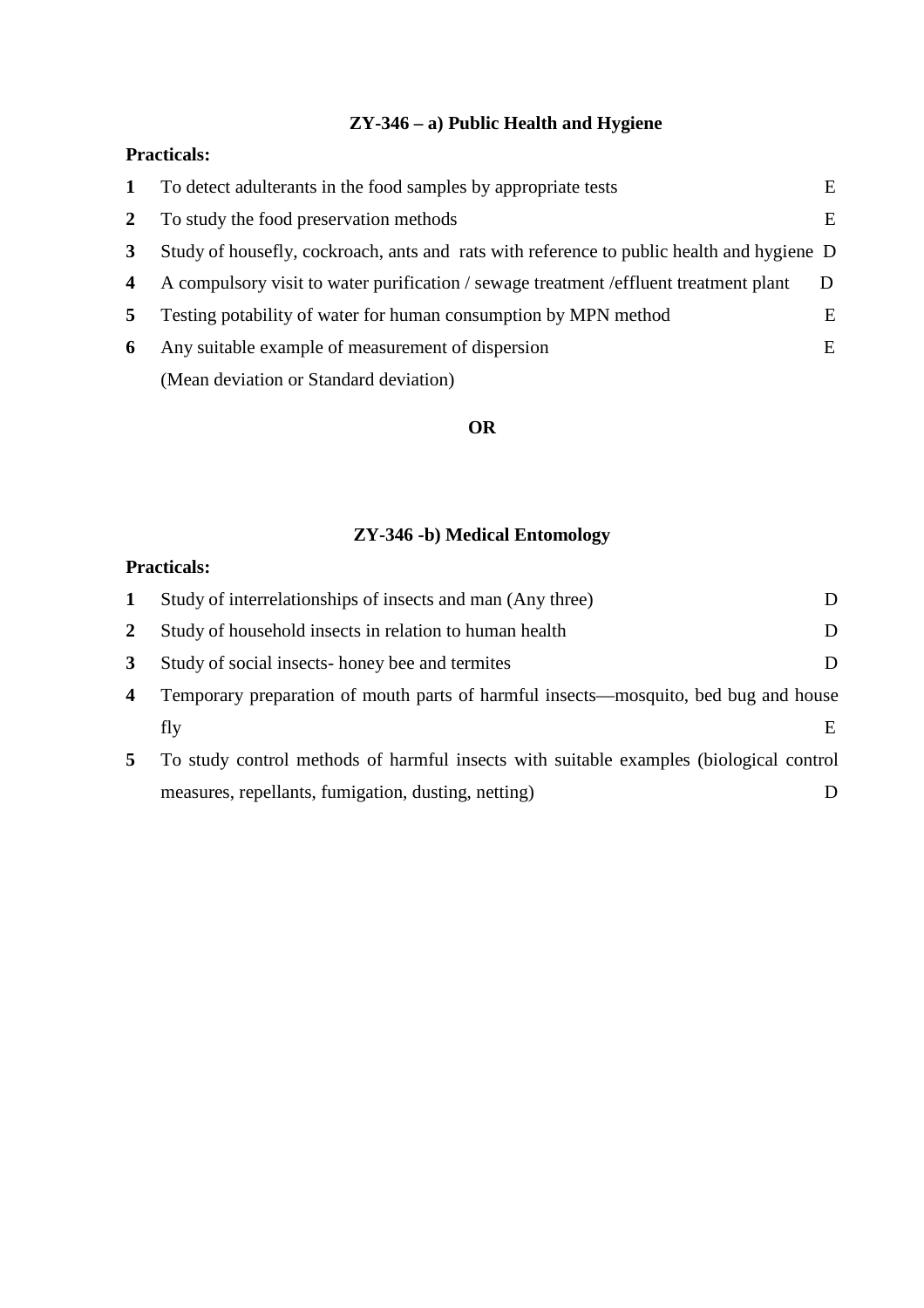### ZY-346 – a) Public Health and Hygiene

**Practicals:**

**1** To detect adulterants in the food samples by appropriate tests E

**2** To study the food preservation methods E

**3** Study of housefly, cockroach, ants and rats with reference to public health and hygiene D

**4** A compulsory visit to water purification / sewage treatment /effluent treatment plant D

**5** Testing potability of water for human consumption by MPN method E

**6** Any suitable example of measurement of dispersion (Mean deviation or Standard deviation) E

**OR**

### ZY-346 -b) Medical Entomology

**Practicals:**

**1** Study of interrelationships of insects and man (Any three) D

**2** Study of household insects in relation to human health D

**3** Study of social insects- honey bee and termites D

**4** Temporary preparation of mouth parts of harmful insects—mosquito, bed bug and house fly E

**5** To study control methods of harmful insects with suitable examples (biological control measures, repellants, fumigation, dusting, netting) D